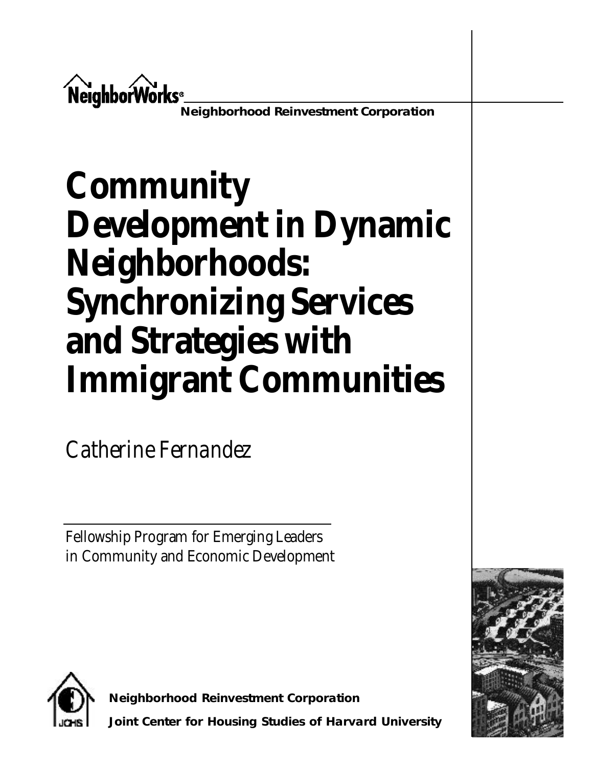NeighborWorks®

**Neighborhood Reinvestment Corporation**

# Community Development in Dynamic Neighborhoods: Synchronizing Services and Strategies with Immigrant Communities

Catherine Fernandez

Fellowship Program for Emerging Leaders in Community and Economic Development

**Neighborhood Reinvestment Corporation**

**Joint Center for Housing Studies of Harvard University**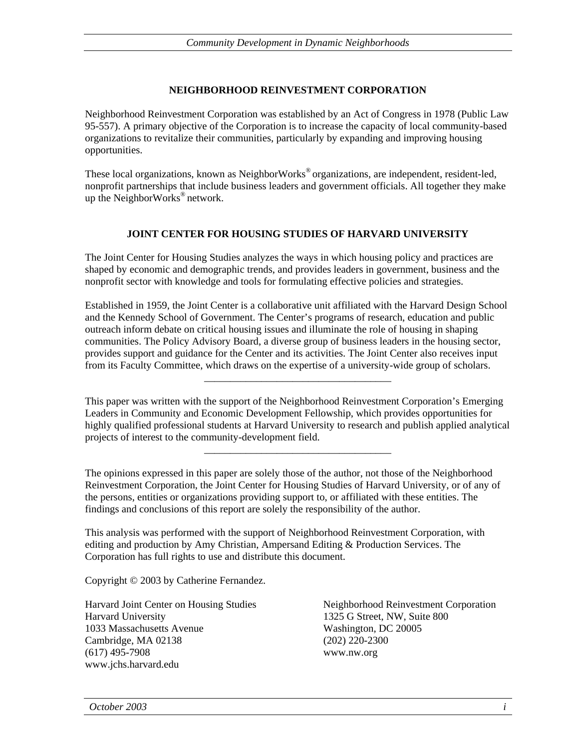## NEIGHBORHOOD REINVESTMENT CORPORATION

Neighborhood Reinvestment Corporation was established by an Act of Congress in 1978 (Public Law 95-557). A primary objective of the Corporation is to increase the capacity of local community-based organizations to revitalize their communities, particularly by expanding and improving housing opportunities.

These local organizations, known as NeighborWorks® organizations, are independent, resident-led, nonprofit partnerships that include business leaders and government officials. All together they make up the NeighborWorks® network.

## JOINT CENTER FOR HOUSING STUDIES OF HARVARD UNIVERSITY

The Joint Center for Housing Studies analyzes the ways in which housing policy and practices are shaped by economic and demographic trends, and provides leaders in government, business and the nonprofit sector with knowledge and tools for formulating effective policies and strategies.

Established in 1959, the Joint Center is a collaborative unit affiliated with the Harvard Design School and the Kennedy School of Government. The Center's programs of research, education and public outreach inform debate on critical housing issues and illuminate the role of housing in shaping communities. The Policy Advisory Board, a diverse group of business leaders in the housing sector, provides support and guidance for the Center and its activities. The Joint Center also receives input from its Faculty Committee, which draws on the expertise of a university-wide group of scholars.

---

This paper was written with the support of the Neighborhood Reinvestment Corporation's Emerging Leaders in Community and Economic Development Fellowship, which provides opportunities for highly qualified professional students at Harvard University to research and publish applied analytical projects of interest to the community-development field.

---

The opinions expressed in this paper are solely those of the author, not those of the Neighborhood Reinvestment Corporation, the Joint Center for Housing Studies of Harvard University, or of any of the persons, entities or organizations providing support to, or affiliated with these entities. The findings and conclusions of this report are solely the responsibility of the author.

This analysis was performed with the support of Neighborhood Reinvestment Corporation, with editing and production by Amy Christian, Ampersand Editing & Production Services. The Corporation has full rights to use and distribute this document.

Copyright © 2003 by Catherine Fernandez.

Harvard Joint Center on Housing Studies
Harvard University
1033 Massachusetts Avenue
Cambridge, MA 02138
(617) 495-7908
www.jchs.harvard.edu

Neighborhood Reinvestment Corporation
1325 G Street, NW, Suite 800
Washington, DC 20005
(202) 220-2300
www.nw.org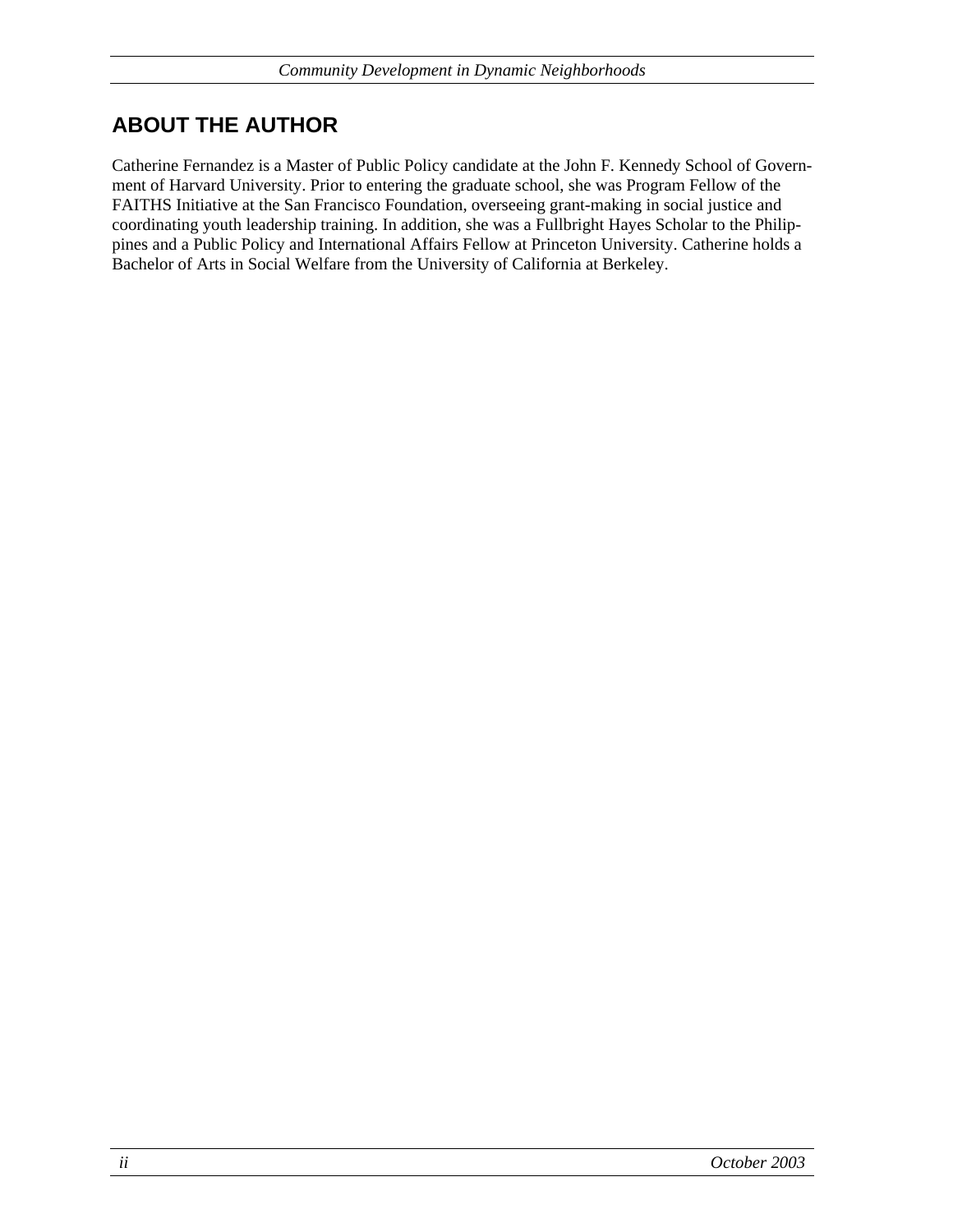## ABOUT THE AUTHOR

Catherine Fernandez is a Master of Public Policy candidate at the John F. Kennedy School of Government of Harvard University. Prior to entering the graduate school, she was Program Fellow of the FAITHS Initiative at the San Francisco Foundation, overseeing grant-making in social justice and coordinating youth leadership training. In addition, she was a Fullbright Hayes Scholar to the Philippines and a Public Policy and International Affairs Fellow at Princeton University. Catherine holds a Bachelor of Arts in Social Welfare from the University of California at Berkeley.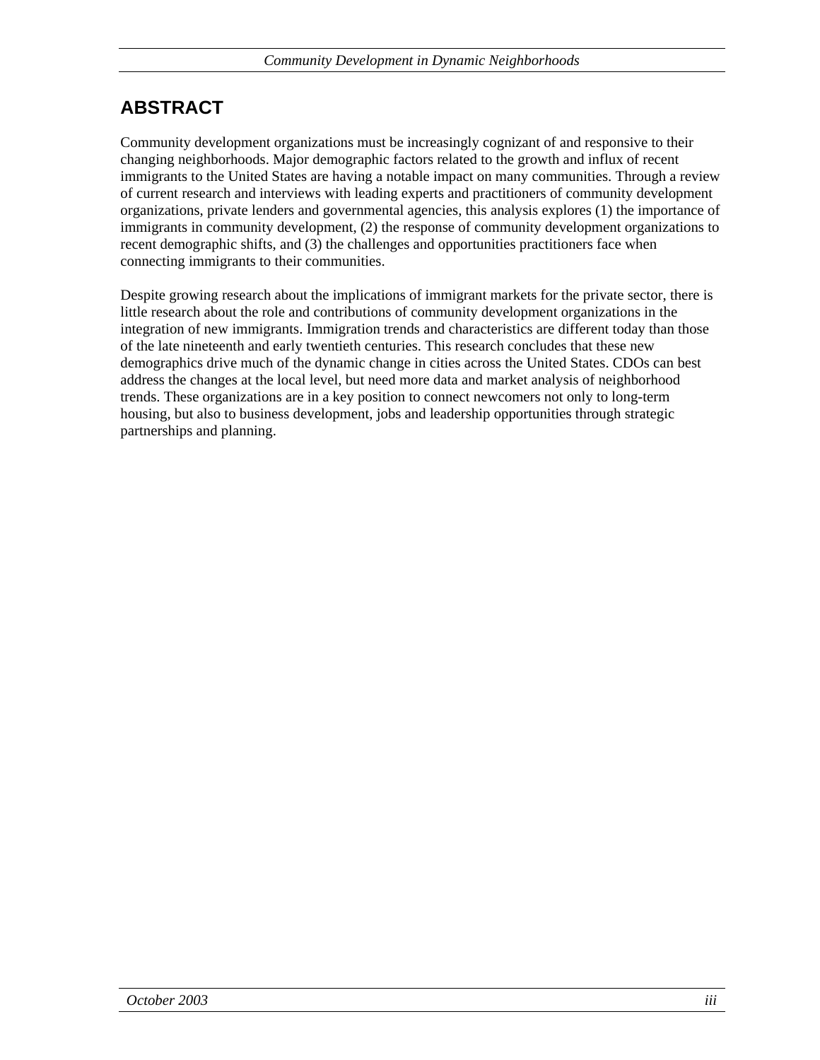## ABSTRACT

Community development organizations must be increasingly cognizant of and responsive to their changing neighborhoods. Major demographic factors related to the growth and influx of recent immigrants to the United States are having a notable impact on many communities. Through a review of current research and interviews with leading experts and practitioners of community development organizations, private lenders and governmental agencies, this analysis explores (1) the importance of immigrants in community development, (2) the response of community development organizations to recent demographic shifts, and (3) the challenges and opportunities practitioners face when connecting immigrants to their communities.

Despite growing research about the implications of immigrant markets for the private sector, there is little research about the role and contributions of community development organizations in the integration of new immigrants. Immigration trends and characteristics are different today than those of the late nineteenth and early twentieth centuries. This research concludes that these new demographics drive much of the dynamic change in cities across the United States. CDOs can best address the changes at the local level, but need more data and market analysis of neighborhood trends. These organizations are in a key position to connect newcomers not only to long-term housing, but also to business development, jobs and leadership opportunities through strategic partnerships and planning.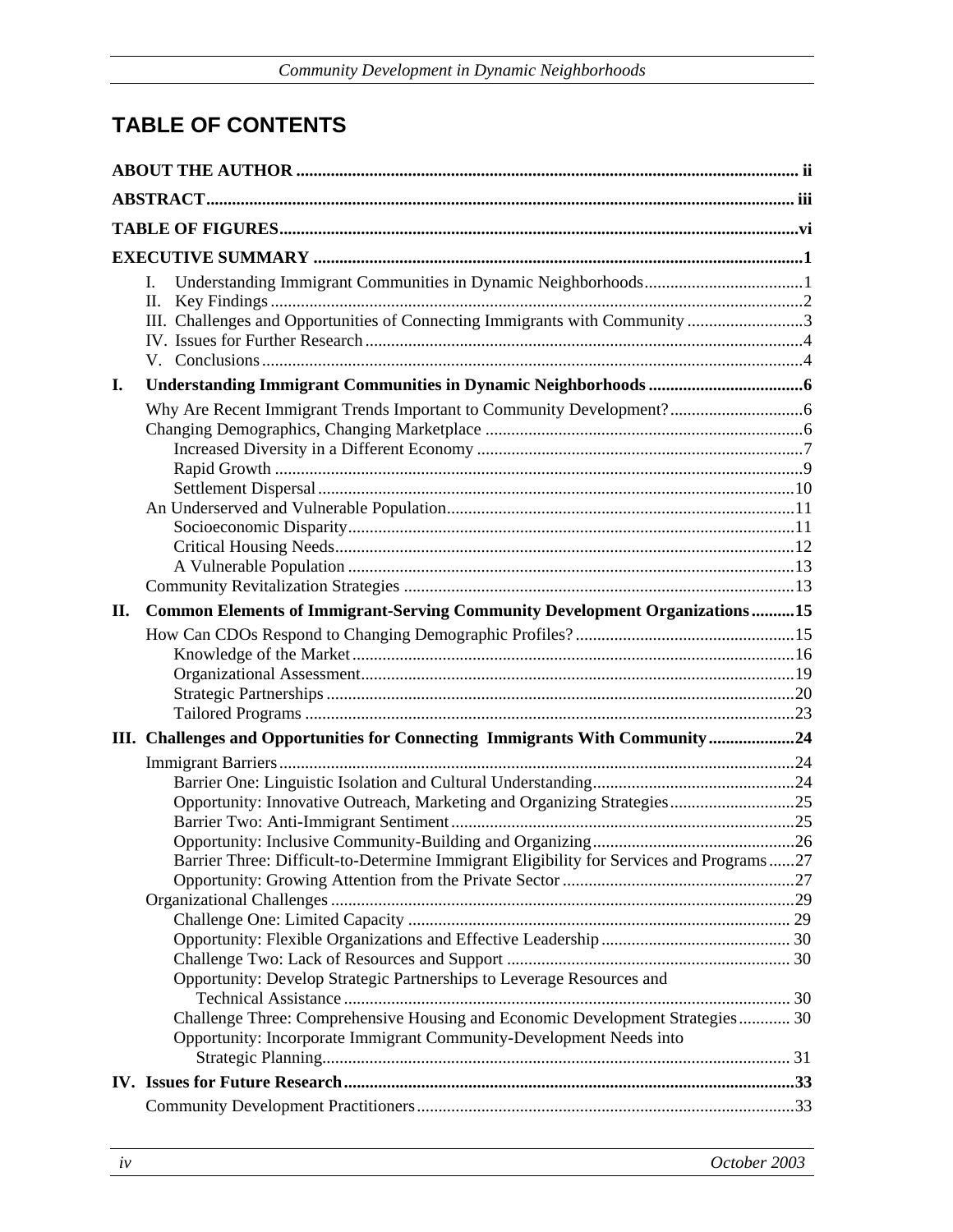# TABLE OF CONTENTS

**ABOUT THE AUTHOR** .......... ii

**ABSTRACT** .......... iii

**TABLE OF FIGURES** .......... vi

**EXECUTIVE SUMMARY** .......... 1

- I. Understanding Immigrant Communities in Dynamic Neighborhoods .......... 1
- II. Key Findings .......... 2
- III. Challenges and Opportunities of Connecting Immigrants with Community .......... 3
- IV. Issues for Further Research .......... 4
- V. Conclusions .......... 4

**I. Understanding Immigrant Communities in Dynamic Neighborhoods** .......... 6

- Why Are Recent Immigrant Trends Important to Community Development? .......... 6
- Changing Demographics, Changing Marketplace .......... 6
  - Increased Diversity in a Different Economy .......... 7
  - Rapid Growth .......... 9
  - Settlement Dispersal .......... 10
- An Underserved and Vulnerable Population .......... 11
  - Socioeconomic Disparity .......... 11
  - Critical Housing Needs .......... 12
  - A Vulnerable Population .......... 13
- Community Revitalization Strategies .......... 13

**II. Common Elements of Immigrant-Serving Community Development Organizations** .......... 15

- How Can CDOs Respond to Changing Demographic Profiles? .......... 15
  - Knowledge of the Market .......... 16
  - Organizational Assessment .......... 19
  - Strategic Partnerships .......... 20
  - Tailored Programs .......... 23

**III. Challenges and Opportunities for Connecting Immigrants With Community** .......... 24

- Immigrant Barriers .......... 24
  - Barrier One: Linguistic Isolation and Cultural Understanding .......... 24
  - Opportunity: Innovative Outreach, Marketing and Organizing Strategies .......... 25
  - Barrier Two: Anti-Immigrant Sentiment .......... 25
  - Opportunity: Inclusive Community-Building and Organizing .......... 26
  - Barrier Three: Difficult-to-Determine Immigrant Eligibility for Services and Programs .......... 27
  - Opportunity: Growing Attention from the Private Sector .......... 27
- Organizational Challenges .......... 29
  - Challenge One: Limited Capacity .......... 29
  - Opportunity: Flexible Organizations and Effective Leadership .......... 30
  - Challenge Two: Lack of Resources and Support .......... 30
  - Opportunity: Develop Strategic Partnerships to Leverage Resources and Technical Assistance .......... 30
  - Challenge Three: Comprehensive Housing and Economic Development Strategies .......... 30
  - Opportunity: Incorporate Immigrant Community-Development Needs into Strategic Planning .......... 31

**IV. Issues for Future Research** .......... 33

- Community Development Practitioners .......... 33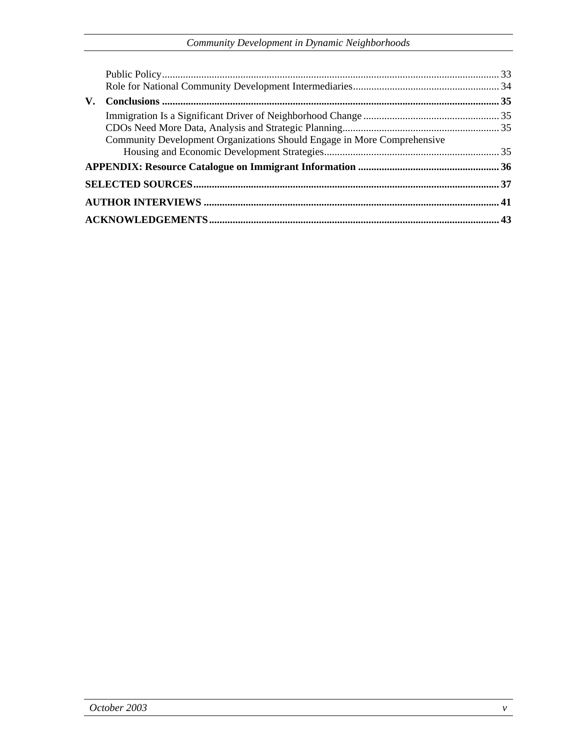Public Policy ........ 33
Role for National Community Development Intermediaries ........ 34

**V. Conclusions ........ 35**

Immigration Is a Significant Driver of Neighborhood Change ........ 35
CDOs Need More Data, Analysis and Strategic Planning ........ 35
Community Development Organizations Should Engage in More Comprehensive Housing and Economic Development Strategies ........ 35

**APPENDIX: Resource Catalogue on Immigrant Information ........ 36**

**SELECTED SOURCES ........ 37**

**AUTHOR INTERVIEWS ........ 41**

**ACKNOWLEDGEMENTS ........ 43**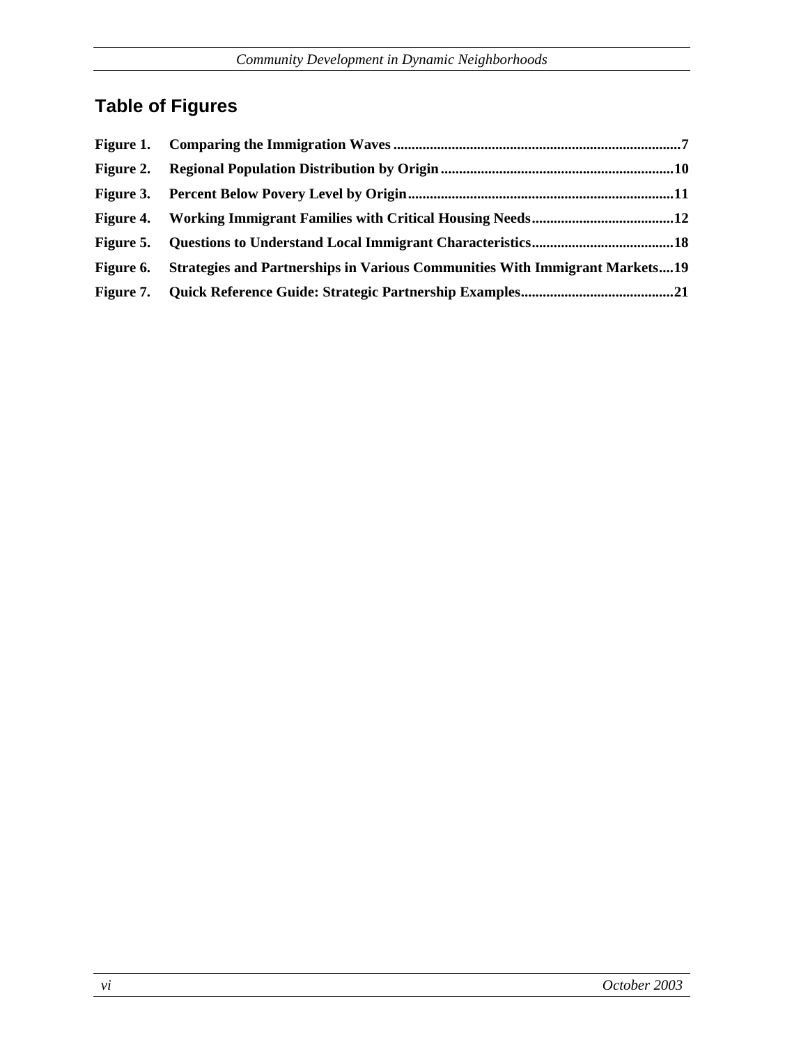## Table of Figures

**Figure 1.** **Comparing the Immigration Waves**...7
**Figure 2.** **Regional Population Distribution by Origin**...10
**Figure 3.** **Percent Below Povery Level by Origin**...11
**Figure 4.** **Working Immigrant Families with Critical Housing Needs**...12
**Figure 5.** **Questions to Understand Local Immigrant Characteristics**...18
**Figure 6.** **Strategies and Partnerships in Various Communities With Immigrant Markets**...19
**Figure 7.** **Quick Reference Guide: Strategic Partnership Examples**...21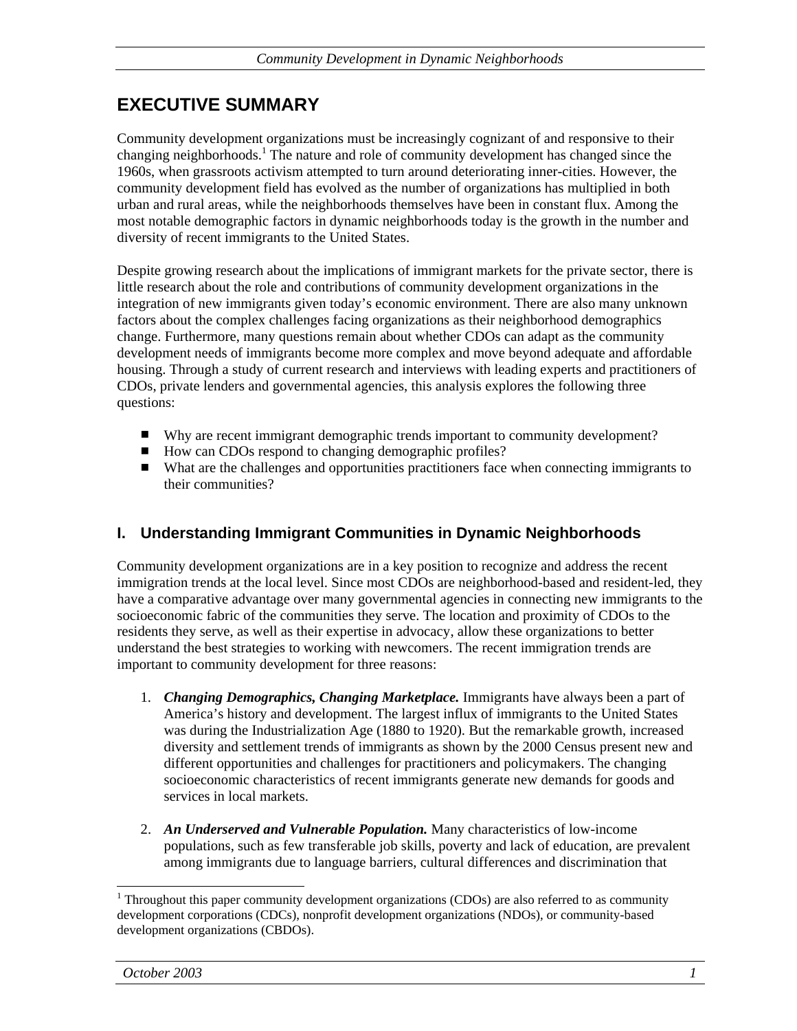# EXECUTIVE SUMMARY

Community development organizations must be increasingly cognizant of and responsive to their changing neighborhoods.[1] The nature and role of community development has changed since the 1960s, when grassroots activism attempted to turn around deteriorating inner-cities. However, the community development field has evolved as the number of organizations has multiplied in both urban and rural areas, while the neighborhoods themselves have been in constant flux. Among the most notable demographic factors in dynamic neighborhoods today is the growth in the number and diversity of recent immigrants to the United States.

Despite growing research about the implications of immigrant markets for the private sector, there is little research about the role and contributions of community development organizations in the integration of new immigrants given today's economic environment. There are also many unknown factors about the complex challenges facing organizations as their neighborhood demographics change. Furthermore, many questions remain about whether CDOs can adapt as the community development needs of immigrants become more complex and move beyond adequate and affordable housing. Through a study of current research and interviews with leading experts and practitioners of CDOs, private lenders and governmental agencies, this analysis explores the following three questions:

- Why are recent immigrant demographic trends important to community development?
- How can CDOs respond to changing demographic profiles?
- What are the challenges and opportunities practitioners face when connecting immigrants to their communities?

## I. Understanding Immigrant Communities in Dynamic Neighborhoods

Community development organizations are in a key position to recognize and address the recent immigration trends at the local level. Since most CDOs are neighborhood-based and resident-led, they have a comparative advantage over many governmental agencies in connecting new immigrants to the socioeconomic fabric of the communities they serve. The location and proximity of CDOs to the residents they serve, as well as their expertise in advocacy, allow these organizations to better understand the best strategies to working with newcomers. The recent immigration trends are important to community development for three reasons:

1. ***Changing Demographics, Changing Marketplace.*** Immigrants have always been a part of America's history and development. The largest influx of immigrants to the United States was during the Industrialization Age (1880 to 1920). But the remarkable growth, increased diversity and settlement trends of immigrants as shown by the 2000 Census present new and different opportunities and challenges for practitioners and policymakers. The changing socioeconomic characteristics of recent immigrants generate new demands for goods and services in local markets.

2. ***An Underserved and Vulnerable Population.*** Many characteristics of low-income populations, such as few transferable job skills, poverty and lack of education, are prevalent among immigrants due to language barriers, cultural differences and discrimination that

[1] Throughout this paper community development organizations (CDOs) are also referred to as community development corporations (CDCs), nonprofit development organizations (NDOs), or community-based development organizations (CBDOs).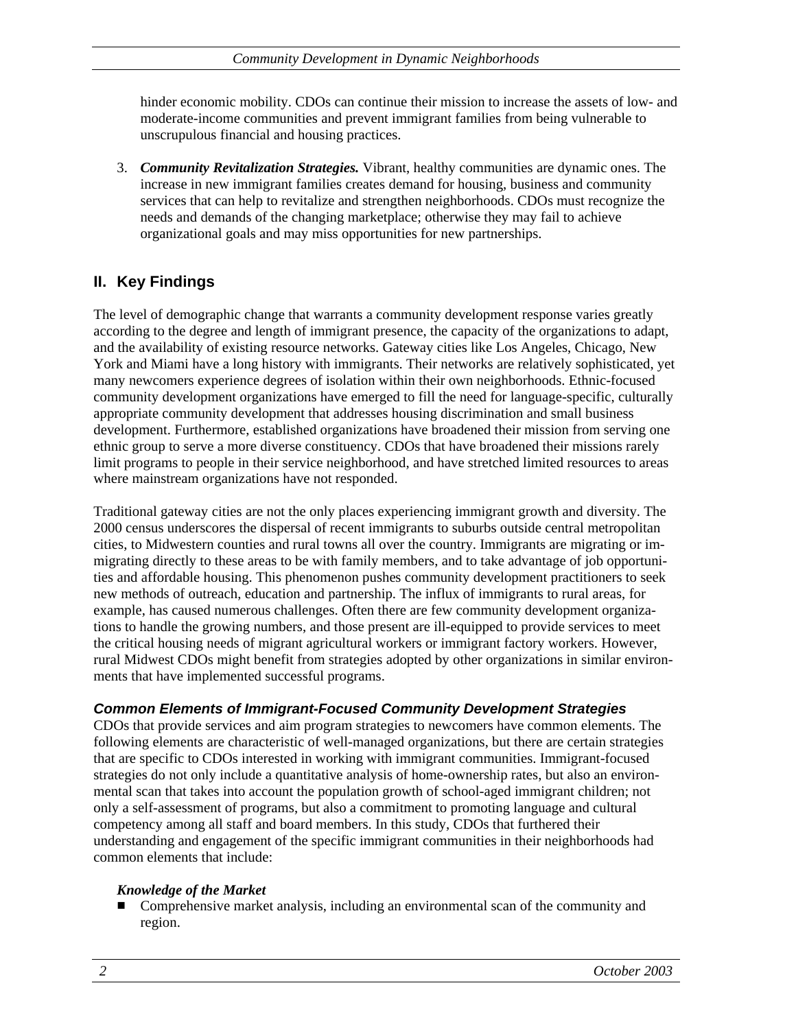hinder economic mobility. CDOs can continue their mission to increase the assets of low- and moderate-income communities and prevent immigrant families from being vulnerable to unscrupulous financial and housing practices.

3. ***Community Revitalization Strategies.*** Vibrant, healthy communities are dynamic ones. The increase in new immigrant families creates demand for housing, business and community services that can help to revitalize and strengthen neighborhoods. CDOs must recognize the needs and demands of the changing marketplace; otherwise they may fail to achieve organizational goals and may miss opportunities for new partnerships.

## II. Key Findings

The level of demographic change that warrants a community development response varies greatly according to the degree and length of immigrant presence, the capacity of the organizations to adapt, and the availability of existing resource networks. Gateway cities like Los Angeles, Chicago, New York and Miami have a long history with immigrants. Their networks are relatively sophisticated, yet many newcomers experience degrees of isolation within their own neighborhoods. Ethnic-focused community development organizations have emerged to fill the need for language-specific, culturally appropriate community development that addresses housing discrimination and small business development. Furthermore, established organizations have broadened their mission from serving one ethnic group to serve a more diverse constituency. CDOs that have broadened their missions rarely limit programs to people in their service neighborhood, and have stretched limited resources to areas where mainstream organizations have not responded.

Traditional gateway cities are not the only places experiencing immigrant growth and diversity. The 2000 census underscores the dispersal of recent immigrants to suburbs outside central metropolitan cities, to Midwestern counties and rural towns all over the country. Immigrants are migrating or immigrating directly to these areas to be with family members, and to take advantage of job opportunities and affordable housing. This phenomenon pushes community development practitioners to seek new methods of outreach, education and partnership. The influx of immigrants to rural areas, for example, has caused numerous challenges. Often there are few community development organizations to handle the growing numbers, and those present are ill-equipped to provide services to meet the critical housing needs of migrant agricultural workers or immigrant factory workers. However, rural Midwest CDOs might benefit from strategies adopted by other organizations in similar environments that have implemented successful programs.

### *Common Elements of Immigrant-Focused Community Development Strategies*

CDOs that provide services and aim program strategies to newcomers have common elements. The following elements are characteristic of well-managed organizations, but there are certain strategies that are specific to CDOs interested in working with immigrant communities. Immigrant-focused strategies do not only include a quantitative analysis of home-ownership rates, but also an environmental scan that takes into account the population growth of school-aged immigrant children; not only a self-assessment of programs, but also a commitment to promoting language and cultural competency among all staff and board members. In this study, CDOs that furthered their understanding and engagement of the specific immigrant communities in their neighborhoods had common elements that include:

***Knowledge of the Market***

- Comprehensive market analysis, including an environmental scan of the community and region.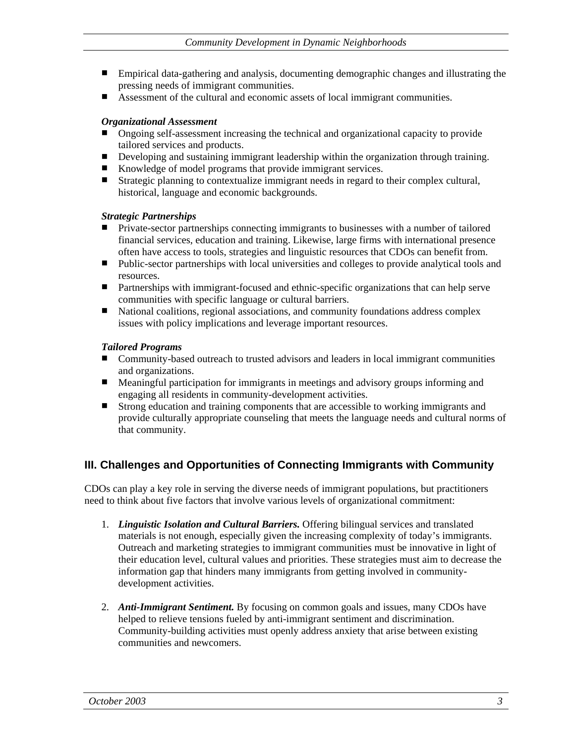- Empirical data-gathering and analysis, documenting demographic changes and illustrating the pressing needs of immigrant communities.
- Assessment of the cultural and economic assets of local immigrant communities.

***Organizational Assessment***

- Ongoing self-assessment increasing the technical and organizational capacity to provide tailored services and products.
- Developing and sustaining immigrant leadership within the organization through training.
- Knowledge of model programs that provide immigrant services.
- Strategic planning to contextualize immigrant needs in regard to their complex cultural, historical, language and economic backgrounds.

***Strategic Partnerships***

- Private-sector partnerships connecting immigrants to businesses with a number of tailored financial services, education and training. Likewise, large firms with international presence often have access to tools, strategies and linguistic resources that CDOs can benefit from.
- Public-sector partnerships with local universities and colleges to provide analytical tools and resources.
- Partnerships with immigrant-focused and ethnic-specific organizations that can help serve communities with specific language or cultural barriers.
- National coalitions, regional associations, and community foundations address complex issues with policy implications and leverage important resources.

***Tailored Programs***

- Community-based outreach to trusted advisors and leaders in local immigrant communities and organizations.
- Meaningful participation for immigrants in meetings and advisory groups informing and engaging all residents in community-development activities.
- Strong education and training components that are accessible to working immigrants and provide culturally appropriate counseling that meets the language needs and cultural norms of that community.

## III. Challenges and Opportunities of Connecting Immigrants with Community

CDOs can play a key role in serving the diverse needs of immigrant populations, but practitioners need to think about five factors that involve various levels of organizational commitment:

1. ***Linguistic Isolation and Cultural Barriers.*** Offering bilingual services and translated materials is not enough, especially given the increasing complexity of today's immigrants. Outreach and marketing strategies to immigrant communities must be innovative in light of their education level, cultural values and priorities. These strategies must aim to decrease the information gap that hinders many immigrants from getting involved in community-development activities.

2. ***Anti-Immigrant Sentiment.*** By focusing on common goals and issues, many CDOs have helped to relieve tensions fueled by anti-immigrant sentiment and discrimination. Community-building activities must openly address anxiety that arise between existing communities and newcomers.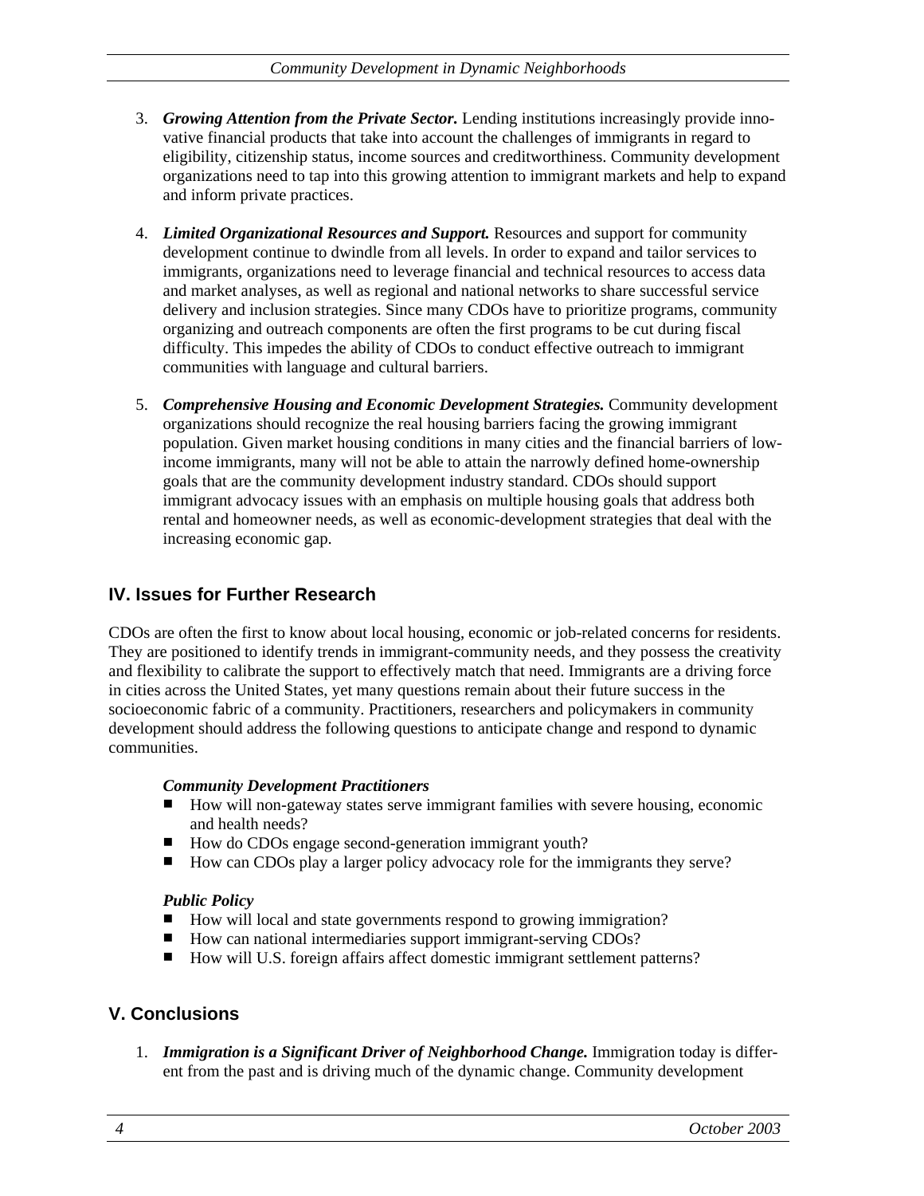3. ***Growing Attention from the Private Sector.*** Lending institutions increasingly provide innovative financial products that take into account the challenges of immigrants in regard to eligibility, citizenship status, income sources and creditworthiness. Community development organizations need to tap into this growing attention to immigrant markets and help to expand and inform private practices.

4. ***Limited Organizational Resources and Support.*** Resources and support for community development continue to dwindle from all levels. In order to expand and tailor services to immigrants, organizations need to leverage financial and technical resources to access data and market analyses, as well as regional and national networks to share successful service delivery and inclusion strategies. Since many CDOs have to prioritize programs, community organizing and outreach components are often the first programs to be cut during fiscal difficulty. This impedes the ability of CDOs to conduct effective outreach to immigrant communities with language and cultural barriers.

5. ***Comprehensive Housing and Economic Development Strategies.*** Community development organizations should recognize the real housing barriers facing the growing immigrant population. Given market housing conditions in many cities and the financial barriers of low-income immigrants, many will not be able to attain the narrowly defined home-ownership goals that are the community development industry standard. CDOs should support immigrant advocacy issues with an emphasis on multiple housing goals that address both rental and homeowner needs, as well as economic-development strategies that deal with the increasing economic gap.

## IV. Issues for Further Research

CDOs are often the first to know about local housing, economic or job-related concerns for residents. They are positioned to identify trends in immigrant-community needs, and they possess the creativity and flexibility to calibrate the support to effectively match that need. Immigrants are a driving force in cities across the United States, yet many questions remain about their future success in the socioeconomic fabric of a community. Practitioners, researchers and policymakers in community development should address the following questions to anticipate change and respond to dynamic communities.

***Community Development Practitioners***

- How will non-gateway states serve immigrant families with severe housing, economic and health needs?
- How do CDOs engage second-generation immigrant youth?
- How can CDOs play a larger policy advocacy role for the immigrants they serve?

***Public Policy***

- How will local and state governments respond to growing immigration?
- How can national intermediaries support immigrant-serving CDOs?
- How will U.S. foreign affairs affect domestic immigrant settlement patterns?

## V. Conclusions

1. ***Immigration is a Significant Driver of Neighborhood Change.*** Immigration today is different from the past and is driving much of the dynamic change. Community development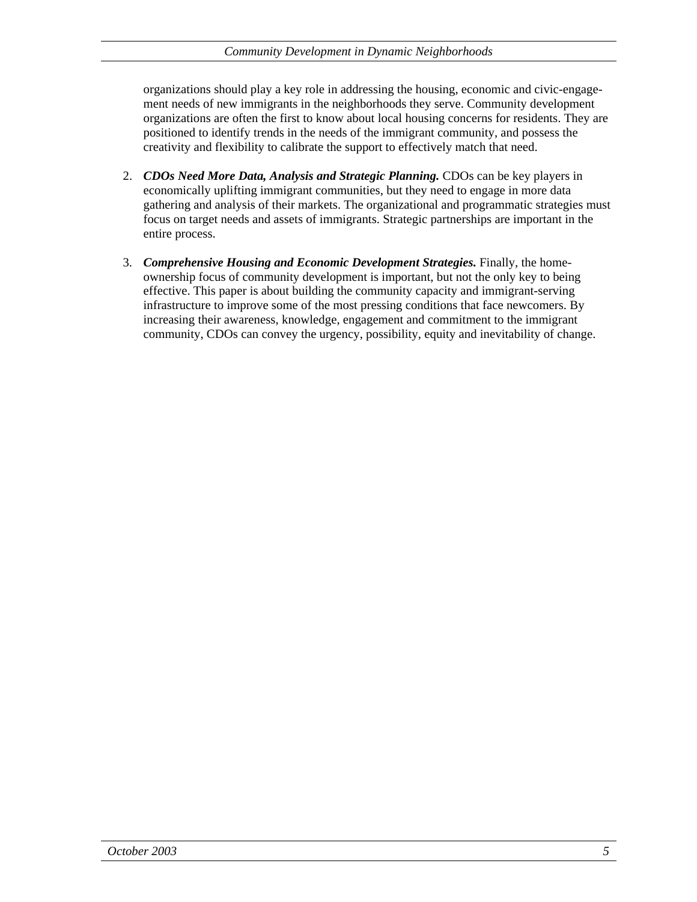organizations should play a key role in addressing the housing, economic and civic-engagement needs of new immigrants in the neighborhoods they serve. Community development organizations are often the first to know about local housing concerns for residents. They are positioned to identify trends in the needs of the immigrant community, and possess the creativity and flexibility to calibrate the support to effectively match that need.

2. ***CDOs Need More Data, Analysis and Strategic Planning.*** CDOs can be key players in economically uplifting immigrant communities, but they need to engage in more data gathering and analysis of their markets. The organizational and programmatic strategies must focus on target needs and assets of immigrants. Strategic partnerships are important in the entire process.

3. ***Comprehensive Housing and Economic Development Strategies.*** Finally, the homeownership focus of community development is important, but not the only key to being effective. This paper is about building the community capacity and immigrant-serving infrastructure to improve some of the most pressing conditions that face newcomers. By increasing their awareness, knowledge, engagement and commitment to the immigrant community, CDOs can convey the urgency, possibility, equity and inevitability of change.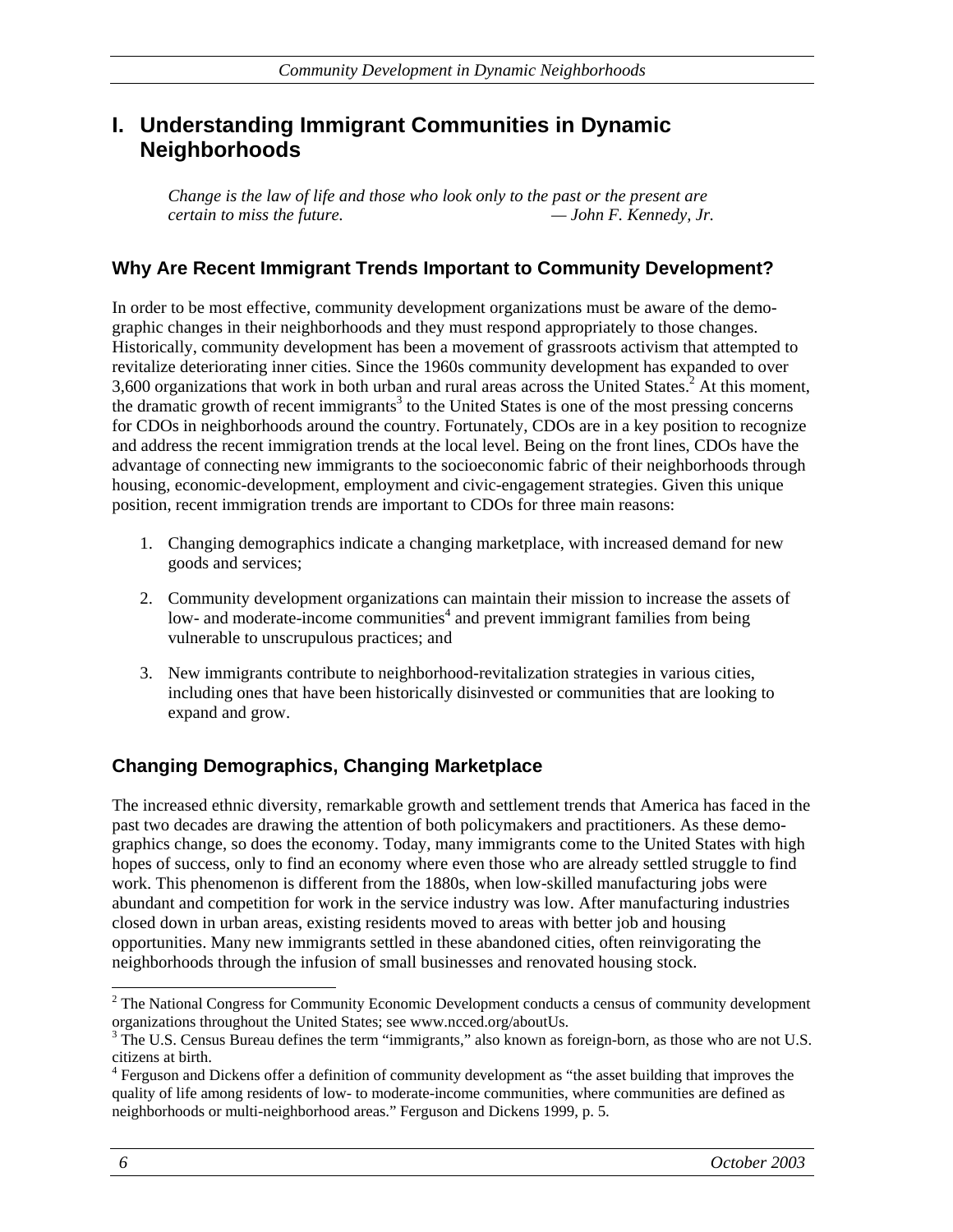# I. Understanding Immigrant Communities in Dynamic Neighborhoods

*Change is the law of life and those who look only to the past or the present are certain to miss the future.* — *John F. Kennedy, Jr.*

## Why Are Recent Immigrant Trends Important to Community Development?

In order to be most effective, community development organizations must be aware of the demographic changes in their neighborhoods and they must respond appropriately to those changes. Historically, community development has been a movement of grassroots activism that attempted to revitalize deteriorating inner cities. Since the 1960s community development has expanded to over 3,600 organizations that work in both urban and rural areas across the United States.[2] At this moment, the dramatic growth of recent immigrants[3] to the United States is one of the most pressing concerns for CDOs in neighborhoods around the country. Fortunately, CDOs are in a key position to recognize and address the recent immigration trends at the local level. Being on the front lines, CDOs have the advantage of connecting new immigrants to the socioeconomic fabric of their neighborhoods through housing, economic-development, employment and civic-engagement strategies. Given this unique position, recent immigration trends are important to CDOs for three main reasons:

1. Changing demographics indicate a changing marketplace, with increased demand for new goods and services;
2. Community development organizations can maintain their mission to increase the assets of low- and moderate-income communities[4] and prevent immigrant families from being vulnerable to unscrupulous practices; and
3. New immigrants contribute to neighborhood-revitalization strategies in various cities, including ones that have been historically disinvested or communities that are looking to expand and grow.

## Changing Demographics, Changing Marketplace

The increased ethnic diversity, remarkable growth and settlement trends that America has faced in the past two decades are drawing the attention of both policymakers and practitioners. As these demographics change, so does the economy. Today, many immigrants come to the United States with high hopes of success, only to find an economy where even those who are already settled struggle to find work. This phenomenon is different from the 1880s, when low-skilled manufacturing jobs were abundant and competition for work in the service industry was low. After manufacturing industries closed down in urban areas, existing residents moved to areas with better job and housing opportunities. Many new immigrants settled in these abandoned cities, often reinvigorating the neighborhoods through the infusion of small businesses and renovated housing stock.

---

[2] The National Congress for Community Economic Development conducts a census of community development organizations throughout the United States; see www.ncced.org/aboutUs.

[3] The U.S. Census Bureau defines the term "immigrants," also known as foreign-born, as those who are not U.S. citizens at birth.

[4] Ferguson and Dickens offer a definition of community development as "the asset building that improves the quality of life among residents of low- to moderate-income communities, where communities are defined as neighborhoods or multi-neighborhood areas." Ferguson and Dickens 1999, p. 5.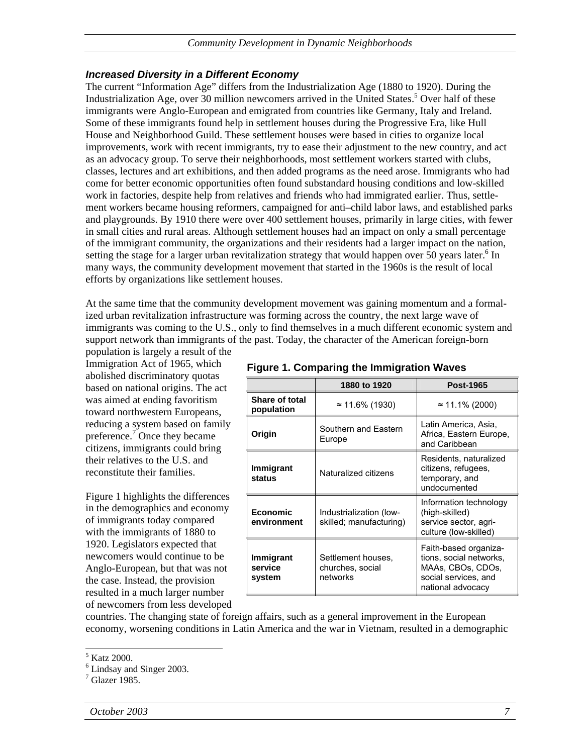### *Increased Diversity in a Different Economy*

The current "Information Age" differs from the Industrialization Age (1880 to 1920). During the Industrialization Age, over 30 million newcomers arrived in the United States.[5] Over half of these immigrants were Anglo-European and emigrated from countries like Germany, Italy and Ireland. Some of these immigrants found help in settlement houses during the Progressive Era, like Hull House and Neighborhood Guild. These settlement houses were based in cities to organize local improvements, work with recent immigrants, try to ease their adjustment to the new country, and act as an advocacy group. To serve their neighborhoods, most settlement workers started with clubs, classes, lectures and art exhibitions, and then added programs as the need arose. Immigrants who had come for better economic opportunities often found substandard housing conditions and low-skilled work in factories, despite help from relatives and friends who had immigrated earlier. Thus, settlement workers became housing reformers, campaigned for anti–child labor laws, and established parks and playgrounds. By 1910 there were over 400 settlement houses, primarily in large cities, with fewer in small cities and rural areas. Although settlement houses had an impact on only a small percentage of the immigrant community, the organizations and their residents had a larger impact on the nation, setting the stage for a larger urban revitalization strategy that would happen over 50 years later.[6] In many ways, the community development movement that started in the 1960s is the result of local efforts by organizations like settlement houses.

At the same time that the community development movement was gaining momentum and a formalized urban revitalization infrastructure was forming across the country, the next large wave of immigrants was coming to the U.S., only to find themselves in a much different economic system and support network than immigrants of the past. Today, the character of the American foreign-born population is largely a result of the Immigration Act of 1965, which abolished discriminatory quotas based on national origins. The act was aimed at ending favoritism toward northwestern Europeans, reducing a system based on family preference.[7] Once they became citizens, immigrants could bring their relatives to the U.S. and reconstitute their families.

**Figure 1. Comparing the Immigration Waves**

| | 1880 to 1920 | Post-1965 |
|---|---|---|
| **Share of total population** | ≈ 11.6% (1930) | ≈ 11.1% (2000) |
| **Origin** | Southern and Eastern Europe | Latin America, Asia, Africa, Eastern Europe, and Caribbean |
| **Immigrant status** | Naturalized citizens | Residents, naturalized citizens, refugees, temporary, and undocumented |
| **Economic environment** | Industrialization (low-skilled; manufacturing) | Information technology (high-skilled) service sector, agriculture (low-skilled) |
| **Immigrant service system** | Settlement houses, churches, social networks | Faith-based organizations, social networks, MAAs, CBOs, CDOs, social services, and national advocacy |

Figure 1 highlights the differences in the demographics and economy of immigrants today compared with the immigrants of 1880 to 1920. Legislators expected that newcomers would continue to be Anglo-European, but that was not the case. Instead, the provision resulted in a much larger number of newcomers from less developed countries. The changing state of foreign affairs, such as a general improvement in the European economy, worsening conditions in Latin America and the war in Vietnam, resulted in a demographic

[5] Katz 2000.
[6] Lindsay and Singer 2003.
[7] Glazer 1985.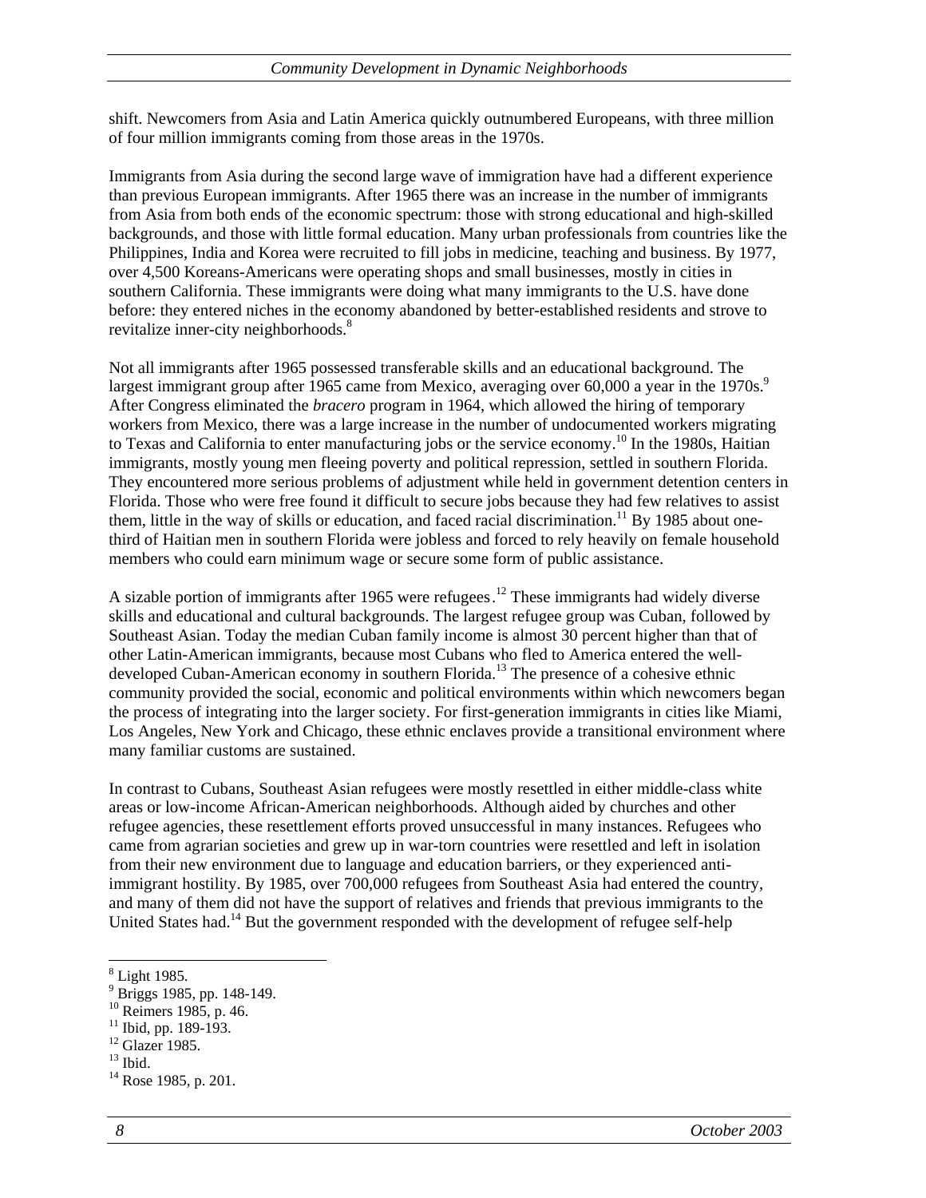shift. Newcomers from Asia and Latin America quickly outnumbered Europeans, with three million of four million immigrants coming from those areas in the 1970s.

Immigrants from Asia during the second large wave of immigration have had a different experience than previous European immigrants. After 1965 there was an increase in the number of immigrants from Asia from both ends of the economic spectrum: those with strong educational and high-skilled backgrounds, and those with little formal education. Many urban professionals from countries like the Philippines, India and Korea were recruited to fill jobs in medicine, teaching and business. By 1977, over 4,500 Koreans-Americans were operating shops and small businesses, mostly in cities in southern California. These immigrants were doing what many immigrants to the U.S. have done before: they entered niches in the economy abandoned by better-established residents and strove to revitalize inner-city neighborhoods.[8]

Not all immigrants after 1965 possessed transferable skills and an educational background. The largest immigrant group after 1965 came from Mexico, averaging over 60,000 a year in the 1970s.[9] After Congress eliminated the *bracero* program in 1964, which allowed the hiring of temporary workers from Mexico, there was a large increase in the number of undocumented workers migrating to Texas and California to enter manufacturing jobs or the service economy.[10] In the 1980s, Haitian immigrants, mostly young men fleeing poverty and political repression, settled in southern Florida. They encountered more serious problems of adjustment while held in government detention centers in Florida. Those who were free found it difficult to secure jobs because they had few relatives to assist them, little in the way of skills or education, and faced racial discrimination.[11] By 1985 about one-third of Haitian men in southern Florida were jobless and forced to rely heavily on female household members who could earn minimum wage or secure some form of public assistance.

A sizable portion of immigrants after 1965 were refugees.[12] These immigrants had widely diverse skills and educational and cultural backgrounds. The largest refugee group was Cuban, followed by Southeast Asian. Today the median Cuban family income is almost 30 percent higher than that of other Latin-American immigrants, because most Cubans who fled to America entered the well-developed Cuban-American economy in southern Florida.[13] The presence of a cohesive ethnic community provided the social, economic and political environments within which newcomers began the process of integrating into the larger society. For first-generation immigrants in cities like Miami, Los Angeles, New York and Chicago, these ethnic enclaves provide a transitional environment where many familiar customs are sustained.

In contrast to Cubans, Southeast Asian refugees were mostly resettled in either middle-class white areas or low-income African-American neighborhoods. Although aided by churches and other refugee agencies, these resettlement efforts proved unsuccessful in many instances. Refugees who came from agrarian societies and grew up in war-torn countries were resettled and left in isolation from their new environment due to language and education barriers, or they experienced anti-immigrant hostility. By 1985, over 700,000 refugees from Southeast Asia had entered the country, and many of them did not have the support of relatives and friends that previous immigrants to the United States had.[14] But the government responded with the development of refugee self-help

[8] Light 1985.
[9] Briggs 1985, pp. 148-149.
[10] Reimers 1985, p. 46.
[11] Ibid, pp. 189-193.
[12] Glazer 1985.
[13] Ibid.
[14] Rose 1985, p. 201.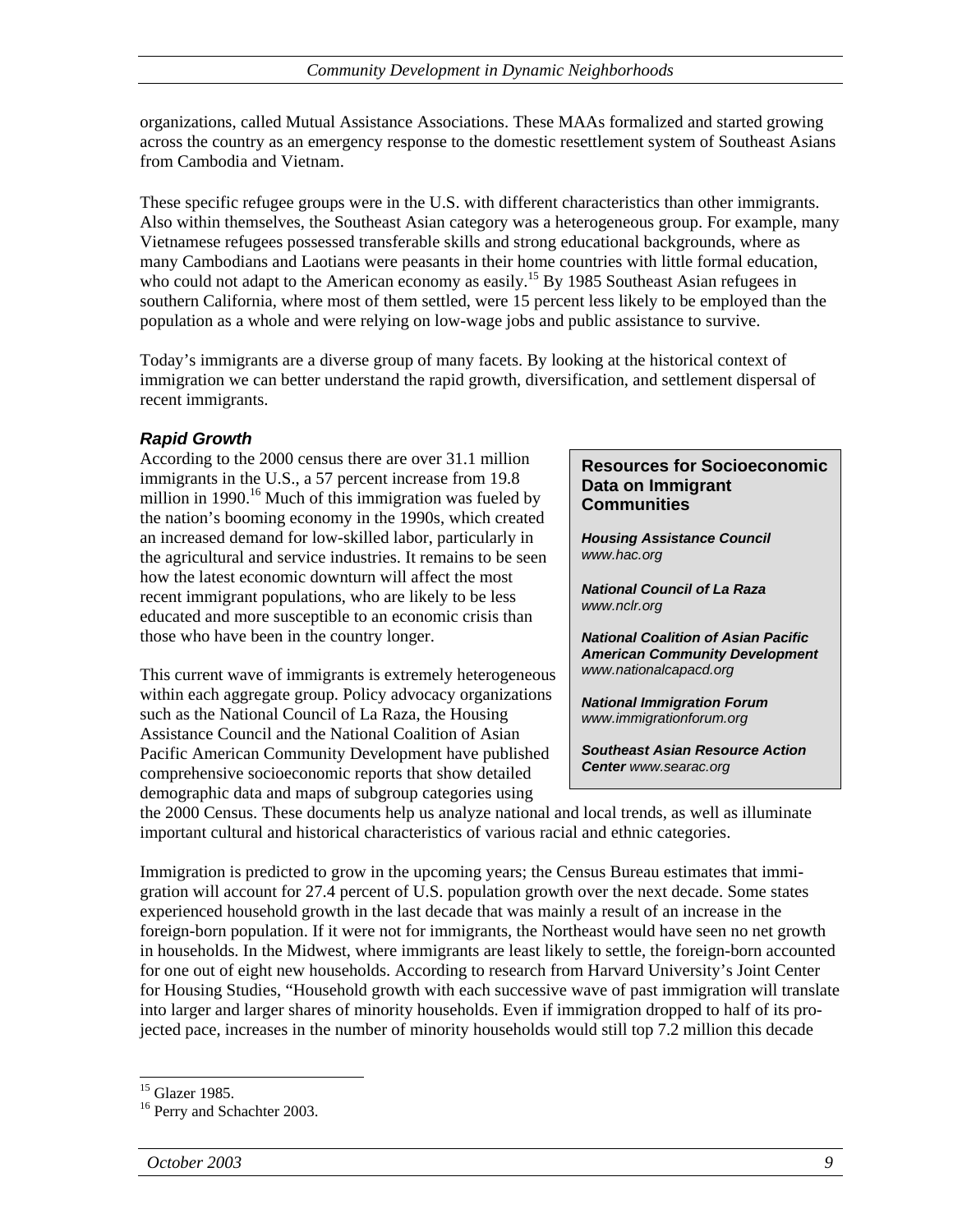organizations, called Mutual Assistance Associations. These MAAs formalized and started growing across the country as an emergency response to the domestic resettlement system of Southeast Asians from Cambodia and Vietnam.

These specific refugee groups were in the U.S. with different characteristics than other immigrants. Also within themselves, the Southeast Asian category was a heterogeneous group. For example, many Vietnamese refugees possessed transferable skills and strong educational backgrounds, where as many Cambodians and Laotians were peasants in their home countries with little formal education, who could not adapt to the American economy as easily.[15] By 1985 Southeast Asian refugees in southern California, where most of them settled, were 15 percent less likely to be employed than the population as a whole and were relying on low-wage jobs and public assistance to survive.

Today's immigrants are a diverse group of many facets. By looking at the historical context of immigration we can better understand the rapid growth, diversification, and settlement dispersal of recent immigrants.

### *Rapid Growth*

According to the 2000 census there are over 31.1 million immigrants in the U.S., a 57 percent increase from 19.8 million in 1990.[16] Much of this immigration was fueled by the nation's booming economy in the 1990s, which created an increased demand for low-skilled labor, particularly in the agricultural and service industries. It remains to be seen how the latest economic downturn will affect the most recent immigrant populations, who are likely to be less educated and more susceptible to an economic crisis than those who have been in the country longer.

This current wave of immigrants is extremely heterogeneous within each aggregate group. Policy advocacy organizations such as the National Council of La Raza, the Housing Assistance Council and the National Coalition of Asian Pacific American Community Development have published comprehensive socioeconomic reports that show detailed demographic data and maps of subgroup categories using the 2000 Census. These documents help us analyze national and local trends, as well as illuminate important cultural and historical characteristics of various racial and ethnic categories.

> **Resources for Socioeconomic Data on Immigrant Communities**
>
> ***Housing Assistance Council***
> *www.hac.org*
>
> ***National Council of La Raza***
> *www.nclr.org*
>
> ***National Coalition of Asian Pacific American Community Development***
> *www.nationalcapacd.org*
>
> ***National Immigration Forum***
> *www.immigrationforum.org*
>
> ***Southeast Asian Resource Action Center*** *www.searac.org*

Immigration is predicted to grow in the upcoming years; the Census Bureau estimates that immigration will account for 27.4 percent of U.S. population growth over the next decade. Some states experienced household growth in the last decade that was mainly a result of an increase in the foreign-born population. If it were not for immigrants, the Northeast would have seen no net growth in households. In the Midwest, where immigrants are least likely to settle, the foreign-born accounted for one out of eight new households. According to research from Harvard University's Joint Center for Housing Studies, "Household growth with each successive wave of past immigration will translate into larger and larger shares of minority households. Even if immigration dropped to half of its projected pace, increases in the number of minority households would still top 7.2 million this decade

---

[15] Glazer 1985.

[16] Perry and Schachter 2003.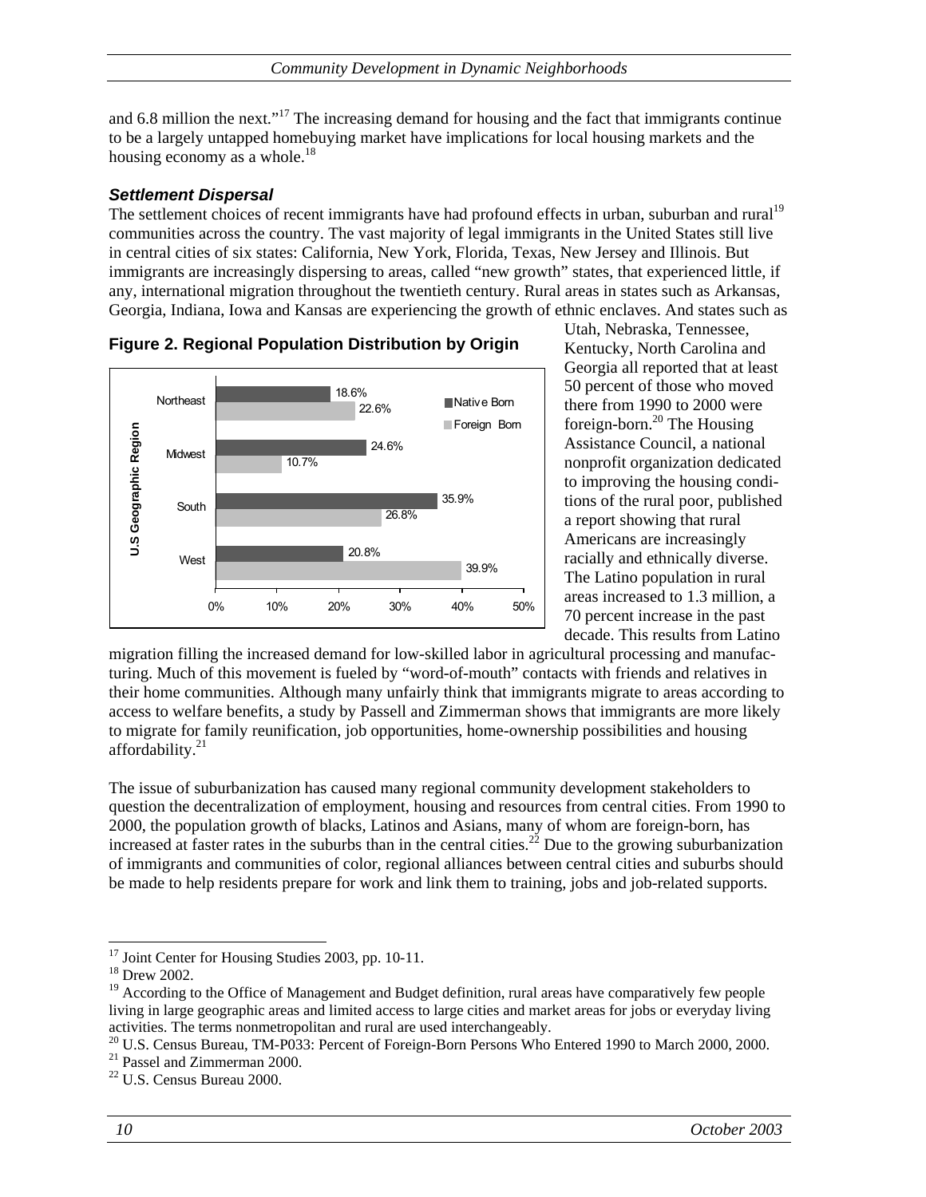and 6.8 million the next."[17] The increasing demand for housing and the fact that immigrants continue to be a largely untapped homebuying market have implications for local housing markets and the housing economy as a whole.[18]

### *Settlement Dispersal*

The settlement choices of recent immigrants have had profound effects in urban, suburban and rural[19] communities across the country. The vast majority of legal immigrants in the United States still live in central cities of six states: California, New York, Florida, Texas, New Jersey and Illinois. But immigrants are increasingly dispersing to areas, called "new growth" states, that experienced little, if any, international migration throughout the twentieth century. Rural areas in states such as Arkansas, Georgia, Indiana, Iowa and Kansas are experiencing the growth of ethnic enclaves. And states such as Utah, Nebraska, Tennessee, Kentucky, North Carolina and Georgia all reported that at least 50 percent of those who moved there from 1990 to 2000 were foreign-born.[20] The Housing Assistance Council, a national nonprofit organization dedicated to improving the housing conditions of the rural poor, published a report showing that rural Americans are increasingly racially and ethnically diverse. The Latino population in rural areas increased to 1.3 million, a 70 percent increase in the past decade. This results from Latino migration filling the increased demand for low-skilled labor in agricultural processing and manufacturing. Much of this movement is fueled by "word-of-mouth" contacts with friends and relatives in their home communities. Although many unfairly think that immigrants migrate to areas according to access to welfare benefits, a study by Passell and Zimmerman shows that immigrants are more likely to migrate for family reunification, job opportunities, home-ownership possibilities and housing affordability.[21]

**Figure 2. Regional Population Distribution by Origin**

| U.S Geographic Region | Native Born | Foreign Born |
|---|---|---|
| Northeast | 18.6% | 22.6% |
| Midwest | 24.6% | 10.7% |
| South | 35.9% | 26.8% |
| West | 20.8% | 39.9% |

The issue of suburbanization has caused many regional community development stakeholders to question the decentralization of employment, housing and resources from central cities. From 1990 to 2000, the population growth of blacks, Latinos and Asians, many of whom are foreign-born, has increased at faster rates in the suburbs than in the central cities.[22] Due to the growing suburbanization of immigrants and communities of color, regional alliances between central cities and suburbs should be made to help residents prepare for work and link them to training, jobs and job-related supports.

---

[17] Joint Center for Housing Studies 2003, pp. 10-11.

[18] Drew 2002.

[19] According to the Office of Management and Budget definition, rural areas have comparatively few people living in large geographic areas and limited access to large cities and market areas for jobs or everyday living activities. The terms nonmetropolitan and rural are used interchangeably.

[20] U.S. Census Bureau, TM-P033: Percent of Foreign-Born Persons Who Entered 1990 to March 2000, 2000.

[21] Passel and Zimmerman 2000.

[22] U.S. Census Bureau 2000.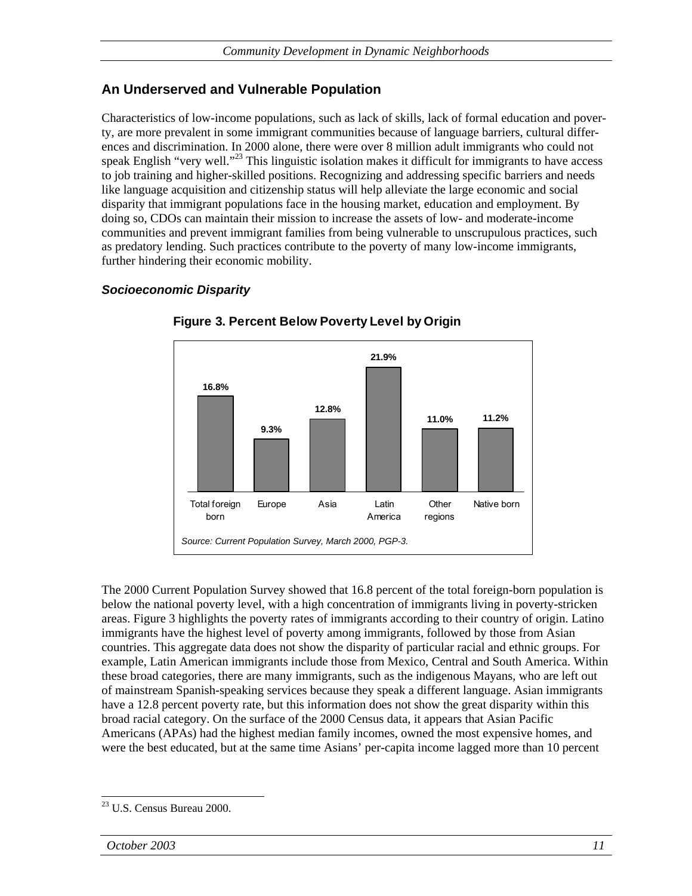## An Underserved and Vulnerable Population

Characteristics of low-income populations, such as lack of skills, lack of formal education and poverty, are more prevalent in some immigrant communities because of language barriers, cultural differences and discrimination. In 2000 alone, there were over 8 million adult immigrants who could not speak English "very well."[23] This linguistic isolation makes it difficult for immigrants to have access to job training and higher-skilled positions. Recognizing and addressing specific barriers and needs like language acquisition and citizenship status will help alleviate the large economic and social disparity that immigrant populations face in the housing market, education and employment. By doing so, CDOs can maintain their mission to increase the assets of low- and moderate-income communities and prevent immigrant families from being vulnerable to unscrupulous practices, such as predatory lending. Such practices contribute to the poverty of many low-income immigrants, further hindering their economic mobility.

### *Socioeconomic Disparity*

**Figure 3. Percent Below Poverty Level by Origin**

| Total foreign born | Europe | Asia | Latin America | Other regions | Native born |
|---|---|---|---|---|---|
| 16.8% | 9.3% | 12.8% | 21.9% | 11.0% | 11.2% |

*Source: Current Population Survey, March 2000, PGP-3.*

The 2000 Current Population Survey showed that 16.8 percent of the total foreign-born population is below the national poverty level, with a high concentration of immigrants living in poverty-stricken areas. Figure 3 highlights the poverty rates of immigrants according to their country of origin. Latino immigrants have the highest level of poverty among immigrants, followed by those from Asian countries. This aggregate data does not show the disparity of particular racial and ethnic groups. For example, Latin American immigrants include those from Mexico, Central and South America. Within these broad categories, there are many immigrants, such as the indigenous Mayans, who are left out of mainstream Spanish-speaking services because they speak a different language. Asian immigrants have a 12.8 percent poverty rate, but this information does not show the great disparity within this broad racial category. On the surface of the 2000 Census data, it appears that Asian Pacific Americans (APAs) had the highest median family incomes, owned the most expensive homes, and were the best educated, but at the same time Asians' per-capita income lagged more than 10 percent

---

[23] U.S. Census Bureau 2000.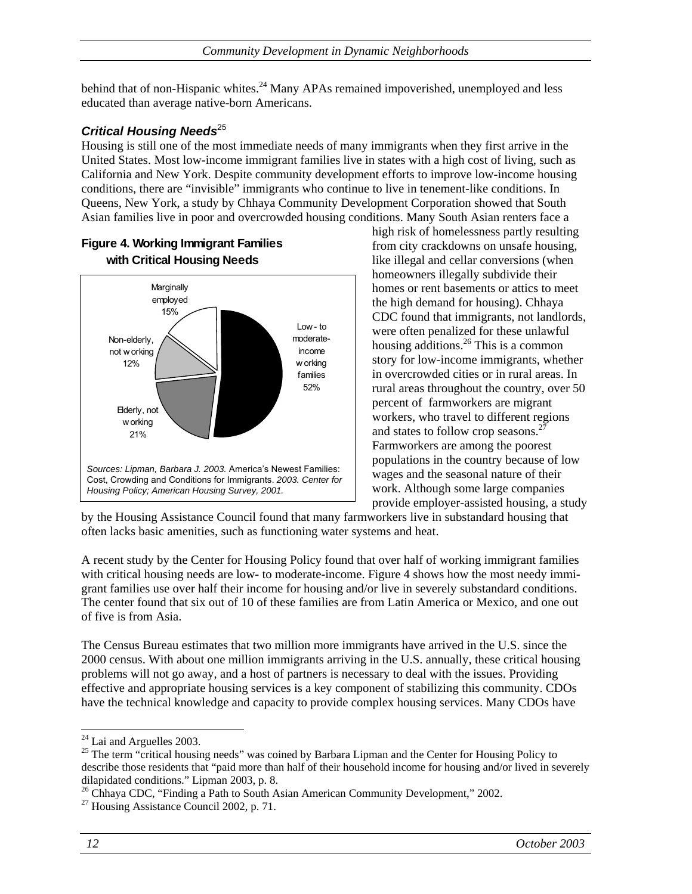behind that of non-Hispanic whites.[24] Many APAs remained impoverished, unemployed and less educated than average native-born Americans.

### *Critical Housing Needs*[25]

Housing is still one of the most immediate needs of many immigrants when they first arrive in the United States. Most low-income immigrant families live in states with a high cost of living, such as California and New York. Despite community development efforts to improve low-income housing conditions, there are "invisible" immigrants who continue to live in tenement-like conditions. In Queens, New York, a study by Chhaya Community Development Corporation showed that South Asian families live in poor and overcrowded housing conditions. Many South Asian renters face a high risk of homelessness partly resulting from city crackdowns on unsafe housing, like illegal and cellar conversions (when homeowners illegally subdivide their homes or rent basements or attics to meet the high demand for housing). Chhaya CDC found that immigrants, not landlords, were often penalized for these unlawful housing additions.[26] This is a common story for low-income immigrants, whether in overcrowded cities or in rural areas. In rural areas throughout the country, over 50 percent of farmworkers are migrant workers, who travel to different regions and states to follow crop seasons.[27] Farmworkers are among the poorest populations in the country because of low wages and the seasonal nature of their work. Although some large companies provide employer-assisted housing, a study by the Housing Assistance Council found that many farmworkers live in substandard housing that often lacks basic amenities, such as functioning water systems and heat.

**Figure 4. Working Immigrant Families with Critical Housing Needs**

| Category | Percent |
|---|---|
| Low- to moderate-income working families | 52% |
| Elderly, not working | 21% |
| Non-elderly, not working | 12% |
| Marginally employed | 15% |

*Sources: Lipman, Barbara J. 2003.* America's Newest Families: Cost, Crowding and Conditions for Immigrants. *2003. Center for Housing Policy; American Housing Survey, 2001.*

A recent study by the Center for Housing Policy found that over half of working immigrant families with critical housing needs are low- to moderate-income. Figure 4 shows how the most needy immigrant families use over half their income for housing and/or live in severely substandard conditions. The center found that six out of 10 of these families are from Latin America or Mexico, and one out of five is from Asia.

The Census Bureau estimates that two million more immigrants have arrived in the U.S. since the 2000 census. With about one million immigrants arriving in the U.S. annually, these critical housing problems will not go away, and a host of partners is necessary to deal with the issues. Providing effective and appropriate housing services is a key component of stabilizing this community. CDOs have the technical knowledge and capacity to provide complex housing services. Many CDOs have

---

[24] Lai and Arguelles 2003.

[25] The term "critical housing needs" was coined by Barbara Lipman and the Center for Housing Policy to describe those residents that "paid more than half of their household income for housing and/or lived in severely dilapidated conditions." Lipman 2003, p. 8.

[26] Chhaya CDC, "Finding a Path to South Asian American Community Development," 2002.

[27] Housing Assistance Council 2002, p. 71.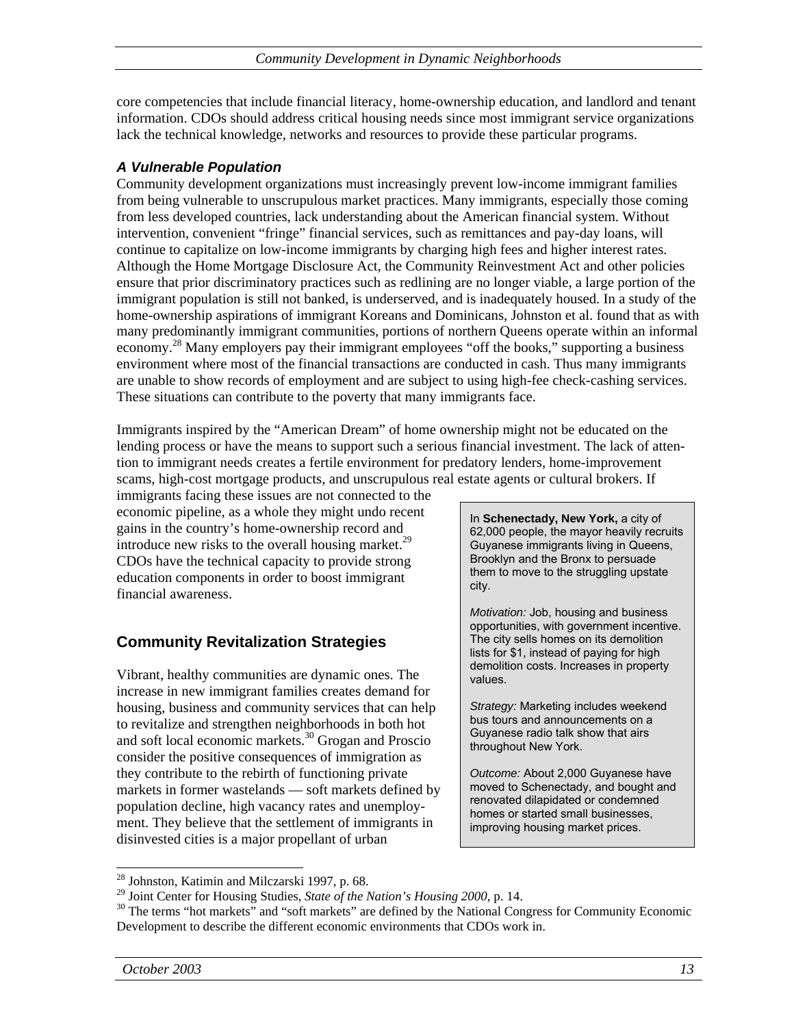core competencies that include financial literacy, home-ownership education, and landlord and tenant information. CDOs should address critical housing needs since most immigrant service organizations lack the technical knowledge, networks and resources to provide these particular programs.

### *A Vulnerable Population*

Community development organizations must increasingly prevent low-income immigrant families from being vulnerable to unscrupulous market practices. Many immigrants, especially those coming from less developed countries, lack understanding about the American financial system. Without intervention, convenient "fringe" financial services, such as remittances and pay-day loans, will continue to capitalize on low-income immigrants by charging high fees and higher interest rates. Although the Home Mortgage Disclosure Act, the Community Reinvestment Act and other policies ensure that prior discriminatory practices such as redlining are no longer viable, a large portion of the immigrant population is still not banked, is underserved, and is inadequately housed. In a study of the home-ownership aspirations of immigrant Koreans and Dominicans, Johnston et al. found that as with many predominantly immigrant communities, portions of northern Queens operate within an informal economy.[28] Many employers pay their immigrant employees "off the books," supporting a business environment where most of the financial transactions are conducted in cash. Thus many immigrants are unable to show records of employment and are subject to using high-fee check-cashing services. These situations can contribute to the poverty that many immigrants face.

Immigrants inspired by the "American Dream" of home ownership might not be educated on the lending process or have the means to support such a serious financial investment. The lack of attention to immigrant needs creates a fertile environment for predatory lenders, home-improvement scams, high-cost mortgage products, and unscrupulous real estate agents or cultural brokers. If immigrants facing these issues are not connected to the economic pipeline, as a whole they might undo recent gains in the country's home-ownership record and introduce new risks to the overall housing market.[29] CDOs have the technical capacity to provide strong education components in order to boost immigrant financial awareness.

## Community Revitalization Strategies

Vibrant, healthy communities are dynamic ones. The increase in new immigrant families creates demand for housing, business and community services that can help to revitalize and strengthen neighborhoods in both hot and soft local economic markets.[30] Grogan and Proscio consider the positive consequences of immigration as they contribute to the rebirth of functioning private markets in former wastelands — soft markets defined by population decline, high vacancy rates and unemployment. They believe that the settlement of immigrants in disinvested cities is a major propellant of urban

> In **Schenectady, New York,** a city of 62,000 people, the mayor heavily recruits Guyanese immigrants living in Queens, Brooklyn and the Bronx to persuade them to move to the struggling upstate city.
>
> *Motivation:* Job, housing and business opportunities, with government incentive. The city sells homes on its demolition lists for $1, instead of paying for high demolition costs. Increases in property values.
>
> *Strategy:* Marketing includes weekend bus tours and announcements on a Guyanese radio talk show that airs throughout New York.
>
> *Outcome:* About 2,000 Guyanese have moved to Schenectady, and bought and renovated dilapidated or condemned homes or started small businesses, improving housing market prices.

---

[28] Johnston, Katimin and Milczarski 1997, p. 68.

[29] Joint Center for Housing Studies, *State of the Nation's Housing 2000*, p. 14.

[30] The terms "hot markets" and "soft markets" are defined by the National Congress for Community Economic Development to describe the different economic environments that CDOs work in.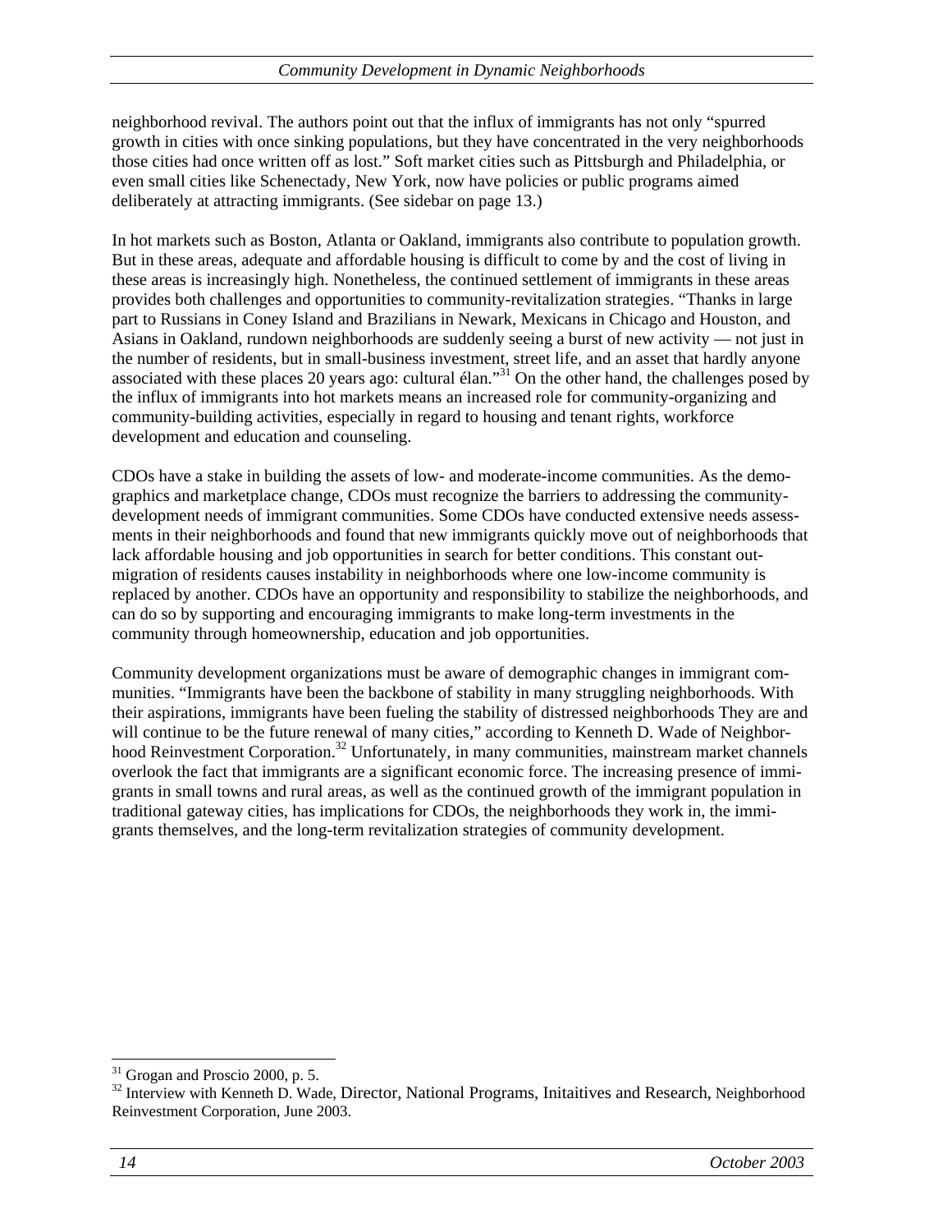neighborhood revival. The authors point out that the influx of immigrants has not only "spurred growth in cities with once sinking populations, but they have concentrated in the very neighborhoods those cities had once written off as lost." Soft market cities such as Pittsburgh and Philadelphia, or even small cities like Schenectady, New York, now have policies or public programs aimed deliberately at attracting immigrants. (See sidebar on page 13.)

In hot markets such as Boston, Atlanta or Oakland, immigrants also contribute to population growth. But in these areas, adequate and affordable housing is difficult to come by and the cost of living in these areas is increasingly high. Nonetheless, the continued settlement of immigrants in these areas provides both challenges and opportunities to community-revitalization strategies. "Thanks in large part to Russians in Coney Island and Brazilians in Newark, Mexicans in Chicago and Houston, and Asians in Oakland, rundown neighborhoods are suddenly seeing a burst of new activity — not just in the number of residents, but in small-business investment, street life, and an asset that hardly anyone associated with these places 20 years ago: cultural élan."[31] On the other hand, the challenges posed by the influx of immigrants into hot markets means an increased role for community-organizing and community-building activities, especially in regard to housing and tenant rights, workforce development and education and counseling.

CDOs have a stake in building the assets of low- and moderate-income communities. As the demographics and marketplace change, CDOs must recognize the barriers to addressing the community-development needs of immigrant communities. Some CDOs have conducted extensive needs assessments in their neighborhoods and found that new immigrants quickly move out of neighborhoods that lack affordable housing and job opportunities in search for better conditions. This constant out-migration of residents causes instability in neighborhoods where one low-income community is replaced by another. CDOs have an opportunity and responsibility to stabilize the neighborhoods, and can do so by supporting and encouraging immigrants to make long-term investments in the community through homeownership, education and job opportunities.

Community development organizations must be aware of demographic changes in immigrant communities. "Immigrants have been the backbone of stability in many struggling neighborhoods. With their aspirations, immigrants have been fueling the stability of distressed neighborhoods They are and will continue to be the future renewal of many cities," according to Kenneth D. Wade of Neighborhood Reinvestment Corporation.[32] Unfortunately, in many communities, mainstream market channels overlook the fact that immigrants are a significant economic force. The increasing presence of immigrants in small towns and rural areas, as well as the continued growth of the immigrant population in traditional gateway cities, has implications for CDOs, the neighborhoods they work in, the immigrants themselves, and the long-term revitalization strategies of community development.

---

[31] Grogan and Proscio 2000, p. 5.

[32] Interview with Kenneth D. Wade, Director, National Programs, Initaitives and Research, Neighborhood Reinvestment Corporation, June 2003.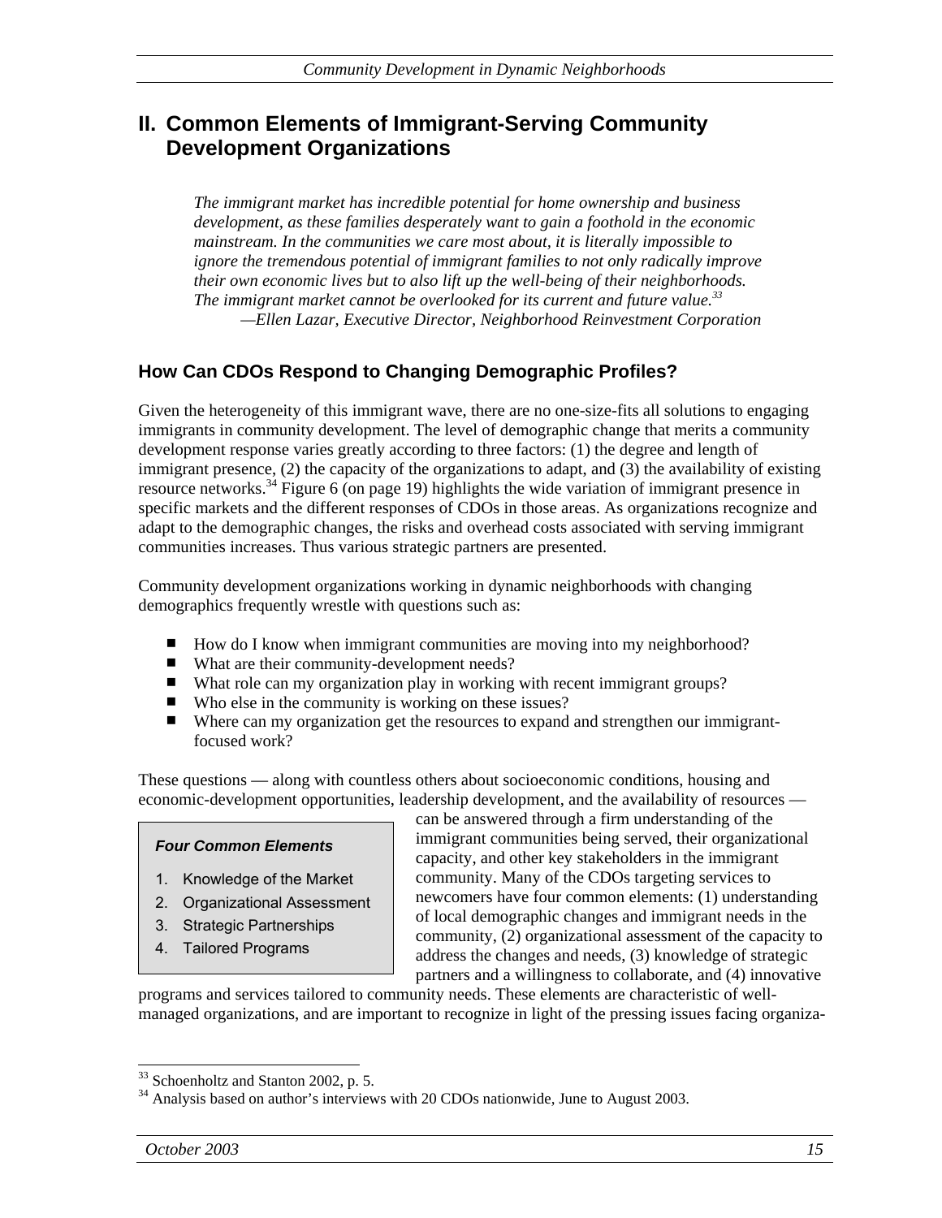## II. Common Elements of Immigrant-Serving Community Development Organizations

> *The immigrant market has incredible potential for home ownership and business development, as these families desperately want to gain a foothold in the economic mainstream. In the communities we care most about, it is literally impossible to ignore the tremendous potential of immigrant families to not only radically improve their own economic lives but to also lift up the well-being of their neighborhoods. The immigrant market cannot be overlooked for its current and future value.*[33]
>
> *—Ellen Lazar, Executive Director, Neighborhood Reinvestment Corporation*

### How Can CDOs Respond to Changing Demographic Profiles?

Given the heterogeneity of this immigrant wave, there are no one-size-fits all solutions to engaging immigrants in community development. The level of demographic change that merits a community development response varies greatly according to three factors: (1) the degree and length of immigrant presence, (2) the capacity of the organizations to adapt, and (3) the availability of existing resource networks.[34] Figure 6 (on page 19) highlights the wide variation of immigrant presence in specific markets and the different responses of CDOs in those areas. As organizations recognize and adapt to the demographic changes, the risks and overhead costs associated with serving immigrant communities increases. Thus various strategic partners are presented.

Community development organizations working in dynamic neighborhoods with changing demographics frequently wrestle with questions such as:

- How do I know when immigrant communities are moving into my neighborhood?
- What are their community-development needs?
- What role can my organization play in working with recent immigrant groups?
- Who else in the community is working on these issues?
- Where can my organization get the resources to expand and strengthen our immigrant-focused work?

These questions — along with countless others about socioeconomic conditions, housing and economic-development opportunities, leadership development, and the availability of resources — can be answered through a firm understanding of the immigrant communities being served, their organizational capacity, and other key stakeholders in the immigrant community. Many of the CDOs targeting services to newcomers have four common elements: (1) understanding of local demographic changes and immigrant needs in the community, (2) organizational assessment of the capacity to address the changes and needs, (3) knowledge of strategic partners and a willingness to collaborate, and (4) innovative programs and services tailored to community needs. These elements are characteristic of well-managed organizations, and are important to recognize in light of the pressing issues facing organiza-

> ***Four Common Elements***
>
> 1. Knowledge of the Market
> 2. Organizational Assessment
> 3. Strategic Partnerships
> 4. Tailored Programs

---

[33] Schoenholtz and Stanton 2002, p. 5.

[34] Analysis based on author's interviews with 20 CDOs nationwide, June to August 2003.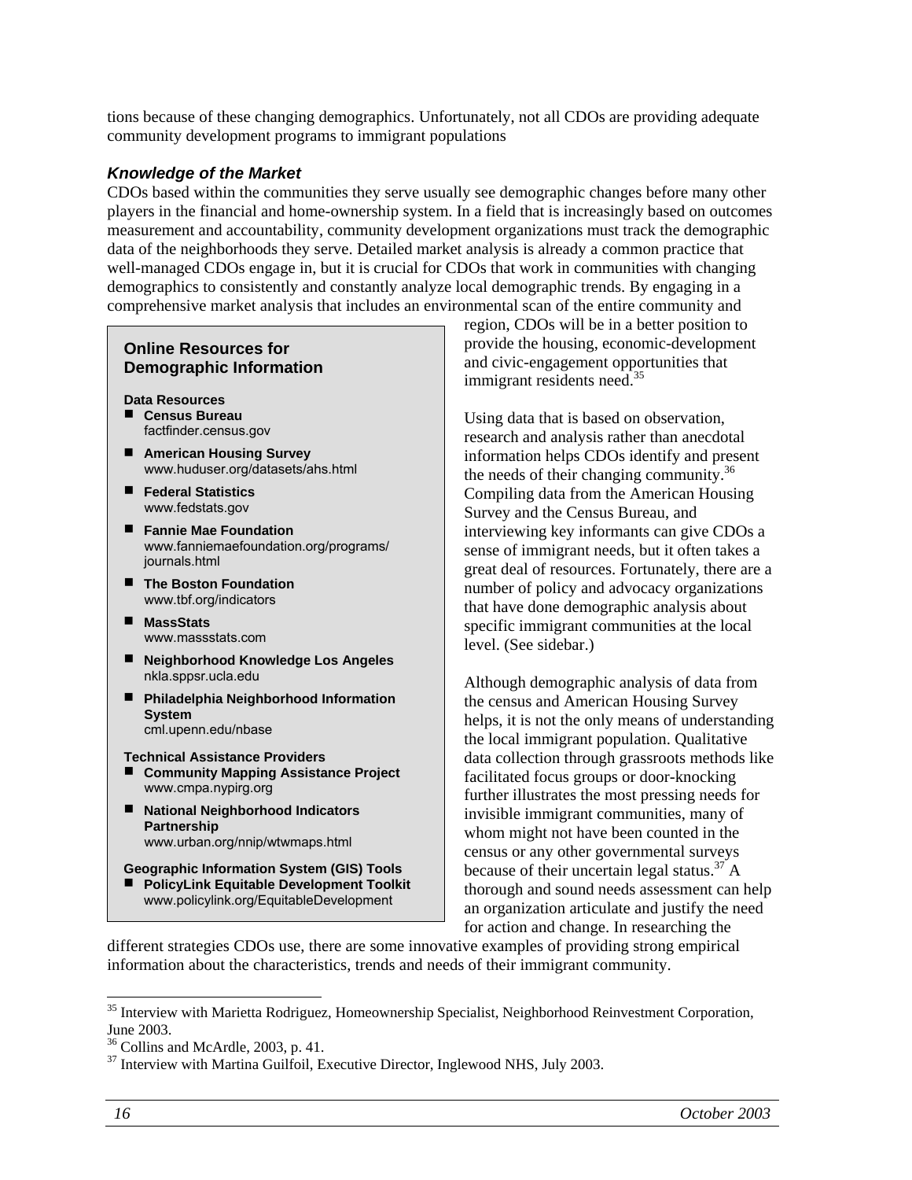tions because of these changing demographics. Unfortunately, not all CDOs are providing adequate community development programs to immigrant populations

### *Knowledge of the Market*

CDOs based within the communities they serve usually see demographic changes before many other players in the financial and home-ownership system. In a field that is increasingly based on outcomes measurement and accountability, community development organizations must track the demographic data of the neighborhoods they serve. Detailed market analysis is already a common practice that well-managed CDOs engage in, but it is crucial for CDOs that work in communities with changing demographics to consistently and constantly analyze local demographic trends. By engaging in a comprehensive market analysis that includes an environmental scan of the entire community and region, CDOs will be in a better position to provide the housing, economic-development and civic-engagement opportunities that immigrant residents need.[35]

Using data that is based on observation, research and analysis rather than anecdotal information helps CDOs identify and present the needs of their changing community.[36] Compiling data from the American Housing Survey and the Census Bureau, and interviewing key informants can give CDOs a sense of immigrant needs, but it often takes a great deal of resources. Fortunately, there are a number of policy and advocacy organizations that have done demographic analysis about specific immigrant communities at the local level. (See sidebar.)

Although demographic analysis of data from the census and American Housing Survey helps, it is not the only means of understanding the local immigrant population. Qualitative data collection through grassroots methods like facilitated focus groups or door-knocking further illustrates the most pressing needs for invisible immigrant communities, many of whom might not have been counted in the census or any other governmental surveys because of their uncertain legal status.[37] A thorough and sound needs assessment can help an organization articulate and justify the need for action and change. In researching the different strategies CDOs use, there are some innovative examples of providing strong empirical information about the characteristics, trends and needs of their immigrant community.

> **Online Resources for Demographic Information**
>
> **Data Resources**
>
> - **Census Bureau**
>   factfinder.census.gov
> - **American Housing Survey**
>   www.huduser.org/datasets/ahs.html
> - **Federal Statistics**
>   www.fedstats.gov
> - **Fannie Mae Foundation**
>   www.fanniemaefoundation.org/programs/journals.html
> - **The Boston Foundation**
>   www.tbf.org/indicators
> - **MassStats**
>   www.massstats.com
> - **Neighborhood Knowledge Los Angeles**
>   nkla.sppsr.ucla.edu
> - **Philadelphia Neighborhood Information System**
>   cml.upenn.edu/nbase
>
> **Technical Assistance Providers**
>
> - **Community Mapping Assistance Project**
>   www.cmpa.nypirg.org
> - **National Neighborhood Indicators Partnership**
>   www.urban.org/nnip/wtwmaps.html
>
> **Geographic Information System (GIS) Tools**
>
> - **PolicyLink Equitable Development Toolkit**
>   www.policylink.org/EquitableDevelopment

---

[35] Interview with Marietta Rodriguez, Homeownership Specialist, Neighborhood Reinvestment Corporation, June 2003.

[36] Collins and McArdle, 2003, p. 41.

[37] Interview with Martina Guilfoil, Executive Director, Inglewood NHS, July 2003.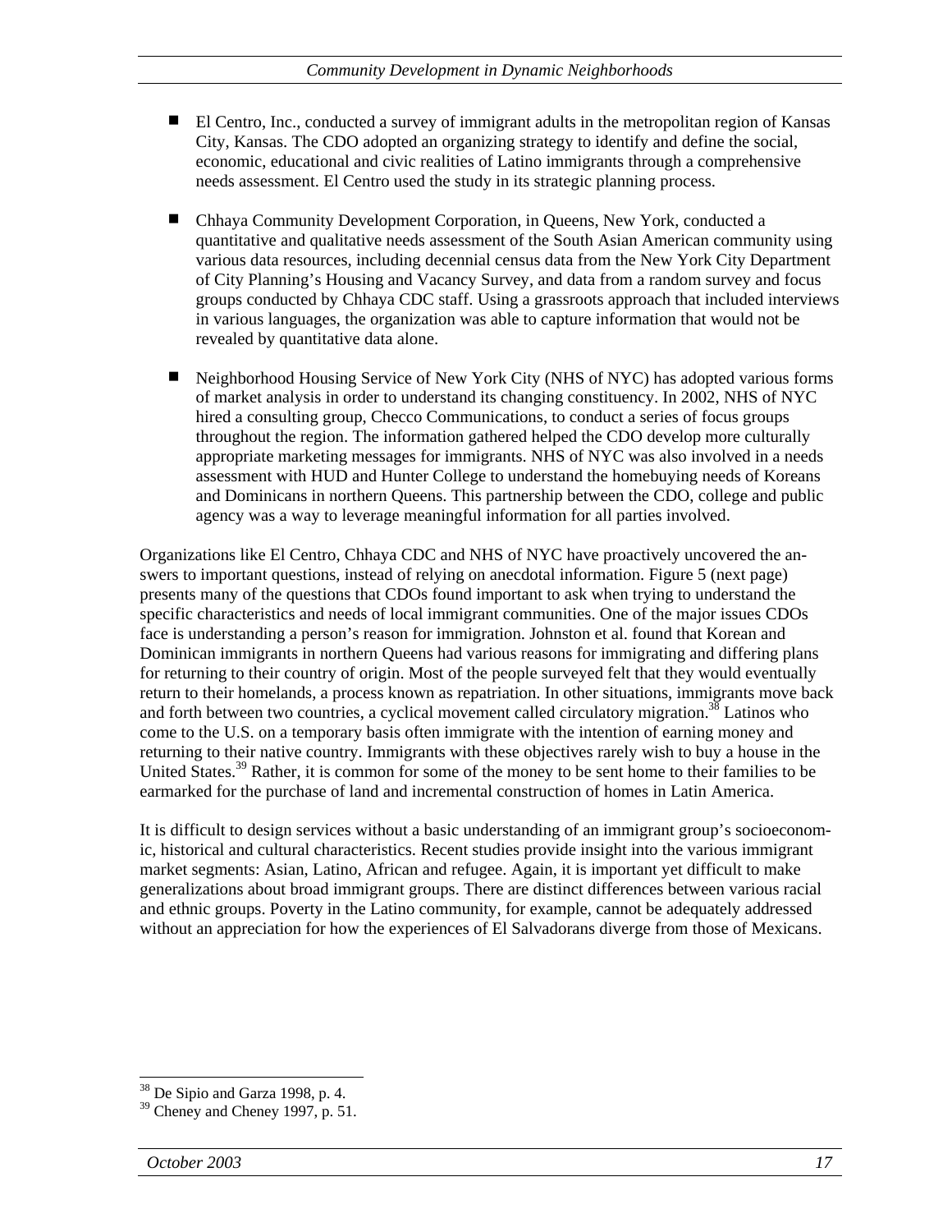- El Centro, Inc., conducted a survey of immigrant adults in the metropolitan region of Kansas City, Kansas. The CDO adopted an organizing strategy to identify and define the social, economic, educational and civic realities of Latino immigrants through a comprehensive needs assessment. El Centro used the study in its strategic planning process.

- Chhaya Community Development Corporation, in Queens, New York, conducted a quantitative and qualitative needs assessment of the South Asian American community using various data resources, including decennial census data from the New York City Department of City Planning's Housing and Vacancy Survey, and data from a random survey and focus groups conducted by Chhaya CDC staff. Using a grassroots approach that included interviews in various languages, the organization was able to capture information that would not be revealed by quantitative data alone.

- Neighborhood Housing Service of New York City (NHS of NYC) has adopted various forms of market analysis in order to understand its changing constituency. In 2002, NHS of NYC hired a consulting group, Checco Communications, to conduct a series of focus groups throughout the region. The information gathered helped the CDO develop more culturally appropriate marketing messages for immigrants. NHS of NYC was also involved in a needs assessment with HUD and Hunter College to understand the homebuying needs of Koreans and Dominicans in northern Queens. This partnership between the CDO, college and public agency was a way to leverage meaningful information for all parties involved.

Organizations like El Centro, Chhaya CDC and NHS of NYC have proactively uncovered the answers to important questions, instead of relying on anecdotal information. Figure 5 (next page) presents many of the questions that CDOs found important to ask when trying to understand the specific characteristics and needs of local immigrant communities. One of the major issues CDOs face is understanding a person's reason for immigration. Johnston et al. found that Korean and Dominican immigrants in northern Queens had various reasons for immigrating and differing plans for returning to their country of origin. Most of the people surveyed felt that they would eventually return to their homelands, a process known as repatriation. In other situations, immigrants move back and forth between two countries, a cyclical movement called circulatory migration.[38] Latinos who come to the U.S. on a temporary basis often immigrate with the intention of earning money and returning to their native country. Immigrants with these objectives rarely wish to buy a house in the United States.[39] Rather, it is common for some of the money to be sent home to their families to be earmarked for the purchase of land and incremental construction of homes in Latin America.

It is difficult to design services without a basic understanding of an immigrant group's socioeconomic, historical and cultural characteristics. Recent studies provide insight into the various immigrant market segments: Asian, Latino, African and refugee. Again, it is important yet difficult to make generalizations about broad immigrant groups. There are distinct differences between various racial and ethnic groups. Poverty in the Latino community, for example, cannot be adequately addressed without an appreciation for how the experiences of El Salvadorans diverge from those of Mexicans.

[38] De Sipio and Garza 1998, p. 4.

[39] Cheney and Cheney 1997, p. 51.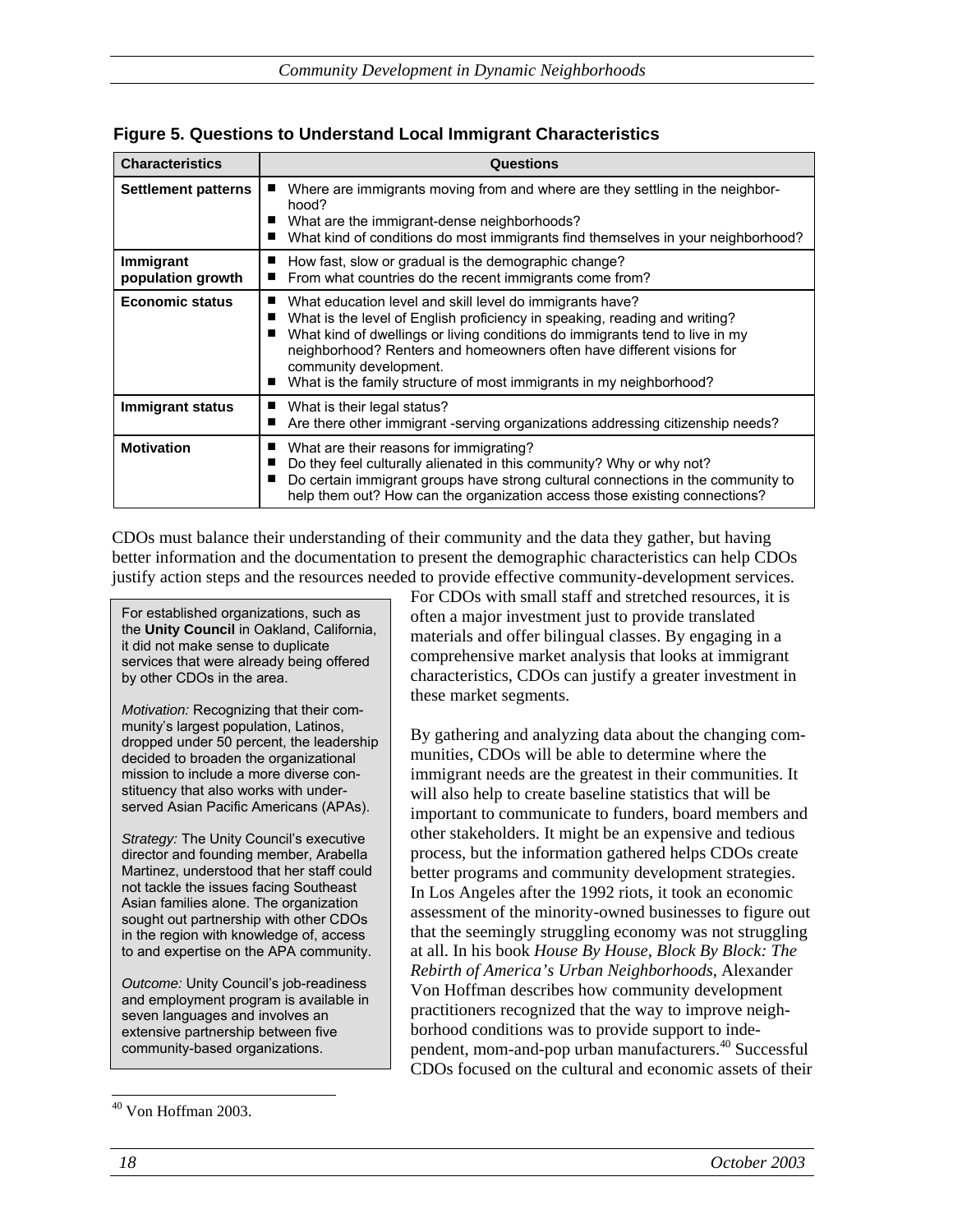**Figure 5. Questions to Understand Local Immigrant Characteristics**

| Characteristics | Questions |
|---|---|
| **Settlement patterns** | ■ Where are immigrants moving from and where are they settling in the neighborhood?<br>■ What are the immigrant-dense neighborhoods?<br>■ What kind of conditions do most immigrants find themselves in your neighborhood? |
| **Immigrant population growth** | ■ How fast, slow or gradual is the demographic change?<br>■ From what countries do the recent immigrants come from? |
| **Economic status** | ■ What education level and skill level do immigrants have?<br>■ What is the level of English proficiency in speaking, reading and writing?<br>■ What kind of dwellings or living conditions do immigrants tend to live in my neighborhood? Renters and homeowners often have different visions for community development.<br>■ What is the family structure of most immigrants in my neighborhood? |
| **Immigrant status** | ■ What is their legal status?<br>■ Are there other immigrant -serving organizations addressing citizenship needs? |
| **Motivation** | ■ What are their reasons for immigrating?<br>■ Do they feel culturally alienated in this community? Why or why not?<br>■ Do certain immigrant groups have strong cultural connections in the community to help them out? How can the organization access those existing connections? |

CDOs must balance their understanding of their community and the data they gather, but having better information and the documentation to present the demographic characteristics can help CDOs justify action steps and the resources needed to provide effective community-development services. For CDOs with small staff and stretched resources, it is often a major investment just to provide translated materials and offer bilingual classes. By engaging in a comprehensive market analysis that looks at immigrant characteristics, CDOs can justify a greater investment in these market segments.

> For established organizations, such as the **Unity Council** in Oakland, California, it did not make sense to duplicate services that were already being offered by other CDOs in the area.
>
> *Motivation:* Recognizing that their community's largest population, Latinos, dropped under 50 percent, the leadership decided to broaden the organizational mission to include a more diverse constituency that also works with underserved Asian Pacific Americans (APAs).
>
> *Strategy:* The Unity Council's executive director and founding member, Arabella Martinez, understood that her staff could not tackle the issues facing Southeast Asian families alone. The organization sought out partnership with other CDOs in the region with knowledge of, access to and expertise on the APA community.
>
> *Outcome:* Unity Council's job-readiness and employment program is available in seven languages and involves an extensive partnership between five community-based organizations.

By gathering and analyzing data about the changing communities, CDOs will be able to determine where the immigrant needs are the greatest in their communities. It will also help to create baseline statistics that will be important to communicate to funders, board members and other stakeholders. It might be an expensive and tedious process, but the information gathered helps CDOs create better programs and community development strategies. In Los Angeles after the 1992 riots, it took an economic assessment of the minority-owned businesses to figure out that the seemingly struggling economy was not struggling at all. In his book *House By House, Block By Block: The Rebirth of America's Urban Neighborhoods*, Alexander Von Hoffman describes how community development practitioners recognized that the way to improve neighborhood conditions was to provide support to independent, mom-and-pop urban manufacturers.[40] Successful CDOs focused on the cultural and economic assets of their

[40] Von Hoffman 2003.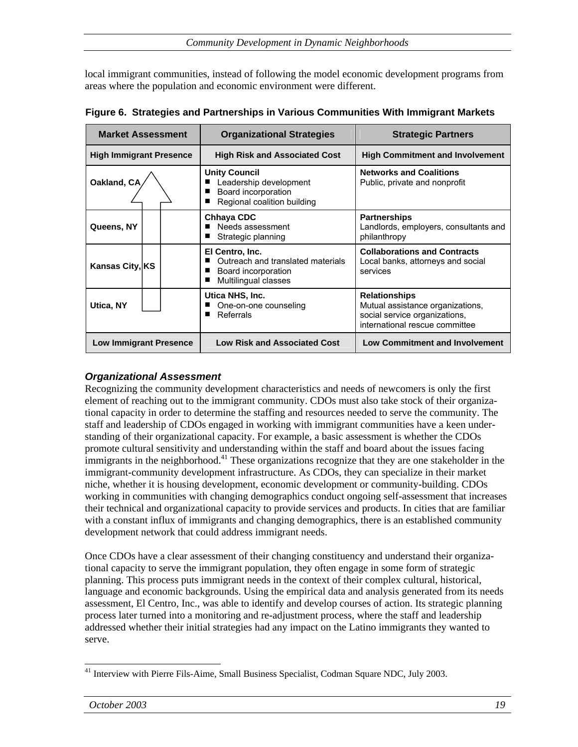local immigrant communities, instead of following the model economic development programs from areas where the population and economic environment were different.

**Figure 6. Strategies and Partnerships in Various Communities With Immigrant Markets**

| Market Assessment | Organizational Strategies | Strategic Partners |
|---|---|---|
| **High Immigrant Presence** | **High Risk and Associated Cost** | **High Commitment and Involvement** |
| **Oakland, CA** | **Unity Council**<br>■ Leadership development<br>■ Board incorporation<br>■ Regional coalition building | **Networks and Coalitions**<br>Public, private and nonprofit |
| **Queens, NY** | **Chhaya CDC**<br>■ Needs assessment<br>■ Strategic planning | **Partnerships**<br>Landlords, employers, consultants and philanthropy |
| **Kansas City, KS** | **El Centro, Inc.**<br>■ Outreach and translated materials<br>■ Board incorporation<br>■ Multilingual classes | **Collaborations and Contracts**<br>Local banks, attorneys and social services |
| **Utica, NY** | **Utica NHS, Inc.**<br>■ One-on-one counseling<br>■ Referrals | **Relationships**<br>Mutual assistance organizations, social service organizations, international rescue committee |
| **Low Immigrant Presence** | **Low Risk and Associated Cost** | **Low Commitment and Involvement** |

### *Organizational Assessment*

Recognizing the community development characteristics and needs of newcomers is only the first element of reaching out to the immigrant community. CDOs must also take stock of their organizational capacity in order to determine the staffing and resources needed to serve the community. The staff and leadership of CDOs engaged in working with immigrant communities have a keen understanding of their organizational capacity. For example, a basic assessment is whether the CDOs promote cultural sensitivity and understanding within the staff and board about the issues facing immigrants in the neighborhood.[41] These organizations recognize that they are one stakeholder in the immigrant-community development infrastructure. As CDOs, they can specialize in their market niche, whether it is housing development, economic development or community-building. CDOs working in communities with changing demographics conduct ongoing self-assessment that increases their technical and organizational capacity to provide services and products. In cities that are familiar with a constant influx of immigrants and changing demographics, there is an established community development network that could address immigrant needs.

Once CDOs have a clear assessment of their changing constituency and understand their organizational capacity to serve the immigrant population, they often engage in some form of strategic planning. This process puts immigrant needs in the context of their complex cultural, historical, language and economic backgrounds. Using the empirical data and analysis generated from its needs assessment, El Centro, Inc., was able to identify and develop courses of action. Its strategic planning process later turned into a monitoring and re-adjustment process, where the staff and leadership addressed whether their initial strategies had any impact on the Latino immigrants they wanted to serve.

[41] Interview with Pierre Fils-Aime, Small Business Specialist, Codman Square NDC, July 2003.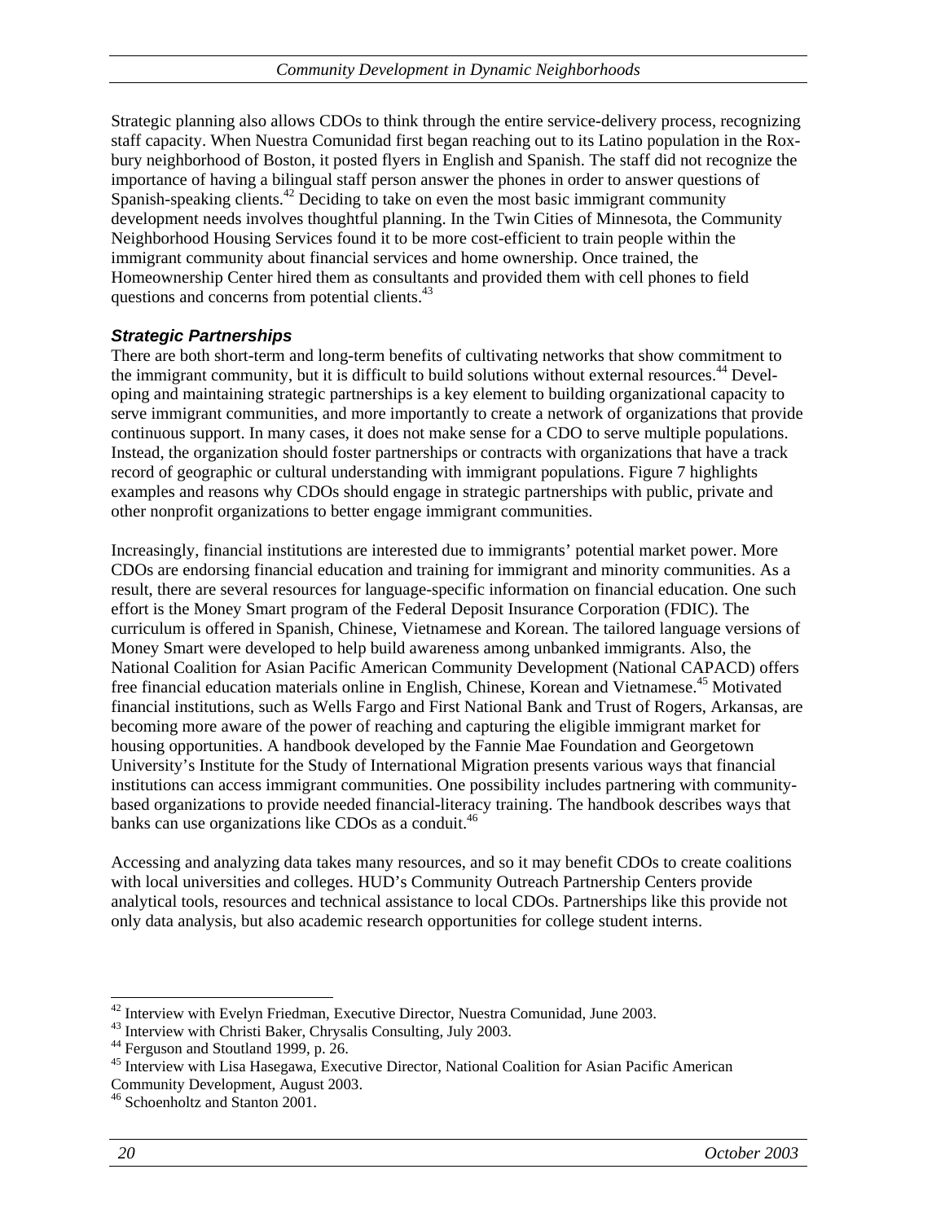Strategic planning also allows CDOs to think through the entire service-delivery process, recognizing staff capacity. When Nuestra Comunidad first began reaching out to its Latino population in the Roxbury neighborhood of Boston, it posted flyers in English and Spanish. The staff did not recognize the importance of having a bilingual staff person answer the phones in order to answer questions of Spanish-speaking clients.[42] Deciding to take on even the most basic immigrant community development needs involves thoughtful planning. In the Twin Cities of Minnesota, the Community Neighborhood Housing Services found it to be more cost-efficient to train people within the immigrant community about financial services and home ownership. Once trained, the Homeownership Center hired them as consultants and provided them with cell phones to field questions and concerns from potential clients.[43]

### *Strategic Partnerships*

There are both short-term and long-term benefits of cultivating networks that show commitment to the immigrant community, but it is difficult to build solutions without external resources.[44] Developing and maintaining strategic partnerships is a key element to building organizational capacity to serve immigrant communities, and more importantly to create a network of organizations that provide continuous support. In many cases, it does not make sense for a CDO to serve multiple populations. Instead, the organization should foster partnerships or contracts with organizations that have a track record of geographic or cultural understanding with immigrant populations. Figure 7 highlights examples and reasons why CDOs should engage in strategic partnerships with public, private and other nonprofit organizations to better engage immigrant communities.

Increasingly, financial institutions are interested due to immigrants' potential market power. More CDOs are endorsing financial education and training for immigrant and minority communities. As a result, there are several resources for language-specific information on financial education. One such effort is the Money Smart program of the Federal Deposit Insurance Corporation (FDIC). The curriculum is offered in Spanish, Chinese, Vietnamese and Korean. The tailored language versions of Money Smart were developed to help build awareness among unbanked immigrants. Also, the National Coalition for Asian Pacific American Community Development (National CAPACD) offers free financial education materials online in English, Chinese, Korean and Vietnamese.[45] Motivated financial institutions, such as Wells Fargo and First National Bank and Trust of Rogers, Arkansas, are becoming more aware of the power of reaching and capturing the eligible immigrant market for housing opportunities. A handbook developed by the Fannie Mae Foundation and Georgetown University's Institute for the Study of International Migration presents various ways that financial institutions can access immigrant communities. One possibility includes partnering with community-based organizations to provide needed financial-literacy training. The handbook describes ways that banks can use organizations like CDOs as a conduit.[46]

Accessing and analyzing data takes many resources, and so it may benefit CDOs to create coalitions with local universities and colleges. HUD's Community Outreach Partnership Centers provide analytical tools, resources and technical assistance to local CDOs. Partnerships like this provide not only data analysis, but also academic research opportunities for college student interns.

---

[42] Interview with Evelyn Friedman, Executive Director, Nuestra Comunidad, June 2003.
[43] Interview with Christi Baker, Chrysalis Consulting, July 2003.
[44] Ferguson and Stoutland 1999, p. 26.
[45] Interview with Lisa Hasegawa, Executive Director, National Coalition for Asian Pacific American Community Development, August 2003.
[46] Schoenholtz and Stanton 2001.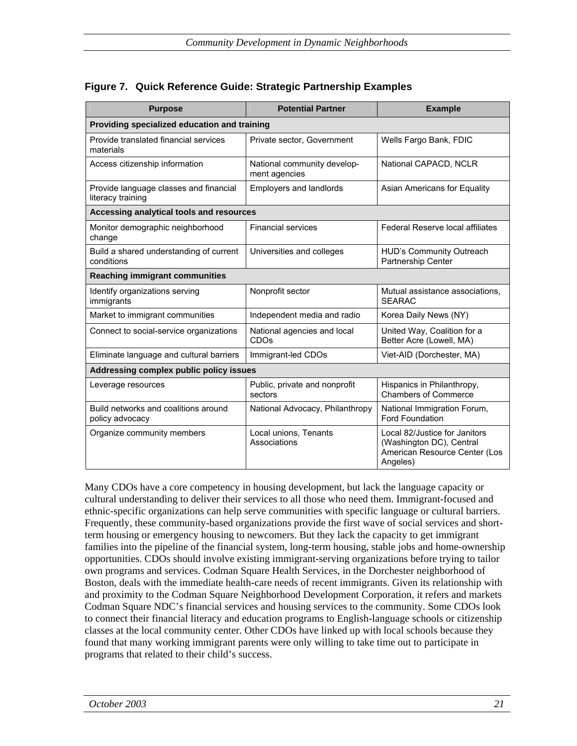**Figure 7. Quick Reference Guide: Strategic Partnership Examples**

| Purpose | Potential Partner | Example |
| --- | --- | --- |
| **Providing specialized education and training** | | |
| Provide translated financial services materials | Private sector, Government | Wells Fargo Bank, FDIC |
| Access citizenship information | National community development agencies | National CAPACD, NCLR |
| Provide language classes and financial literacy training | Employers and landlords | Asian Americans for Equality |
| **Accessing analytical tools and resources** | | |
| Monitor demographic neighborhood change | Financial services | Federal Reserve local affiliates |
| Build a shared understanding of current conditions | Universities and colleges | HUD's Community Outreach Partnership Center |
| **Reaching immigrant communities** | | |
| Identify organizations serving immigrants | Nonprofit sector | Mutual assistance associations, SEARAC |
| Market to immigrant communities | Independent media and radio | Korea Daily News (NY) |
| Connect to social-service organizations | National agencies and local CDOs | United Way, Coalition for a Better Acre (Lowell, MA) |
| Eliminate language and cultural barriers | Immigrant-led CDOs | Viet-AID (Dorchester, MA) |
| **Addressing complex public policy issues** | | |
| Leverage resources | Public, private and nonprofit sectors | Hispanics in Philanthropy, Chambers of Commerce |
| Build networks and coalitions around policy advocacy | National Advocacy, Philanthropy | National Immigration Forum, Ford Foundation |
| Organize community members | Local unions, Tenants Associations | Local 82/Justice for Janitors (Washington DC), Central American Resource Center (Los Angeles) |

Many CDOs have a core competency in housing development, but lack the language capacity or cultural understanding to deliver their services to all those who need them. Immigrant-focused and ethnic-specific organizations can help serve communities with specific language or cultural barriers. Frequently, these community-based organizations provide the first wave of social services and short-term housing or emergency housing to newcomers. But they lack the capacity to get immigrant families into the pipeline of the financial system, long-term housing, stable jobs and home-ownership opportunities. CDOs should involve existing immigrant-serving organizations before trying to tailor own programs and services. Codman Square Health Services, in the Dorchester neighborhood of Boston, deals with the immediate health-care needs of recent immigrants. Given its relationship with and proximity to the Codman Square Neighborhood Development Corporation, it refers and markets Codman Square NDC's financial services and housing services to the community. Some CDOs look to connect their financial literacy and education programs to English-language schools or citizenship classes at the local community center. Other CDOs have linked up with local schools because they found that many working immigrant parents were only willing to take time out to participate in programs that related to their child's success.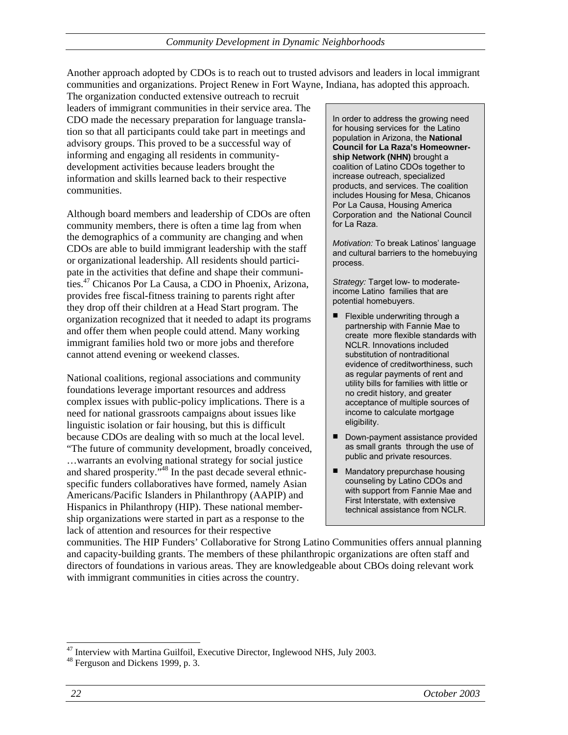Another approach adopted by CDOs is to reach out to trusted advisors and leaders in local immigrant communities and organizations. Project Renew in Fort Wayne, Indiana, has adopted this approach. The organization conducted extensive outreach to recruit leaders of immigrant communities in their service area. The CDO made the necessary preparation for language translation so that all participants could take part in meetings and advisory groups. This proved to be a successful way of informing and engaging all residents in community-development activities because leaders brought the information and skills learned back to their respective communities.

Although board members and leadership of CDOs are often community members, there is often a time lag from when the demographics of a community are changing and when CDOs are able to build immigrant leadership with the staff or organizational leadership. All residents should participate in the activities that define and shape their communities.[47] Chicanos Por La Causa, a CDO in Phoenix, Arizona, provides free fiscal-fitness training to parents right after they drop off their children at a Head Start program. The organization recognized that it needed to adapt its programs and offer them when people could attend. Many working immigrant families hold two or more jobs and therefore cannot attend evening or weekend classes.

National coalitions, regional associations and community foundations leverage important resources and address complex issues with public-policy implications. There is a need for national grassroots campaigns about issues like linguistic isolation or fair housing, but this is difficult because CDOs are dealing with so much at the local level. "The future of community development, broadly conceived, …warrants an evolving national strategy for social justice and shared prosperity."[48] In the past decade several ethnic-specific funders collaboratives have formed, namely Asian Americans/Pacific Islanders in Philanthropy (AAPIP) and Hispanics in Philanthropy (HIP). These national membership organizations were started in part as a response to the lack of attention and resources for their respective communities. The HIP Funders' Collaborative for Strong Latino Communities offers annual planning and capacity-building grants. The members of these philanthropic organizations are often staff and directors of foundations in various areas. They are knowledgeable about CBOs doing relevant work with immigrant communities in cities across the country.

> In order to address the growing need for housing services for the Latino population in Arizona, the **National Council for La Raza's Homeownership Network (NHN)** brought a coalition of Latino CDOs together to increase outreach, specialized products, and services. The coalition includes Housing for Mesa, Chicanos Por La Causa, Housing America Corporation and the National Council for La Raza.
>
> *Motivation:* To break Latinos' language and cultural barriers to the homebuying process.
>
> *Strategy:* Target low- to moderate-income Latino families that are potential homebuyers.
>
> - Flexible underwriting through a partnership with Fannie Mae to create more flexible standards with NCLR. Innovations included substitution of nontraditional evidence of creditworthiness, such as regular payments of rent and utility bills for families with little or no credit history, and greater acceptance of multiple sources of income to calculate mortgage eligibility.
> - Down-payment assistance provided as small grants through the use of public and private resources.
> - Mandatory prepurchase housing counseling by Latino CDOs and with support from Fannie Mae and First Interstate, with extensive technical assistance from NCLR.

---

[47] Interview with Martina Guilfoil, Executive Director, Inglewood NHS, July 2003.

[48] Ferguson and Dickens 1999, p. 3.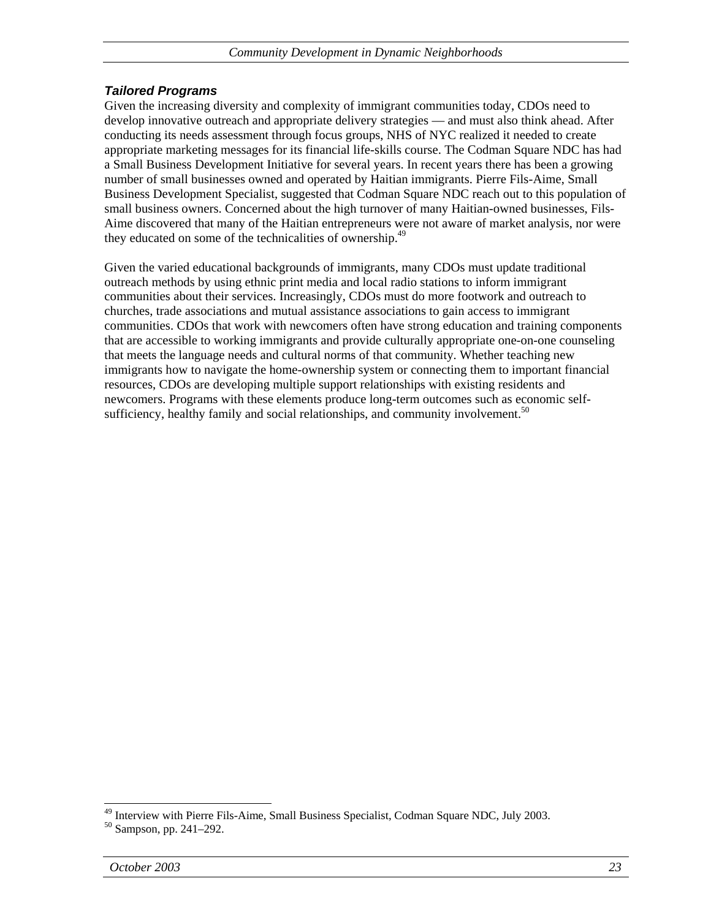### *Tailored Programs*

Given the increasing diversity and complexity of immigrant communities today, CDOs need to develop innovative outreach and appropriate delivery strategies — and must also think ahead. After conducting its needs assessment through focus groups, NHS of NYC realized it needed to create appropriate marketing messages for its financial life-skills course. The Codman Square NDC has had a Small Business Development Initiative for several years. In recent years there has been a growing number of small businesses owned and operated by Haitian immigrants. Pierre Fils-Aime, Small Business Development Specialist, suggested that Codman Square NDC reach out to this population of small business owners. Concerned about the high turnover of many Haitian-owned businesses, Fils-Aime discovered that many of the Haitian entrepreneurs were not aware of market analysis, nor were they educated on some of the technicalities of ownership.[49]

Given the varied educational backgrounds of immigrants, many CDOs must update traditional outreach methods by using ethnic print media and local radio stations to inform immigrant communities about their services. Increasingly, CDOs must do more footwork and outreach to churches, trade associations and mutual assistance associations to gain access to immigrant communities. CDOs that work with newcomers often have strong education and training components that are accessible to working immigrants and provide culturally appropriate one-on-one counseling that meets the language needs and cultural norms of that community. Whether teaching new immigrants how to navigate the home-ownership system or connecting them to important financial resources, CDOs are developing multiple support relationships with existing residents and newcomers. Programs with these elements produce long-term outcomes such as economic self-sufficiency, healthy family and social relationships, and community involvement.[50]

---

[49] Interview with Pierre Fils-Aime, Small Business Specialist, Codman Square NDC, July 2003.
[50] Sampson, pp. 241–292.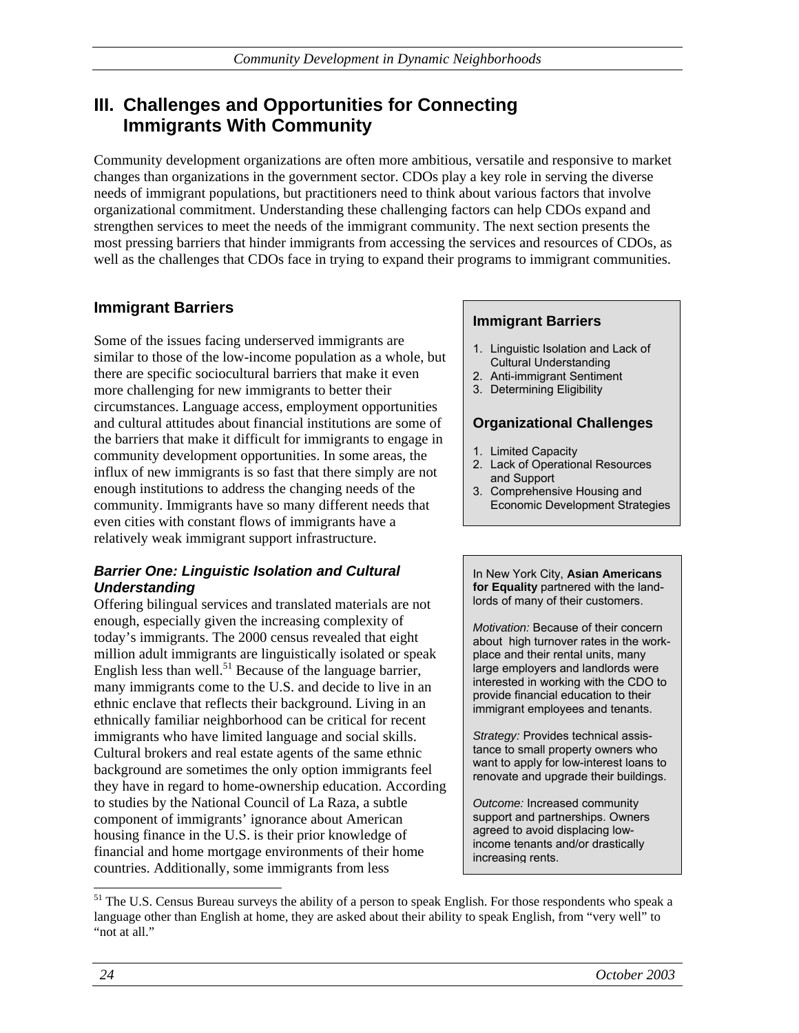## III. Challenges and Opportunities for Connecting Immigrants With Community

Community development organizations are often more ambitious, versatile and responsive to market changes than organizations in the government sector. CDOs play a key role in serving the diverse needs of immigrant populations, but practitioners need to think about various factors that involve organizational commitment. Understanding these challenging factors can help CDOs expand and strengthen services to meet the needs of the immigrant community. The next section presents the most pressing barriers that hinder immigrants from accessing the services and resources of CDOs, as well as the challenges that CDOs face in trying to expand their programs to immigrant communities.

### Immigrant Barriers

Some of the issues facing underserved immigrants are similar to those of the low-income population as a whole, but there are specific sociocultural barriers that make it even more challenging for new immigrants to better their circumstances. Language access, employment opportunities and cultural attitudes about financial institutions are some of the barriers that make it difficult for immigrants to engage in community development opportunities. In some areas, the influx of new immigrants is so fast that there simply are not enough institutions to address the changing needs of the community. Immigrants have so many different needs that even cities with constant flows of immigrants have a relatively weak immigrant support infrastructure.

> **Immigrant Barriers**
>
> 1. Linguistic Isolation and Lack of Cultural Understanding
> 2. Anti-immigrant Sentiment
> 3. Determining Eligibility
>
> **Organizational Challenges**
>
> 1. Limited Capacity
> 2. Lack of Operational Resources and Support
> 3. Comprehensive Housing and Economic Development Strategies

#### *Barrier One: Linguistic Isolation and Cultural Understanding*

Offering bilingual services and translated materials are not enough, especially given the increasing complexity of today's immigrants. The 2000 census revealed that eight million adult immigrants are linguistically isolated or speak English less than well.[51] Because of the language barrier, many immigrants come to the U.S. and decide to live in an ethnic enclave that reflects their background. Living in an ethnically familiar neighborhood can be critical for recent immigrants who have limited language and social skills. Cultural brokers and real estate agents of the same ethnic background are sometimes the only option immigrants feel they have in regard to home-ownership education. According to studies by the National Council of La Raza, a subtle component of immigrants' ignorance about American housing finance in the U.S. is their prior knowledge of financial and home mortgage environments of their home countries. Additionally, some immigrants from less

> In New York City, **Asian Americans for Equality** partnered with the landlords of many of their customers.
>
> *Motivation:* Because of their concern about high turnover rates in the workplace and their rental units, many large employers and landlords were interested in working with the CDO to provide financial education to their immigrant employees and tenants.
>
> *Strategy:* Provides technical assistance to small property owners who want to apply for low-interest loans to renovate and upgrade their buildings.
>
> *Outcome:* Increased community support and partnerships. Owners agreed to avoid displacing low-income tenants and/or drastically increasing rents.

[51] The U.S. Census Bureau surveys the ability of a person to speak English. For those respondents who speak a language other than English at home, they are asked about their ability to speak English, from "very well" to "not at all."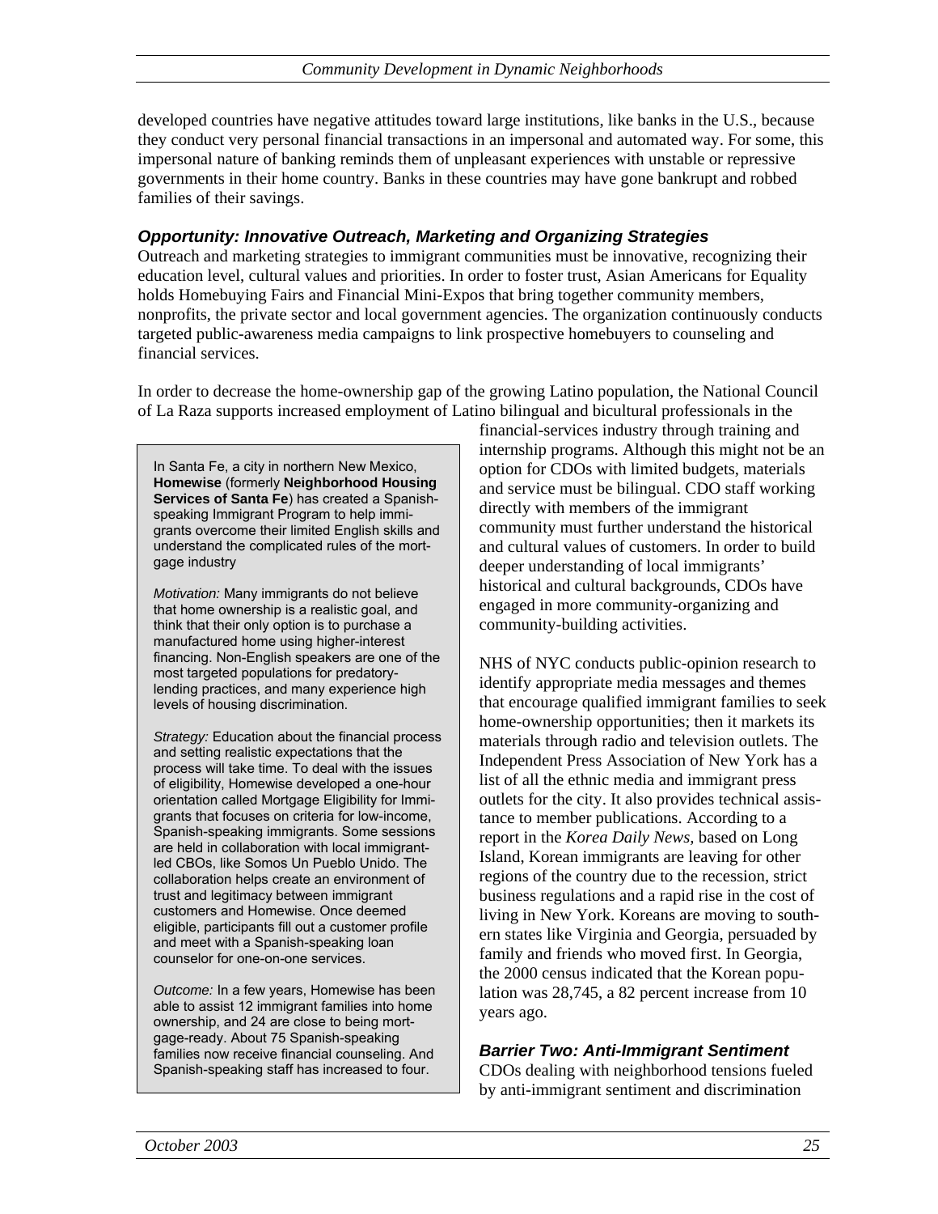developed countries have negative attitudes toward large institutions, like banks in the U.S., because they conduct very personal financial transactions in an impersonal and automated way. For some, this impersonal nature of banking reminds them of unpleasant experiences with unstable or repressive governments in their home country. Banks in these countries may have gone bankrupt and robbed families of their savings.

### *Opportunity: Innovative Outreach, Marketing and Organizing Strategies*

Outreach and marketing strategies to immigrant communities must be innovative, recognizing their education level, cultural values and priorities. In order to foster trust, Asian Americans for Equality holds Homebuying Fairs and Financial Mini-Expos that bring together community members, nonprofits, the private sector and local government agencies. The organization continuously conducts targeted public-awareness media campaigns to link prospective homebuyers to counseling and financial services.

In order to decrease the home-ownership gap of the growing Latino population, the National Council of La Raza supports increased employment of Latino bilingual and bicultural professionals in the financial-services industry through training and internship programs. Although this might not be an option for CDOs with limited budgets, materials and service must be bilingual. CDO staff working directly with members of the immigrant community must further understand the historical and cultural values of customers. In order to build deeper understanding of local immigrants' historical and cultural backgrounds, CDOs have engaged in more community-organizing and community-building activities.

NHS of NYC conducts public-opinion research to identify appropriate media messages and themes that encourage qualified immigrant families to seek home-ownership opportunities; then it markets its materials through radio and television outlets. The Independent Press Association of New York has a list of all the ethnic media and immigrant press outlets for the city. It also provides technical assistance to member publications. According to a report in the *Korea Daily News*, based on Long Island, Korean immigrants are leaving for other regions of the country due to the recession, strict business regulations and a rapid rise in the cost of living in New York. Koreans are moving to southern states like Virginia and Georgia, persuaded by family and friends who moved first. In Georgia, the 2000 census indicated that the Korean population was 28,745, a 82 percent increase from 10 years ago.

> In Santa Fe, a city in northern New Mexico, **Homewise** (formerly **Neighborhood Housing Services of Santa Fe**) has created a Spanish-speaking Immigrant Program to help immigrants overcome their limited English skills and understand the complicated rules of the mortgage industry
>
> *Motivation:* Many immigrants do not believe that home ownership is a realistic goal, and think that their only option is to purchase a manufactured home using higher-interest financing. Non-English speakers are one of the most targeted populations for predatory-lending practices, and many experience high levels of housing discrimination.
>
> *Strategy:* Education about the financial process and setting realistic expectations that the process will take time. To deal with the issues of eligibility, Homewise developed a one-hour orientation called Mortgage Eligibility for Immigrants that focuses on criteria for low-income, Spanish-speaking immigrants. Some sessions are held in collaboration with local immigrant-led CBOs, like Somos Un Pueblo Unido. The collaboration helps create an environment of trust and legitimacy between immigrant customers and Homewise. Once deemed eligible, participants fill out a customer profile and meet with a Spanish-speaking loan counselor for one-on-one services.
>
> *Outcome:* In a few years, Homewise has been able to assist 12 immigrant families into home ownership, and 24 are close to being mortgage-ready. About 75 Spanish-speaking families now receive financial counseling. And Spanish-speaking staff has increased to four.

### *Barrier Two: Anti-Immigrant Sentiment*

CDOs dealing with neighborhood tensions fueled by anti-immigrant sentiment and discrimination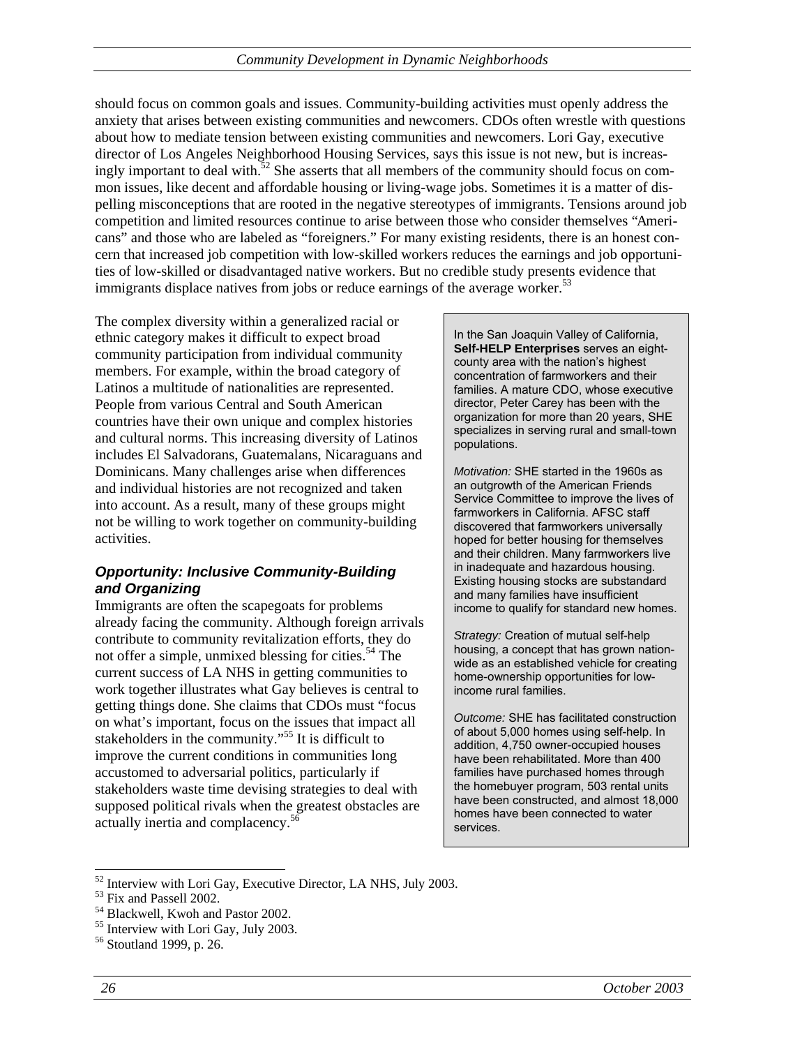should focus on common goals and issues. Community-building activities must openly address the anxiety that arises between existing communities and newcomers. CDOs often wrestle with questions about how to mediate tension between existing communities and newcomers. Lori Gay, executive director of Los Angeles Neighborhood Housing Services, says this issue is not new, but is increasingly important to deal with.[52] She asserts that all members of the community should focus on common issues, like decent and affordable housing or living-wage jobs. Sometimes it is a matter of dispelling misconceptions that are rooted in the negative stereotypes of immigrants. Tensions around job competition and limited resources continue to arise between those who consider themselves "Americans" and those who are labeled as "foreigners." For many existing residents, there is an honest concern that increased job competition with low-skilled workers reduces the earnings and job opportunities of low-skilled or disadvantaged native workers. But no credible study presents evidence that immigrants displace natives from jobs or reduce earnings of the average worker.[53]

The complex diversity within a generalized racial or ethnic category makes it difficult to expect broad community participation from individual community members. For example, within the broad category of Latinos a multitude of nationalities are represented. People from various Central and South American countries have their own unique and complex histories and cultural norms. This increasing diversity of Latinos includes El Salvadorans, Guatemalans, Nicaraguans and Dominicans. Many challenges arise when differences and individual histories are not recognized and taken into account. As a result, many of these groups might not be willing to work together on community-building activities.

### *Opportunity: Inclusive Community-Building and Organizing*

Immigrants are often the scapegoats for problems already facing the community. Although foreign arrivals contribute to community revitalization efforts, they do not offer a simple, unmixed blessing for cities.[54] The current success of LA NHS in getting communities to work together illustrates what Gay believes is central to getting things done. She claims that CDOs must "focus on what's important, focus on the issues that impact all stakeholders in the community."[55] It is difficult to improve the current conditions in communities long accustomed to adversarial politics, particularly if stakeholders waste time devising strategies to deal with supposed political rivals when the greatest obstacles are actually inertia and complacency.[56]

> In the San Joaquin Valley of California, **Self-HELP Enterprises** serves an eight-county area with the nation's highest concentration of farmworkers and their families. A mature CDO, whose executive director, Peter Carey has been with the organization for more than 20 years, SHE specializes in serving rural and small-town populations.
>
> *Motivation:* SHE started in the 1960s as an outgrowth of the American Friends Service Committee to improve the lives of farmworkers in California. AFSC staff discovered that farmworkers universally hoped for better housing for themselves and their children. Many farmworkers live in inadequate and hazardous housing. Existing housing stocks are substandard and many families have insufficient income to qualify for standard new homes.
>
> *Strategy:* Creation of mutual self-help housing, a concept that has grown nationwide as an established vehicle for creating home-ownership opportunities for low-income rural families.
>
> *Outcome:* SHE has facilitated construction of about 5,000 homes using self-help. In addition, 4,750 owner-occupied houses have been rehabilitated. More than 400 families have purchased homes through the homebuyer program, 503 rental units have been constructed, and almost 18,000 homes have been connected to water services.

---

[52] Interview with Lori Gay, Executive Director, LA NHS, July 2003.
[53] Fix and Passell 2002.
[54] Blackwell, Kwoh and Pastor 2002.
[55] Interview with Lori Gay, July 2003.
[56] Stoutland 1999, p. 26.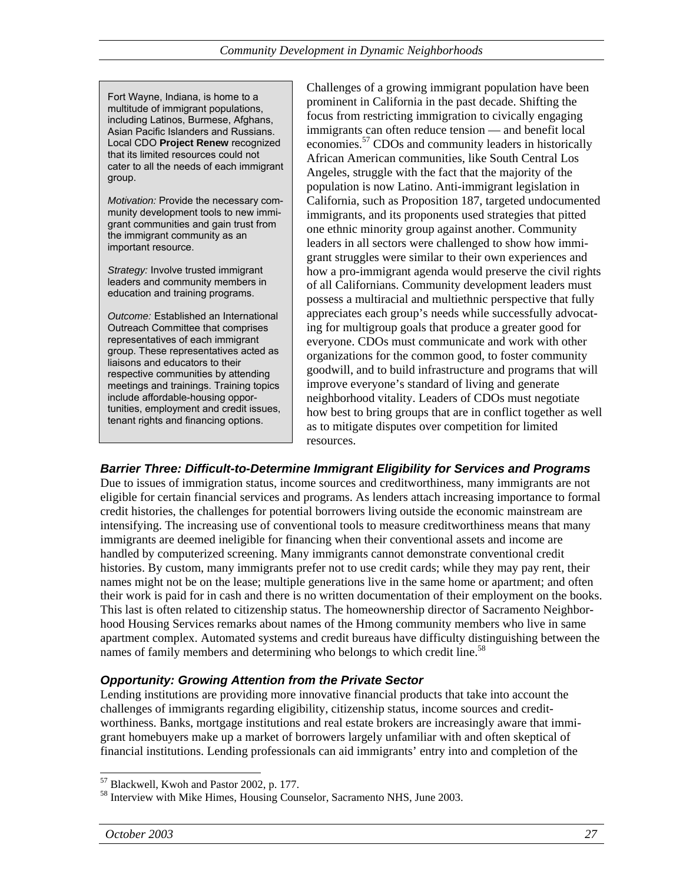> Fort Wayne, Indiana, is home to a multitude of immigrant populations, including Latinos, Burmese, Afghans, Asian Pacific Islanders and Russians. Local CDO **Project Renew** recognized that its limited resources could not cater to all the needs of each immigrant group.
>
> *Motivation:* Provide the necessary community development tools to new immigrant communities and gain trust from the immigrant community as an important resource.
>
> *Strategy:* Involve trusted immigrant leaders and community members in education and training programs.
>
> *Outcome:* Established an International Outreach Committee that comprises representatives of each immigrant group. These representatives acted as liaisons and educators to their respective communities by attending meetings and trainings. Training topics include affordable-housing opportunities, employment and credit issues, tenant rights and financing options.

Challenges of a growing immigrant population have been prominent in California in the past decade. Shifting the focus from restricting immigration to civically engaging immigrants can often reduce tension — and benefit local economies.[57] CDOs and community leaders in historically African American communities, like South Central Los Angeles, struggle with the fact that the majority of the population is now Latino. Anti-immigrant legislation in California, such as Proposition 187, targeted undocumented immigrants, and its proponents used strategies that pitted one ethnic minority group against another. Community leaders in all sectors were challenged to show how immigrant struggles were similar to their own experiences and how a pro-immigrant agenda would preserve the civil rights of all Californians. Community development leaders must possess a multiracial and multiethnic perspective that fully appreciates each group's needs while successfully advocating for multigroup goals that produce a greater good for everyone. CDOs must communicate and work with other organizations for the common good, to foster community goodwill, and to build infrastructure and programs that will improve everyone's standard of living and generate neighborhood vitality. Leaders of CDOs must negotiate how best to bring groups that are in conflict together as well as to mitigate disputes over competition for limited resources.

### *Barrier Three: Difficult-to-Determine Immigrant Eligibility for Services and Programs*

Due to issues of immigration status, income sources and creditworthiness, many immigrants are not eligible for certain financial services and programs. As lenders attach increasing importance to formal credit histories, the challenges for potential borrowers living outside the economic mainstream are intensifying. The increasing use of conventional tools to measure creditworthiness means that many immigrants are deemed ineligible for financing when their conventional assets and income are handled by computerized screening. Many immigrants cannot demonstrate conventional credit histories. By custom, many immigrants prefer not to use credit cards; while they may pay rent, their names might not be on the lease; multiple generations live in the same home or apartment; and often their work is paid for in cash and there is no written documentation of their employment on the books. This last is often related to citizenship status. The homeownership director of Sacramento Neighborhood Housing Services remarks about names of the Hmong community members who live in same apartment complex. Automated systems and credit bureaus have difficulty distinguishing between the names of family members and determining who belongs to which credit line.[58]

### *Opportunity: Growing Attention from the Private Sector*

Lending institutions are providing more innovative financial products that take into account the challenges of immigrants regarding eligibility, citizenship status, income sources and creditworthiness. Banks, mortgage institutions and real estate brokers are increasingly aware that immigrant homebuyers make up a market of borrowers largely unfamiliar with and often skeptical of financial institutions. Lending professionals can aid immigrants' entry into and completion of the

[57] Blackwell, Kwoh and Pastor 2002, p. 177.

[58] Interview with Mike Himes, Housing Counselor, Sacramento NHS, June 2003.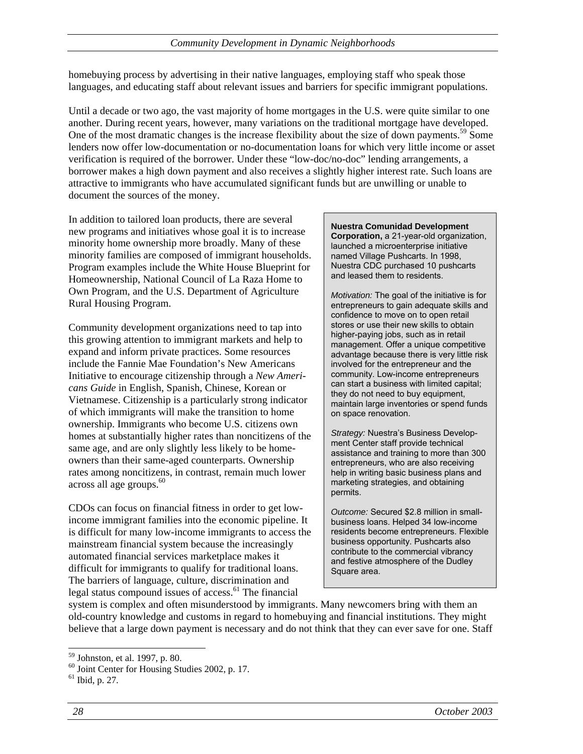homebuying process by advertising in their native languages, employing staff who speak those languages, and educating staff about relevant issues and barriers for specific immigrant populations.

Until a decade or two ago, the vast majority of home mortgages in the U.S. were quite similar to one another. During recent years, however, many variations on the traditional mortgage have developed. One of the most dramatic changes is the increase flexibility about the size of down payments.[59] Some lenders now offer low-documentation or no-documentation loans for which very little income or asset verification is required of the borrower. Under these "low-doc/no-doc" lending arrangements, a borrower makes a high down payment and also receives a slightly higher interest rate. Such loans are attractive to immigrants who have accumulated significant funds but are unwilling or unable to document the sources of the money.

In addition to tailored loan products, there are several new programs and initiatives whose goal it is to increase minority home ownership more broadly. Many of these minority families are composed of immigrant households. Program examples include the White House Blueprint for Homeownership, National Council of La Raza Home to Own Program, and the U.S. Department of Agriculture Rural Housing Program.

Community development organizations need to tap into this growing attention to immigrant markets and help to expand and inform private practices. Some resources include the Fannie Mae Foundation's New Americans Initiative to encourage citizenship through a *New Americans Guide* in English, Spanish, Chinese, Korean or Vietnamese. Citizenship is a particularly strong indicator of which immigrants will make the transition to home ownership. Immigrants who become U.S. citizens own homes at substantially higher rates than noncitizens of the same age, and are only slightly less likely to be homeowners than their same-aged counterparts. Ownership rates among noncitizens, in contrast, remain much lower across all age groups.[60]

CDOs can focus on financial fitness in order to get low-income immigrant families into the economic pipeline. It is difficult for many low-income immigrants to access the mainstream financial system because the increasingly automated financial services marketplace makes it difficult for immigrants to qualify for traditional loans. The barriers of language, culture, discrimination and legal status compound issues of access.[61] The financial system is complex and often misunderstood by immigrants. Many newcomers bring with them an old-country knowledge and customs in regard to homebuying and financial institutions. They might believe that a large down payment is necessary and do not think that they can ever save for one. Staff

> **Nuestra Comunidad Development Corporation,** a 21-year-old organization, launched a microenterprise initiative named Village Pushcarts. In 1998, Nuestra CDC purchased 10 pushcarts and leased them to residents.
>
> *Motivation:* The goal of the initiative is for entrepreneurs to gain adequate skills and confidence to move on to open retail stores or use their new skills to obtain higher-paying jobs, such as in retail management. Offer a unique competitive advantage because there is very little risk involved for the entrepreneur and the community. Low-income entrepreneurs can start a business with limited capital; they do not need to buy equipment, maintain large inventories or spend funds on space renovation.
>
> *Strategy:* Nuestra's Business Development Center staff provide technical assistance and training to more than 300 entrepreneurs, who are also receiving help in writing basic business plans and marketing strategies, and obtaining permits.
>
> *Outcome:* Secured $2.8 million in small-business loans. Helped 34 low-income residents become entrepreneurs. Flexible business opportunity. Pushcarts also contribute to the commercial vibrancy and festive atmosphere of the Dudley Square area.

---

[59] Johnston, et al. 1997, p. 80.

[60] Joint Center for Housing Studies 2002, p. 17.

[61] Ibid, p. 27.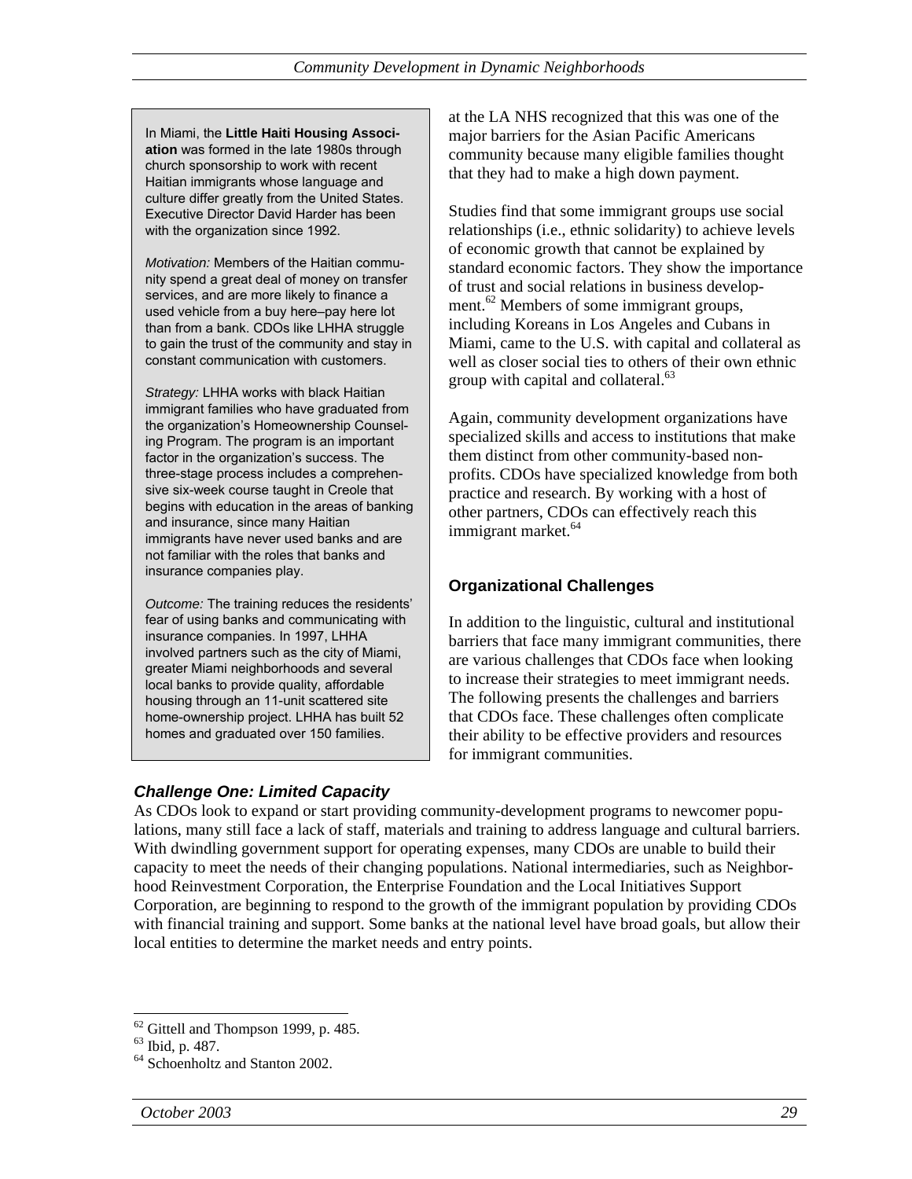In Miami, the **Little Haiti Housing Association** was formed in the late 1980s through church sponsorship to work with recent Haitian immigrants whose language and culture differ greatly from the United States. Executive Director David Harder has been with the organization since 1992.

*Motivation:* Members of the Haitian community spend a great deal of money on transfer services, and are more likely to finance a used vehicle from a buy here–pay here lot than from a bank. CDOs like LHHA struggle to gain the trust of the community and stay in constant communication with customers.

*Strategy:* LHHA works with black Haitian immigrant families who have graduated from the organization's Homeownership Counseling Program. The program is an important factor in the organization's success. The three-stage process includes a comprehensive six-week course taught in Creole that begins with education in the areas of banking and insurance, since many Haitian immigrants have never used banks and are not familiar with the roles that banks and insurance companies play.

*Outcome:* The training reduces the residents' fear of using banks and communicating with insurance companies. In 1997, LHHA involved partners such as the city of Miami, greater Miami neighborhoods and several local banks to provide quality, affordable housing through an 11-unit scattered site home-ownership project. LHHA has built 52 homes and graduated over 150 families.

at the LA NHS recognized that this was one of the major barriers for the Asian Pacific Americans community because many eligible families thought that they had to make a high down payment.

Studies find that some immigrant groups use social relationships (i.e., ethnic solidarity) to achieve levels of economic growth that cannot be explained by standard economic factors. They show the importance of trust and social relations in business development.[62] Members of some immigrant groups, including Koreans in Los Angeles and Cubans in Miami, came to the U.S. with capital and collateral as well as closer social ties to others of their own ethnic group with capital and collateral.[63]

Again, community development organizations have specialized skills and access to institutions that make them distinct from other community-based nonprofits. CDOs have specialized knowledge from both practice and research. By working with a host of other partners, CDOs can effectively reach this immigrant market.[64]

### Organizational Challenges

In addition to the linguistic, cultural and institutional barriers that face many immigrant communities, there are various challenges that CDOs face when looking to increase their strategies to meet immigrant needs. The following presents the challenges and barriers that CDOs face. These challenges often complicate their ability to be effective providers and resources for immigrant communities.

#### *Challenge One: Limited Capacity*

As CDOs look to expand or start providing community-development programs to newcomer populations, many still face a lack of staff, materials and training to address language and cultural barriers. With dwindling government support for operating expenses, many CDOs are unable to build their capacity to meet the needs of their changing populations. National intermediaries, such as Neighborhood Reinvestment Corporation, the Enterprise Foundation and the Local Initiatives Support Corporation, are beginning to respond to the growth of the immigrant population by providing CDOs with financial training and support. Some banks at the national level have broad goals, but allow their local entities to determine the market needs and entry points.

[62] Gittell and Thompson 1999, p. 485.
[63] Ibid, p. 487.
[64] Schoenholtz and Stanton 2002.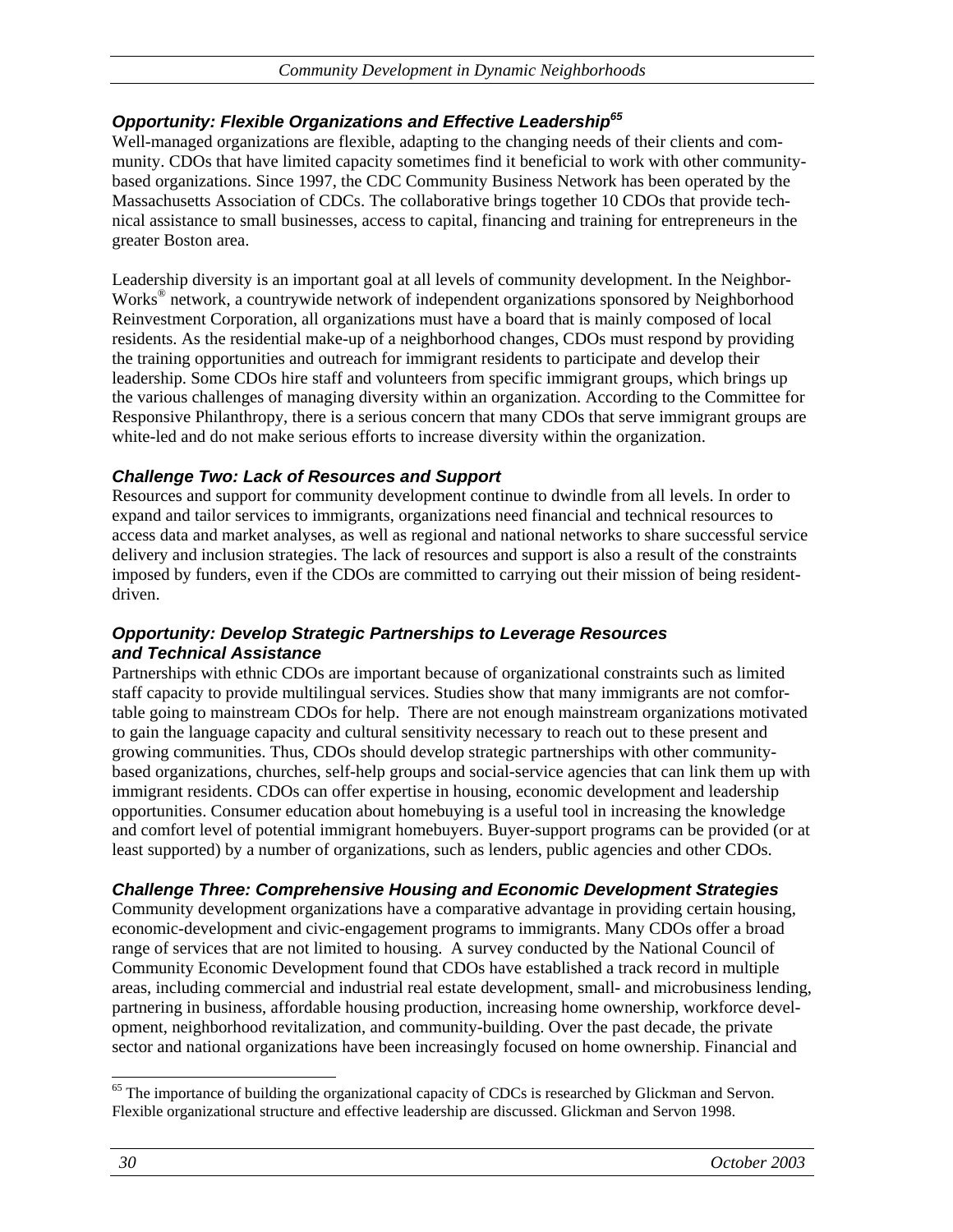### *Opportunity: Flexible Organizations and Effective Leadership*[65]

Well-managed organizations are flexible, adapting to the changing needs of their clients and community. CDOs that have limited capacity sometimes find it beneficial to work with other community-based organizations. Since 1997, the CDC Community Business Network has been operated by the Massachusetts Association of CDCs. The collaborative brings together 10 CDOs that provide technical assistance to small businesses, access to capital, financing and training for entrepreneurs in the greater Boston area.

Leadership diversity is an important goal at all levels of community development. In the NeighborWorks® network, a countrywide network of independent organizations sponsored by Neighborhood Reinvestment Corporation, all organizations must have a board that is mainly composed of local residents. As the residential make-up of a neighborhood changes, CDOs must respond by providing the training opportunities and outreach for immigrant residents to participate and develop their leadership. Some CDOs hire staff and volunteers from specific immigrant groups, which brings up the various challenges of managing diversity within an organization. According to the Committee for Responsive Philanthropy, there is a serious concern that many CDOs that serve immigrant groups are white-led and do not make serious efforts to increase diversity within the organization.

### *Challenge Two: Lack of Resources and Support*

Resources and support for community development continue to dwindle from all levels. In order to expand and tailor services to immigrants, organizations need financial and technical resources to access data and market analyses, as well as regional and national networks to share successful service delivery and inclusion strategies. The lack of resources and support is also a result of the constraints imposed by funders, even if the CDOs are committed to carrying out their mission of being resident-driven.

### *Opportunity: Develop Strategic Partnerships to Leverage Resources and Technical Assistance*

Partnerships with ethnic CDOs are important because of organizational constraints such as limited staff capacity to provide multilingual services. Studies show that many immigrants are not comfortable going to mainstream CDOs for help. There are not enough mainstream organizations motivated to gain the language capacity and cultural sensitivity necessary to reach out to these present and growing communities. Thus, CDOs should develop strategic partnerships with other community-based organizations, churches, self-help groups and social-service agencies that can link them up with immigrant residents. CDOs can offer expertise in housing, economic development and leadership opportunities. Consumer education about homebuying is a useful tool in increasing the knowledge and comfort level of potential immigrant homebuyers. Buyer-support programs can be provided (or at least supported) by a number of organizations, such as lenders, public agencies and other CDOs.

### *Challenge Three: Comprehensive Housing and Economic Development Strategies*

Community development organizations have a comparative advantage in providing certain housing, economic-development and civic-engagement programs to immigrants. Many CDOs offer a broad range of services that are not limited to housing. A survey conducted by the National Council of Community Economic Development found that CDOs have established a track record in multiple areas, including commercial and industrial real estate development, small- and microbusiness lending, partnering in business, affordable housing production, increasing home ownership, workforce development, neighborhood revitalization, and community-building. Over the past decade, the private sector and national organizations have been increasingly focused on home ownership. Financial and

---

[65] The importance of building the organizational capacity of CDCs is researched by Glickman and Servon. Flexible organizational structure and effective leadership are discussed. Glickman and Servon 1998.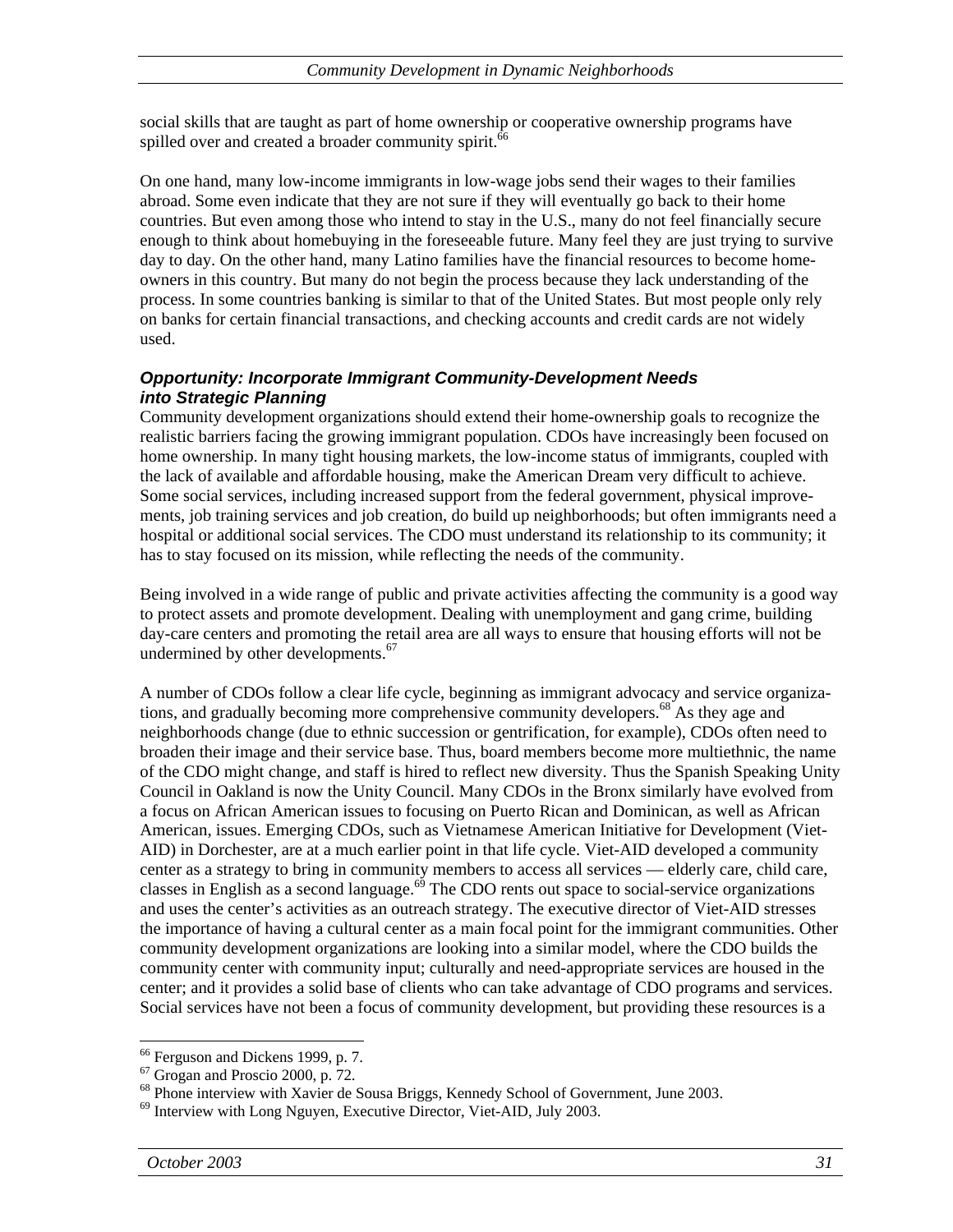social skills that are taught as part of home ownership or cooperative ownership programs have spilled over and created a broader community spirit.[66]

On one hand, many low-income immigrants in low-wage jobs send their wages to their families abroad. Some even indicate that they are not sure if they will eventually go back to their home countries. But even among those who intend to stay in the U.S., many do not feel financially secure enough to think about homebuying in the foreseeable future. Many feel they are just trying to survive day to day. On the other hand, many Latino families have the financial resources to become home-owners in this country. But many do not begin the process because they lack understanding of the process. In some countries banking is similar to that of the United States. But most people only rely on banks for certain financial transactions, and checking accounts and credit cards are not widely used.

### *Opportunity: Incorporate Immigrant Community-Development Needs into Strategic Planning*

Community development organizations should extend their home-ownership goals to recognize the realistic barriers facing the growing immigrant population. CDOs have increasingly been focused on home ownership. In many tight housing markets, the low-income status of immigrants, coupled with the lack of available and affordable housing, make the American Dream very difficult to achieve. Some social services, including increased support from the federal government, physical improvements, job training services and job creation, do build up neighborhoods; but often immigrants need a hospital or additional social services. The CDO must understand its relationship to its community; it has to stay focused on its mission, while reflecting the needs of the community.

Being involved in a wide range of public and private activities affecting the community is a good way to protect assets and promote development. Dealing with unemployment and gang crime, building day-care centers and promoting the retail area are all ways to ensure that housing efforts will not be undermined by other developments.[67]

A number of CDOs follow a clear life cycle, beginning as immigrant advocacy and service organizations, and gradually becoming more comprehensive community developers.[68] As they age and neighborhoods change (due to ethnic succession or gentrification, for example), CDOs often need to broaden their image and their service base. Thus, board members become more multiethnic, the name of the CDO might change, and staff is hired to reflect new diversity. Thus the Spanish Speaking Unity Council in Oakland is now the Unity Council. Many CDOs in the Bronx similarly have evolved from a focus on African American issues to focusing on Puerto Rican and Dominican, as well as African American, issues. Emerging CDOs, such as Vietnamese American Initiative for Development (Viet-AID) in Dorchester, are at a much earlier point in that life cycle. Viet-AID developed a community center as a strategy to bring in community members to access all services — elderly care, child care, classes in English as a second language.[69] The CDO rents out space to social-service organizations and uses the center's activities as an outreach strategy. The executive director of Viet-AID stresses the importance of having a cultural center as a main focal point for the immigrant communities. Other community development organizations are looking into a similar model, where the CDO builds the community center with community input; culturally and need-appropriate services are housed in the center; and it provides a solid base of clients who can take advantage of CDO programs and services. Social services have not been a focus of community development, but providing these resources is a

---

[66] Ferguson and Dickens 1999, p. 7.

[67] Grogan and Proscio 2000, p. 72.

[68] Phone interview with Xavier de Sousa Briggs, Kennedy School of Government, June 2003.

[69] Interview with Long Nguyen, Executive Director, Viet-AID, July 2003.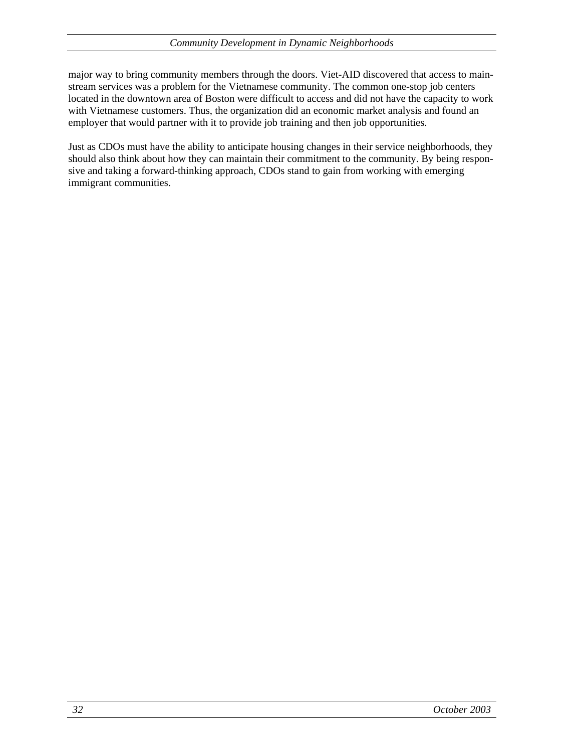major way to bring community members through the doors. Viet-AID discovered that access to mainstream services was a problem for the Vietnamese community. The common one-stop job centers located in the downtown area of Boston were difficult to access and did not have the capacity to work with Vietnamese customers. Thus, the organization did an economic market analysis and found an employer that would partner with it to provide job training and then job opportunities.

Just as CDOs must have the ability to anticipate housing changes in their service neighborhoods, they should also think about how they can maintain their commitment to the community. By being responsive and taking a forward-thinking approach, CDOs stand to gain from working with emerging immigrant communities.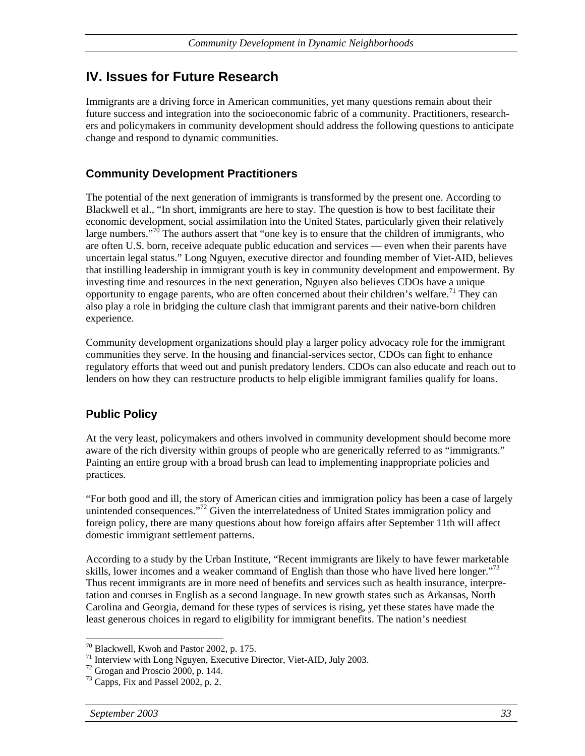## IV. Issues for Future Research

Immigrants are a driving force in American communities, yet many questions remain about their future success and integration into the socioeconomic fabric of a community. Practitioners, researchers and policymakers in community development should address the following questions to anticipate change and respond to dynamic communities.

### Community Development Practitioners

The potential of the next generation of immigrants is transformed by the present one. According to Blackwell et al., "In short, immigrants are here to stay. The question is how to best facilitate their economic development, social assimilation into the United States, particularly given their relatively large numbers."[70] The authors assert that "one key is to ensure that the children of immigrants, who are often U.S. born, receive adequate public education and services — even when their parents have uncertain legal status." Long Nguyen, executive director and founding member of Viet-AID, believes that instilling leadership in immigrant youth is key in community development and empowerment. By investing time and resources in the next generation, Nguyen also believes CDOs have a unique opportunity to engage parents, who are often concerned about their children's welfare.[71] They can also play a role in bridging the culture clash that immigrant parents and their native-born children experience.

Community development organizations should play a larger policy advocacy role for the immigrant communities they serve. In the housing and financial-services sector, CDOs can fight to enhance regulatory efforts that weed out and punish predatory lenders. CDOs can also educate and reach out to lenders on how they can restructure products to help eligible immigrant families qualify for loans.

### Public Policy

At the very least, policymakers and others involved in community development should become more aware of the rich diversity within groups of people who are generically referred to as "immigrants." Painting an entire group with a broad brush can lead to implementing inappropriate policies and practices.

"For both good and ill, the story of American cities and immigration policy has been a case of largely unintended consequences."[72] Given the interrelatedness of United States immigration policy and foreign policy, there are many questions about how foreign affairs after September 11th will affect domestic immigrant settlement patterns.

According to a study by the Urban Institute, "Recent immigrants are likely to have fewer marketable skills, lower incomes and a weaker command of English than those who have lived here longer."[73] Thus recent immigrants are in more need of benefits and services such as health insurance, interpretation and courses in English as a second language. In new growth states such as Arkansas, North Carolina and Georgia, demand for these types of services is rising, yet these states have made the least generous choices in regard to eligibility for immigrant benefits. The nation's neediest

---

[70] Blackwell, Kwoh and Pastor 2002, p. 175.

[71] Interview with Long Nguyen, Executive Director, Viet-AID, July 2003.

[72] Grogan and Proscio 2000, p. 144.

[73] Capps, Fix and Passel 2002, p. 2.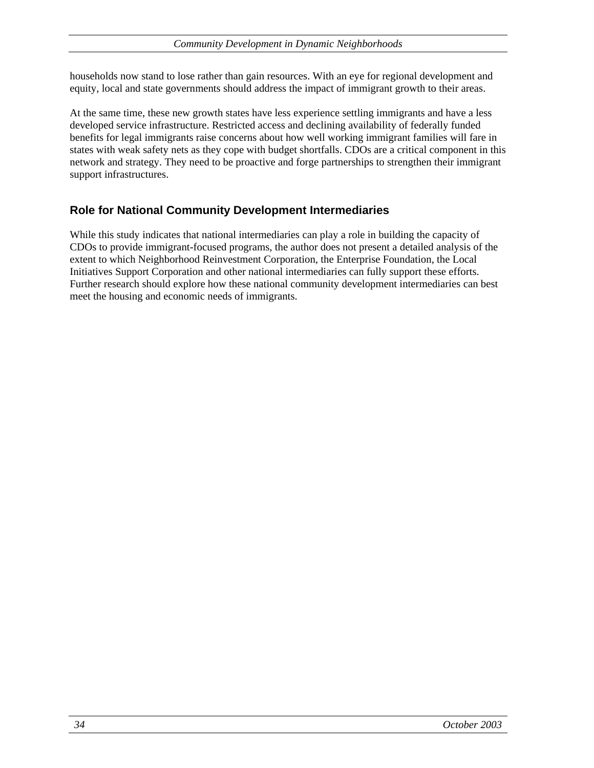households now stand to lose rather than gain resources. With an eye for regional development and equity, local and state governments should address the impact of immigrant growth to their areas.

At the same time, these new growth states have less experience settling immigrants and have a less developed service infrastructure. Restricted access and declining availability of federally funded benefits for legal immigrants raise concerns about how well working immigrant families will fare in states with weak safety nets as they cope with budget shortfalls. CDOs are a critical component in this network and strategy. They need to be proactive and forge partnerships to strengthen their immigrant support infrastructures.

## Role for National Community Development Intermediaries

While this study indicates that national intermediaries can play a role in building the capacity of CDOs to provide immigrant-focused programs, the author does not present a detailed analysis of the extent to which Neighborhood Reinvestment Corporation, the Enterprise Foundation, the Local Initiatives Support Corporation and other national intermediaries can fully support these efforts. Further research should explore how these national community development intermediaries can best meet the housing and economic needs of immigrants.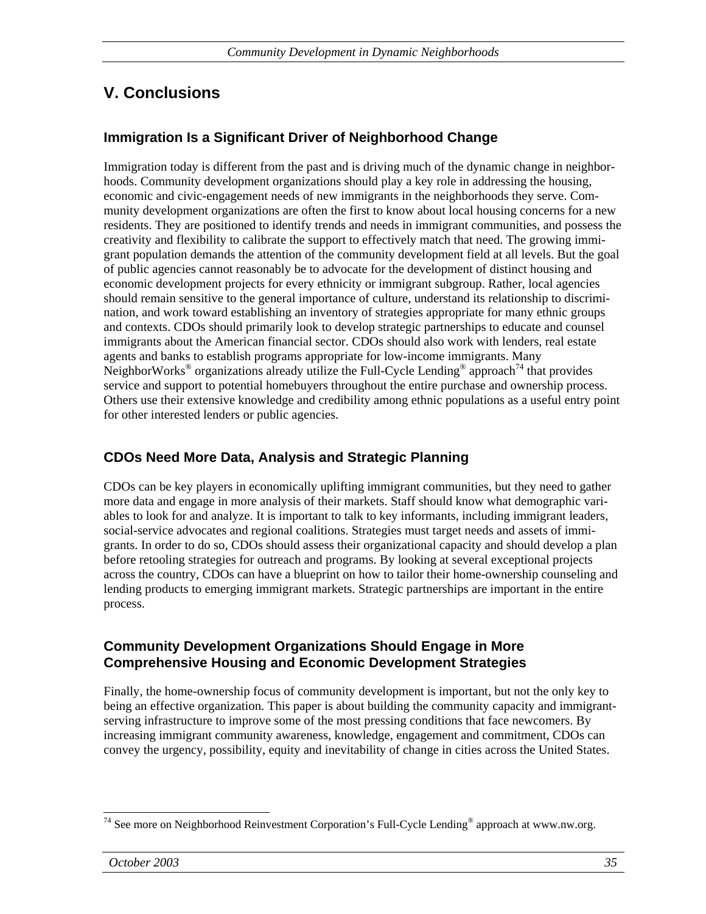# V. Conclusions

## Immigration Is a Significant Driver of Neighborhood Change

Immigration today is different from the past and is driving much of the dynamic change in neighborhoods. Community development organizations should play a key role in addressing the housing, economic and civic-engagement needs of new immigrants in the neighborhoods they serve. Community development organizations are often the first to know about local housing concerns for a new residents. They are positioned to identify trends and needs in immigrant communities, and possess the creativity and flexibility to calibrate the support to effectively match that need. The growing immigrant population demands the attention of the community development field at all levels. But the goal of public agencies cannot reasonably be to advocate for the development of distinct housing and economic development projects for every ethnicity or immigrant subgroup. Rather, local agencies should remain sensitive to the general importance of culture, understand its relationship to discrimination, and work toward establishing an inventory of strategies appropriate for many ethnic groups and contexts. CDOs should primarily look to develop strategic partnerships to educate and counsel immigrants about the American financial sector. CDOs should also work with lenders, real estate agents and banks to establish programs appropriate for low-income immigrants. Many NeighborWorks® organizations already utilize the Full-Cycle Lending® approach[74] that provides service and support to potential homebuyers throughout the entire purchase and ownership process. Others use their extensive knowledge and credibility among ethnic populations as a useful entry point for other interested lenders or public agencies.

## CDOs Need More Data, Analysis and Strategic Planning

CDOs can be key players in economically uplifting immigrant communities, but they need to gather more data and engage in more analysis of their markets. Staff should know what demographic variables to look for and analyze. It is important to talk to key informants, including immigrant leaders, social-service advocates and regional coalitions. Strategies must target needs and assets of immigrants. In order to do so, CDOs should assess their organizational capacity and should develop a plan before retooling strategies for outreach and programs. By looking at several exceptional projects across the country, CDOs can have a blueprint on how to tailor their home-ownership counseling and lending products to emerging immigrant markets. Strategic partnerships are important in the entire process.

## Community Development Organizations Should Engage in More Comprehensive Housing and Economic Development Strategies

Finally, the home-ownership focus of community development is important, but not the only key to being an effective organization. This paper is about building the community capacity and immigrant-serving infrastructure to improve some of the most pressing conditions that face newcomers. By increasing immigrant community awareness, knowledge, engagement and commitment, CDOs can convey the urgency, possibility, equity and inevitability of change in cities across the United States.

---

[74] See more on Neighborhood Reinvestment Corporation's Full-Cycle Lending® approach at www.nw.org.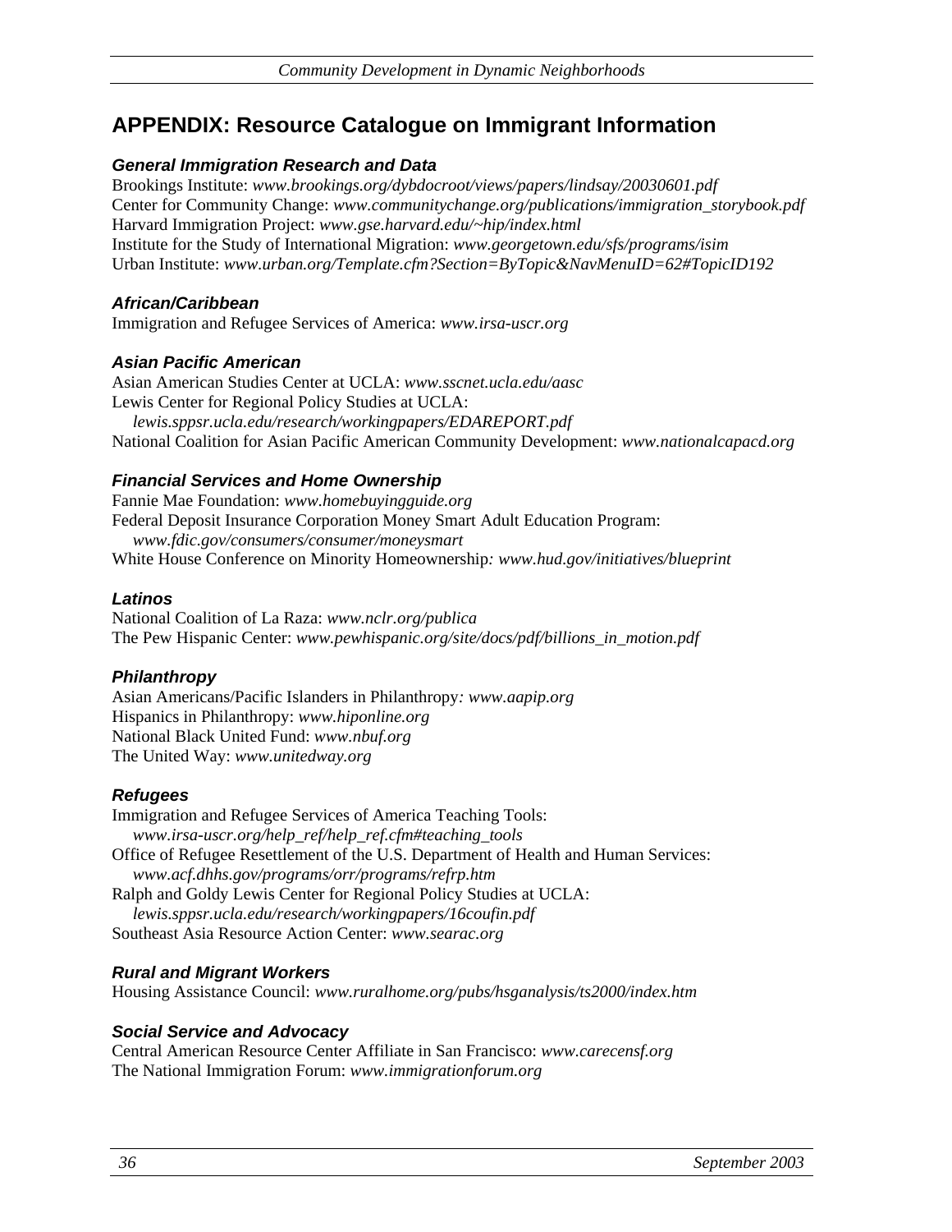# APPENDIX: Resource Catalogue on Immigrant Information

### *General Immigration Research and Data*

Brookings Institute: *www.brookings.org/dybdocroot/views/papers/lindsay/20030601.pdf*
Center for Community Change: *www.communitychange.org/publications/immigration_storybook.pdf*
Harvard Immigration Project: *www.gse.harvard.edu/~hip/index.html*
Institute for the Study of International Migration: *www.georgetown.edu/sfs/programs/isim*
Urban Institute: *www.urban.org/Template.cfm?Section=ByTopic&NavMenuID=62#TopicID192*

### *African/Caribbean*

Immigration and Refugee Services of America: *www.irsa-uscr.org*

### *Asian Pacific American*

Asian American Studies Center at UCLA: *www.sscnet.ucla.edu/aasc*
Lewis Center for Regional Policy Studies at UCLA:
*lewis.sppsr.ucla.edu/research/workingpapers/EDAREPORT.pdf*
National Coalition for Asian Pacific American Community Development: *www.nationalcapacd.org*

### *Financial Services and Home Ownership*

Fannie Mae Foundation: *www.homebuyingguide.org*
Federal Deposit Insurance Corporation Money Smart Adult Education Program:
*www.fdic.gov/consumers/consumer/moneysmart*
White House Conference on Minority Homeownership*: www.hud.gov/initiatives/blueprint*

### *Latinos*

National Coalition of La Raza: *www.nclr.org/publica*
The Pew Hispanic Center: *www.pewhispanic.org/site/docs/pdf/billions_in_motion.pdf*

### *Philanthropy*

Asian Americans/Pacific Islanders in Philanthropy*: www.aapip.org*
Hispanics in Philanthropy: *www.hiponline.org*
National Black United Fund: *www.nbuf.org*
The United Way: *www.unitedway.org*

### *Refugees*

Immigration and Refugee Services of America Teaching Tools:
*www.irsa-uscr.org/help_ref/help_ref.cfm#teaching_tools*
Office of Refugee Resettlement of the U.S. Department of Health and Human Services:
*www.acf.dhhs.gov/programs/orr/programs/refrp.htm*
Ralph and Goldy Lewis Center for Regional Policy Studies at UCLA:
*lewis.sppsr.ucla.edu/research/workingpapers/16coufin.pdf*
Southeast Asia Resource Action Center: *www.searac.org*

### *Rural and Migrant Workers*

Housing Assistance Council: *www.ruralhome.org/pubs/hsganalysis/ts2000/index.htm*

### *Social Service and Advocacy*

Central American Resource Center Affiliate in San Francisco: *www.carecensf.org*
The National Immigration Forum: *www.immigrationforum.org*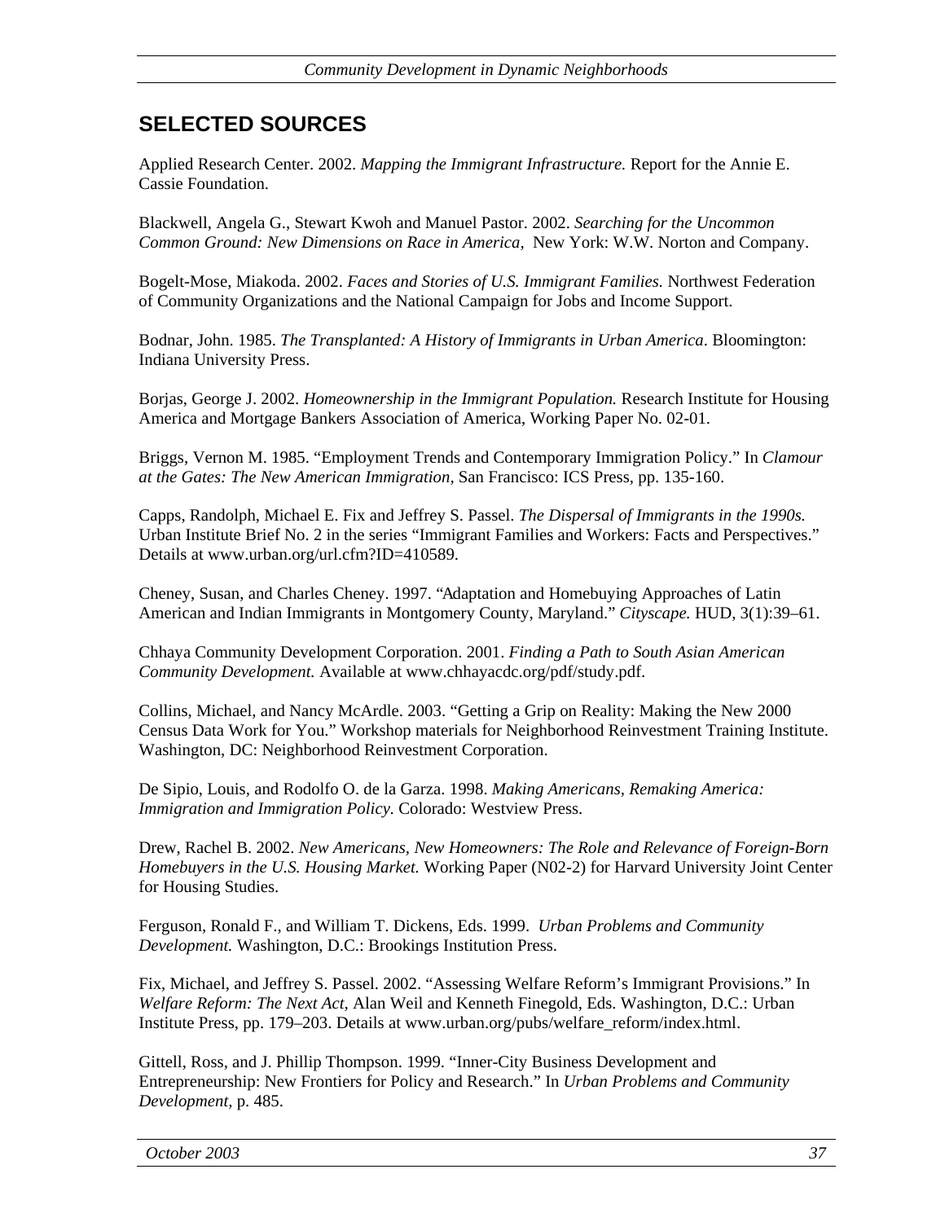## SELECTED SOURCES

Applied Research Center. 2002. *Mapping the Immigrant Infrastructure.* Report for the Annie E. Cassie Foundation.

Blackwell, Angela G., Stewart Kwoh and Manuel Pastor. 2002. *Searching for the Uncommon Common Ground: New Dimensions on Race in America,* New York: W.W. Norton and Company.

Bogelt-Mose, Miakoda. 2002. *Faces and Stories of U.S. Immigrant Families.* Northwest Federation of Community Organizations and the National Campaign for Jobs and Income Support.

Bodnar, John. 1985. *The Transplanted: A History of Immigrants in Urban America*. Bloomington: Indiana University Press.

Borjas, George J. 2002. *Homeownership in the Immigrant Population.* Research Institute for Housing America and Mortgage Bankers Association of America, Working Paper No. 02-01.

Briggs, Vernon M. 1985. "Employment Trends and Contemporary Immigration Policy." In *Clamour at the Gates: The New American Immigration,* San Francisco: ICS Press, pp. 135-160.

Capps, Randolph, Michael E. Fix and Jeffrey S. Passel. *The Dispersal of Immigrants in the 1990s.* Urban Institute Brief No. 2 in the series "Immigrant Families and Workers: Facts and Perspectives." Details at www.urban.org/url.cfm?ID=410589.

Cheney, Susan, and Charles Cheney. 1997. "Adaptation and Homebuying Approaches of Latin American and Indian Immigrants in Montgomery County, Maryland." *Cityscape.* HUD, 3(1):39–61.

Chhaya Community Development Corporation. 2001. *Finding a Path to South Asian American Community Development.* Available at www.chhayacdc.org/pdf/study.pdf.

Collins, Michael, and Nancy McArdle. 2003. "Getting a Grip on Reality: Making the New 2000 Census Data Work for You." Workshop materials for Neighborhood Reinvestment Training Institute. Washington, DC: Neighborhood Reinvestment Corporation.

De Sipio, Louis, and Rodolfo O. de la Garza. 1998. *Making Americans, Remaking America: Immigration and Immigration Policy.* Colorado: Westview Press.

Drew, Rachel B. 2002. *New Americans, New Homeowners: The Role and Relevance of Foreign-Born Homebuyers in the U.S. Housing Market.* Working Paper (N02-2) for Harvard University Joint Center for Housing Studies.

Ferguson, Ronald F., and William T. Dickens, Eds. 1999. *Urban Problems and Community Development.* Washington, D.C.: Brookings Institution Press.

Fix, Michael, and Jeffrey S. Passel. 2002. "Assessing Welfare Reform's Immigrant Provisions." In *Welfare Reform: The Next Act,* Alan Weil and Kenneth Finegold, Eds. Washington, D.C.: Urban Institute Press, pp. 179–203. Details at www.urban.org/pubs/welfare_reform/index.html.

Gittell, Ross, and J. Phillip Thompson. 1999. "Inner-City Business Development and Entrepreneurship: New Frontiers for Policy and Research." In *Urban Problems and Community Development,* p. 485.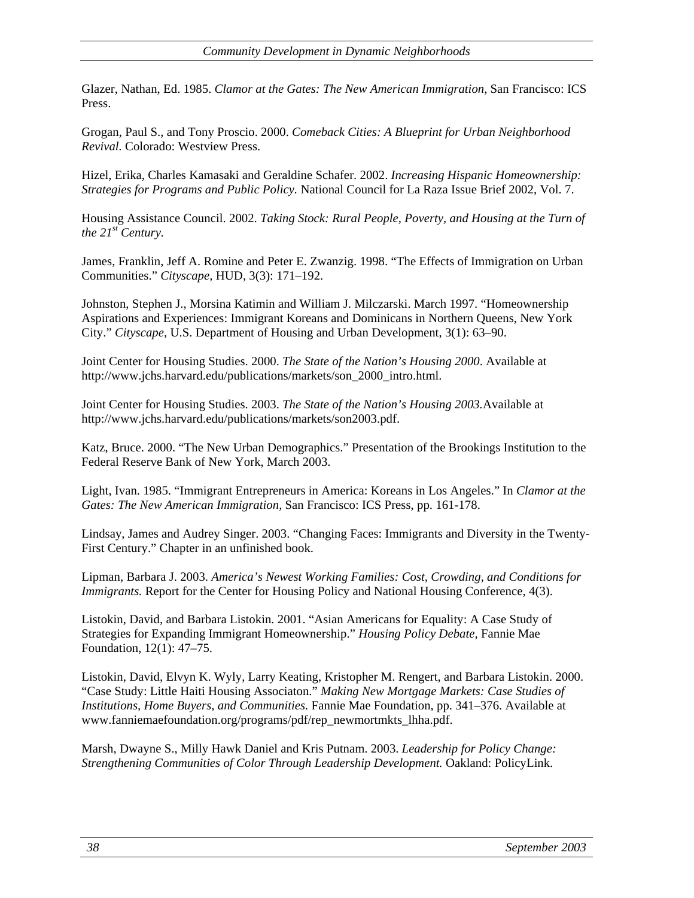Glazer, Nathan, Ed. 1985. *Clamor at the Gates: The New American Immigration,* San Francisco: ICS Press.

Grogan, Paul S., and Tony Proscio. 2000. *Comeback Cities: A Blueprint for Urban Neighborhood Revival.* Colorado: Westview Press.

Hizel, Erika, Charles Kamasaki and Geraldine Schafer. 2002. *Increasing Hispanic Homeownership: Strategies for Programs and Public Policy.* National Council for La Raza Issue Brief 2002, Vol. 7.

Housing Assistance Council. 2002. *Taking Stock: Rural People, Poverty, and Housing at the Turn of the 21st Century.*

James, Franklin, Jeff A. Romine and Peter E. Zwanzig. 1998. "The Effects of Immigration on Urban Communities." *Cityscape,* HUD, 3(3): 171–192.

Johnston, Stephen J., Morsina Katimin and William J. Milczarski. March 1997. "Homeownership Aspirations and Experiences: Immigrant Koreans and Dominicans in Northern Queens, New York City." *Cityscape*, U.S. Department of Housing and Urban Development, 3(1): 63–90.

Joint Center for Housing Studies. 2000. *The State of the Nation's Housing 2000*. Available at http://www.jchs.harvard.edu/publications/markets/son_2000_intro.html.

Joint Center for Housing Studies. 2003. *The State of the Nation's Housing 2003*.Available at http://www.jchs.harvard.edu/publications/markets/son2003.pdf.

Katz, Bruce. 2000. "The New Urban Demographics." Presentation of the Brookings Institution to the Federal Reserve Bank of New York, March 2003.

Light, Ivan. 1985. "Immigrant Entrepreneurs in America: Koreans in Los Angeles." In *Clamor at the Gates: The New American Immigration,* San Francisco: ICS Press, pp. 161-178.

Lindsay, James and Audrey Singer. 2003. "Changing Faces: Immigrants and Diversity in the Twenty-First Century." Chapter in an unfinished book.

Lipman, Barbara J. 2003. *America's Newest Working Families: Cost, Crowding, and Conditions for Immigrants.* Report for the Center for Housing Policy and National Housing Conference, 4(3).

Listokin, David, and Barbara Listokin. 2001. "Asian Americans for Equality: A Case Study of Strategies for Expanding Immigrant Homeownership." *Housing Policy Debate,* Fannie Mae Foundation, 12(1): 47–75.

Listokin, David, Elvyn K. Wyly, Larry Keating, Kristopher M. Rengert, and Barbara Listokin. 2000. "Case Study: Little Haiti Housing Associaton." *Making New Mortgage Markets: Case Studies of Institutions, Home Buyers, and Communities.* Fannie Mae Foundation, pp. 341–376. Available at www.fanniemaefoundation.org/programs/pdf/rep_newmortmkts_lhha.pdf.

Marsh, Dwayne S., Milly Hawk Daniel and Kris Putnam. 2003. *Leadership for Policy Change: Strengthening Communities of Color Through Leadership Development.* Oakland: PolicyLink.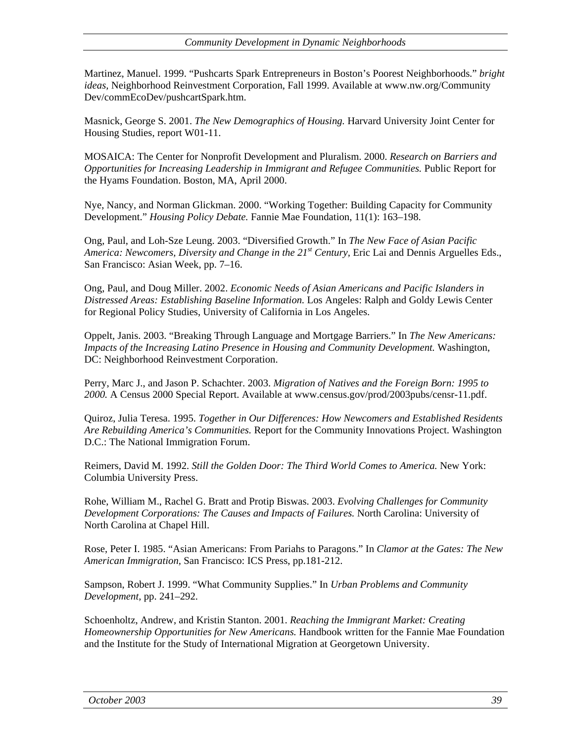Martinez, Manuel. 1999. "Pushcarts Spark Entrepreneurs in Boston's Poorest Neighborhoods." *bright ideas,* Neighborhood Reinvestment Corporation, Fall 1999. Available at www.nw.org/Community Dev/commEcoDev/pushcartSpark.htm.

Masnick, George S. 2001. *The New Demographics of Housing.* Harvard University Joint Center for Housing Studies, report W01-11.

MOSAICA: The Center for Nonprofit Development and Pluralism. 2000. *Research on Barriers and Opportunities for Increasing Leadership in Immigrant and Refugee Communities.* Public Report for the Hyams Foundation. Boston, MA, April 2000.

Nye, Nancy, and Norman Glickman. 2000. "Working Together: Building Capacity for Community Development." *Housing Policy Debate.* Fannie Mae Foundation, 11(1): 163–198.

Ong, Paul, and Loh-Sze Leung. 2003. "Diversified Growth." In *The New Face of Asian Pacific America: Newcomers, Diversity and Change in the 21st Century,* Eric Lai and Dennis Arguelles Eds., San Francisco: Asian Week, pp. 7–16.

Ong, Paul, and Doug Miller. 2002. *Economic Needs of Asian Americans and Pacific Islanders in Distressed Areas: Establishing Baseline Information.* Los Angeles: Ralph and Goldy Lewis Center for Regional Policy Studies, University of California in Los Angeles.

Oppelt, Janis. 2003. "Breaking Through Language and Mortgage Barriers." In *The New Americans: Impacts of the Increasing Latino Presence in Housing and Community Development.* Washington, DC: Neighborhood Reinvestment Corporation.

Perry, Marc J., and Jason P. Schachter. 2003. *Migration of Natives and the Foreign Born: 1995 to 2000.* A Census 2000 Special Report. Available at www.census.gov/prod/2003pubs/censr-11.pdf.

Quiroz, Julia Teresa. 1995. *Together in Our Differences: How Newcomers and Established Residents Are Rebuilding America's Communities.* Report for the Community Innovations Project. Washington D.C.: The National Immigration Forum.

Reimers, David M. 1992. *Still the Golden Door: The Third World Comes to America.* New York: Columbia University Press.

Rohe, William M., Rachel G. Bratt and Protip Biswas. 2003. *Evolving Challenges for Community Development Corporations: The Causes and Impacts of Failures.* North Carolina: University of North Carolina at Chapel Hill.

Rose, Peter I. 1985. "Asian Americans: From Pariahs to Paragons." In *Clamor at the Gates: The New American Immigration,* San Francisco: ICS Press, pp.181-212.

Sampson, Robert J. 1999. "What Community Supplies." In *Urban Problems and Community Development,* pp. 241–292.

Schoenholtz, Andrew, and Kristin Stanton. 2001. *Reaching the Immigrant Market: Creating Homeownership Opportunities for New Americans.* Handbook written for the Fannie Mae Foundation and the Institute for the Study of International Migration at Georgetown University.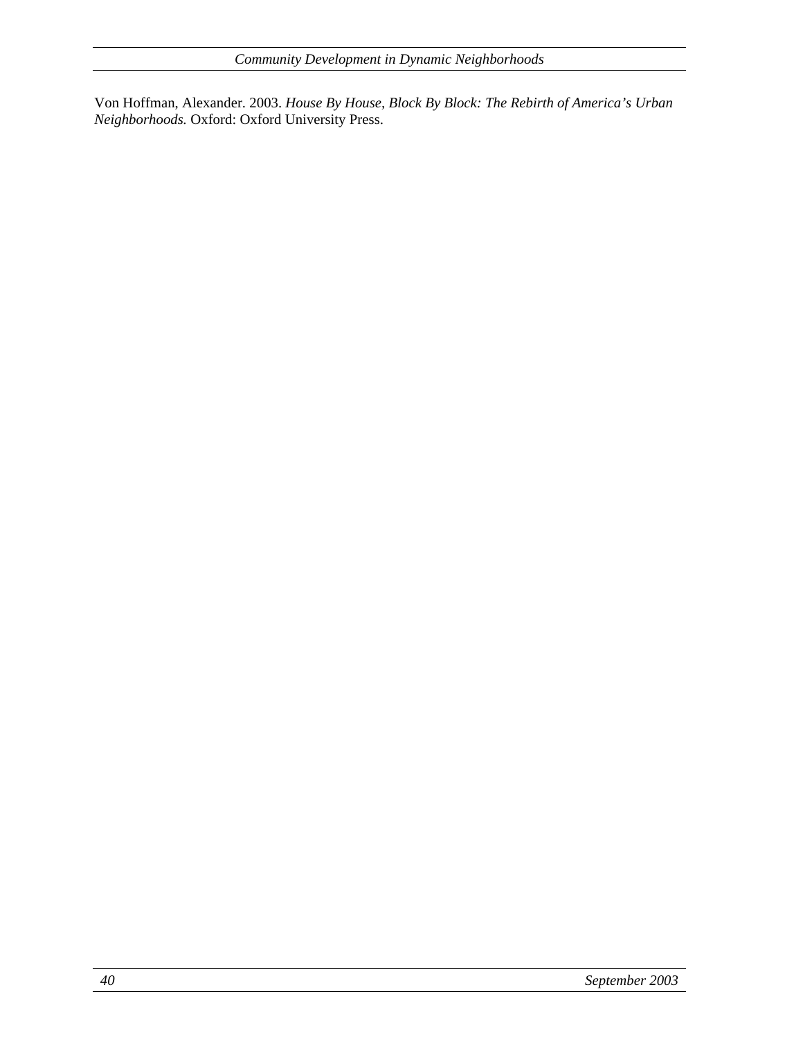Von Hoffman, Alexander. 2003. *House By House, Block By Block: The Rebirth of America's Urban Neighborhoods.* Oxford: Oxford University Press.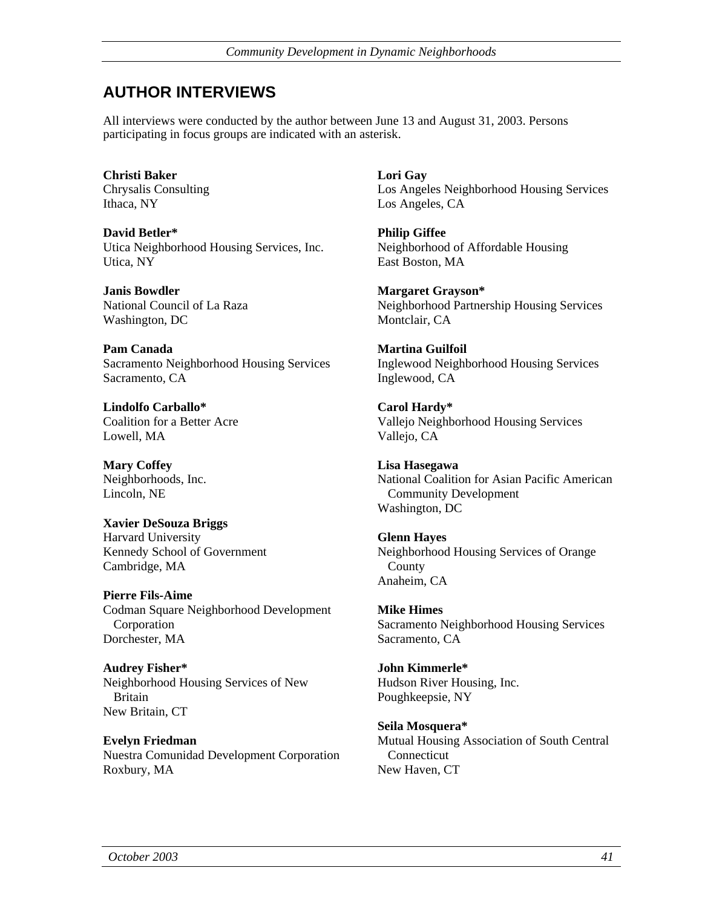## AUTHOR INTERVIEWS

All interviews were conducted by the author between June 13 and August 31, 2003. Persons participating in focus groups are indicated with an asterisk.

**Christi Baker**
Chrysalis Consulting
Ithaca, NY

**David Betler***
Utica Neighborhood Housing Services, Inc.
Utica, NY

**Janis Bowdler**
National Council of La Raza
Washington, DC

**Pam Canada**
Sacramento Neighborhood Housing Services
Sacramento, CA

**Lindolfo Carballo***
Coalition for a Better Acre
Lowell, MA

**Mary Coffey**
Neighborhoods, Inc.
Lincoln, NE

**Xavier DeSouza Briggs**
Harvard University
Kennedy School of Government
Cambridge, MA

**Pierre Fils-Aime**
Codman Square Neighborhood Development Corporation
Dorchester, MA

**Audrey Fisher***
Neighborhood Housing Services of New Britain
New Britain, CT

**Evelyn Friedman**
Nuestra Comunidad Development Corporation
Roxbury, MA

**Lori Gay**
Los Angeles Neighborhood Housing Services
Los Angeles, CA

**Philip Giffee**
Neighborhood of Affordable Housing
East Boston, MA

**Margaret Grayson***
Neighborhood Partnership Housing Services
Montclair, CA

**Martina Guilfoil**
Inglewood Neighborhood Housing Services
Inglewood, CA

**Carol Hardy***
Vallejo Neighborhood Housing Services
Vallejo, CA

**Lisa Hasegawa**
National Coalition for Asian Pacific American Community Development
Washington, DC

**Glenn Hayes**
Neighborhood Housing Services of Orange County
Anaheim, CA

**Mike Himes**
Sacramento Neighborhood Housing Services
Sacramento, CA

**John Kimmerle***
Hudson River Housing, Inc.
Poughkeepsie, NY

**Seila Mosquera***
Mutual Housing Association of South Central Connecticut
New Haven, CT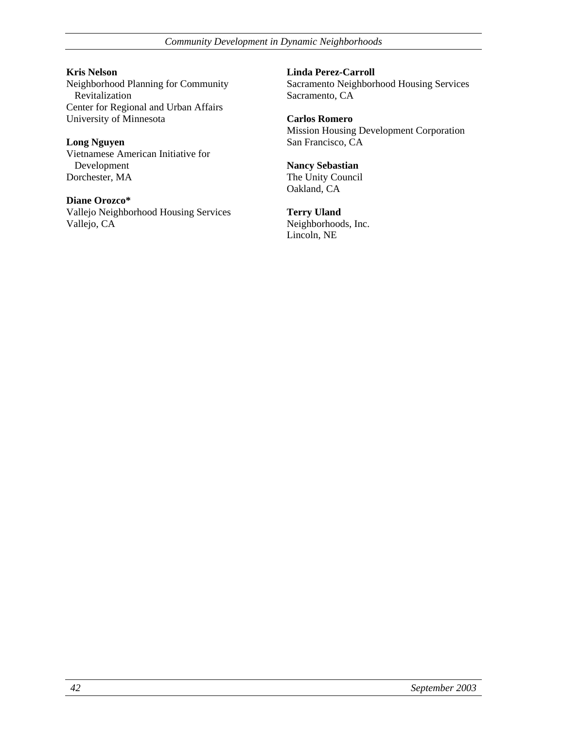**Kris Nelson**
Neighborhood Planning for Community Revitalization
Center for Regional and Urban Affairs
University of Minnesota

**Long Nguyen**
Vietnamese American Initiative for Development
Dorchester, MA

**Diane Orozco***
Vallejo Neighborhood Housing Services
Vallejo, CA

**Linda Perez-Carroll**
Sacramento Neighborhood Housing Services
Sacramento, CA

**Carlos Romero**
Mission Housing Development Corporation
San Francisco, CA

**Nancy Sebastian**
The Unity Council
Oakland, CA

**Terry Uland**
Neighborhoods, Inc.
Lincoln, NE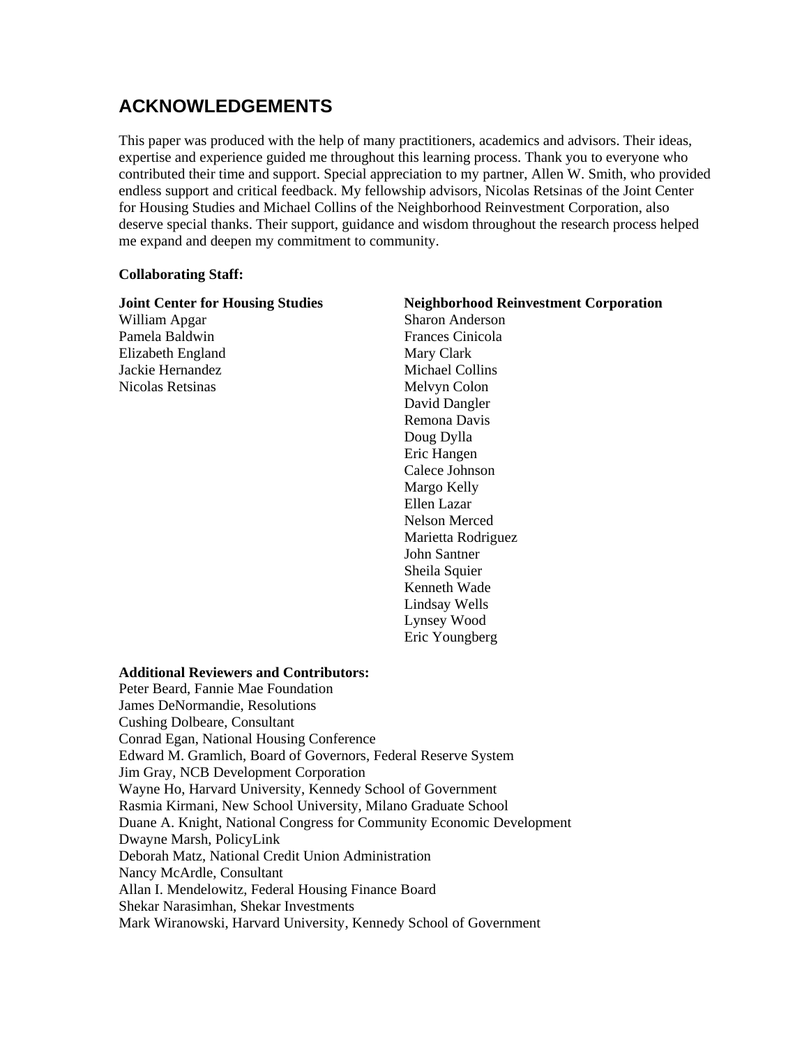## ACKNOWLEDGEMENTS

This paper was produced with the help of many practitioners, academics and advisors. Their ideas, expertise and experience guided me throughout this learning process. Thank you to everyone who contributed their time and support. Special appreciation to my partner, Allen W. Smith, who provided endless support and critical feedback. My fellowship advisors, Nicolas Retsinas of the Joint Center for Housing Studies and Michael Collins of the Neighborhood Reinvestment Corporation, also deserve special thanks. Their support, guidance and wisdom throughout the research process helped me expand and deepen my commitment to community.

**Collaborating Staff:**

**Joint Center for Housing Studies**
William Apgar
Pamela Baldwin
Elizabeth England
Jackie Hernandez
Nicolas Retsinas

**Neighborhood Reinvestment Corporation**
Sharon Anderson
Frances Cinicola
Mary Clark
Michael Collins
Melvyn Colon
David Dangler
Remona Davis
Doug Dylla
Eric Hangen
Calece Johnson
Margo Kelly
Ellen Lazar
Nelson Merced
Marietta Rodriguez
John Santner
Sheila Squier
Kenneth Wade
Lindsay Wells
Lynsey Wood
Eric Youngberg

**Additional Reviewers and Contributors:**
Peter Beard, Fannie Mae Foundation
James DeNormandie, Resolutions
Cushing Dolbeare, Consultant
Conrad Egan, National Housing Conference
Edward M. Gramlich, Board of Governors, Federal Reserve System
Jim Gray, NCB Development Corporation
Wayne Ho, Harvard University, Kennedy School of Government
Rasmia Kirmani, New School University, Milano Graduate School
Duane A. Knight, National Congress for Community Economic Development
Dwayne Marsh, PolicyLink
Deborah Matz, National Credit Union Administration
Nancy McArdle, Consultant
Allan I. Mendelowitz, Federal Housing Finance Board
Shekar Narasimhan, Shekar Investments
Mark Wiranowski, Harvard University, Kennedy School of Government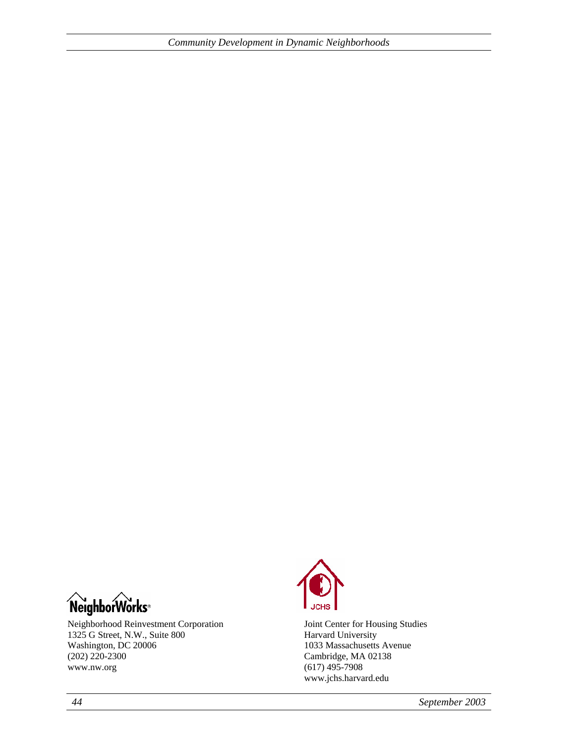NeighborWorks®

Neighborhood Reinvestment Corporation
1325 G Street, N.W., Suite 800
Washington, DC 20006
(202) 220-2300
www.nw.org

JCHS

Joint Center for Housing Studies
Harvard University
1033 Massachusetts Avenue
Cambridge, MA 02138
(617) 495-7908
www.jchs.harvard.edu